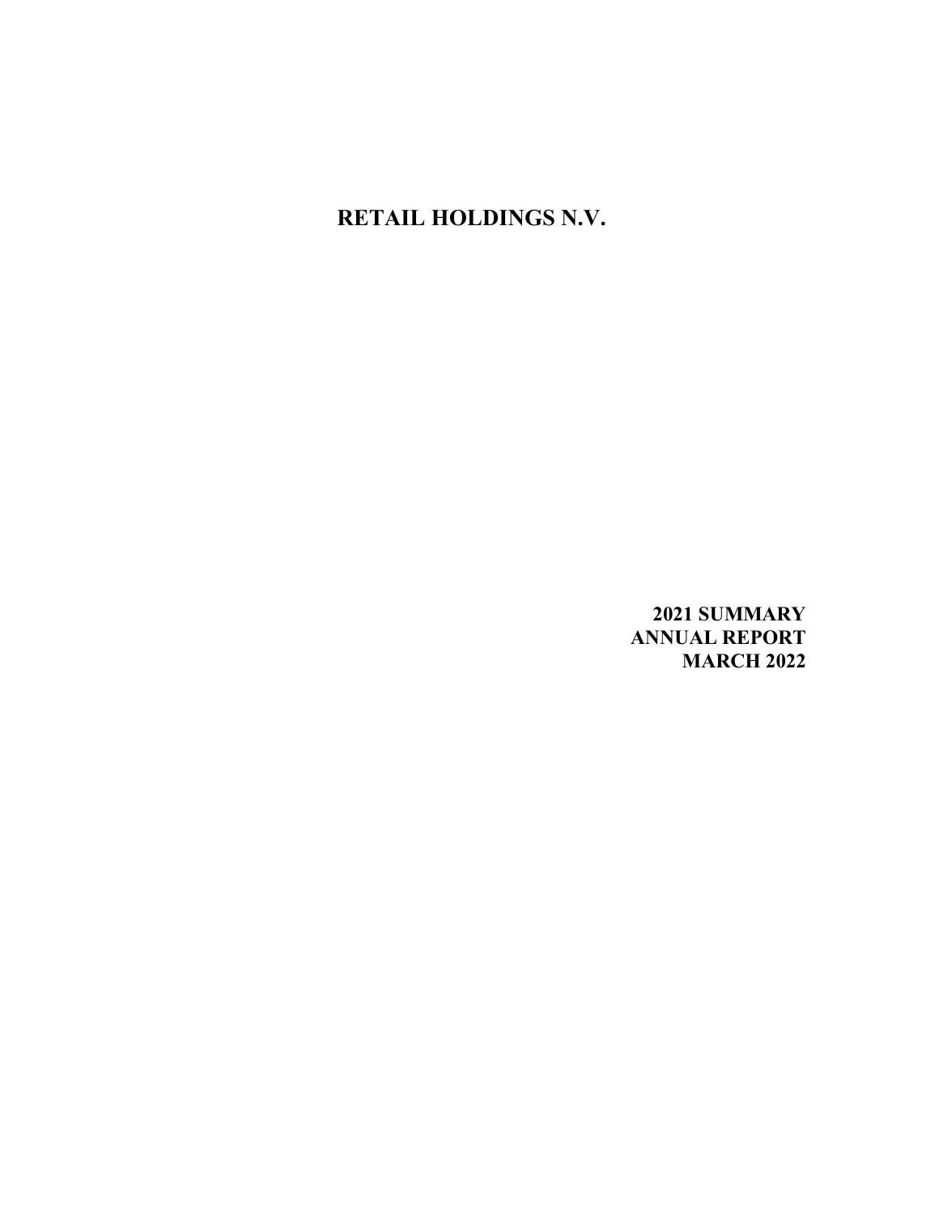# RETAIL HOLDINGS N.V.

**2021 SUMMARY**
**ANNUAL REPORT**
**MARCH 2022**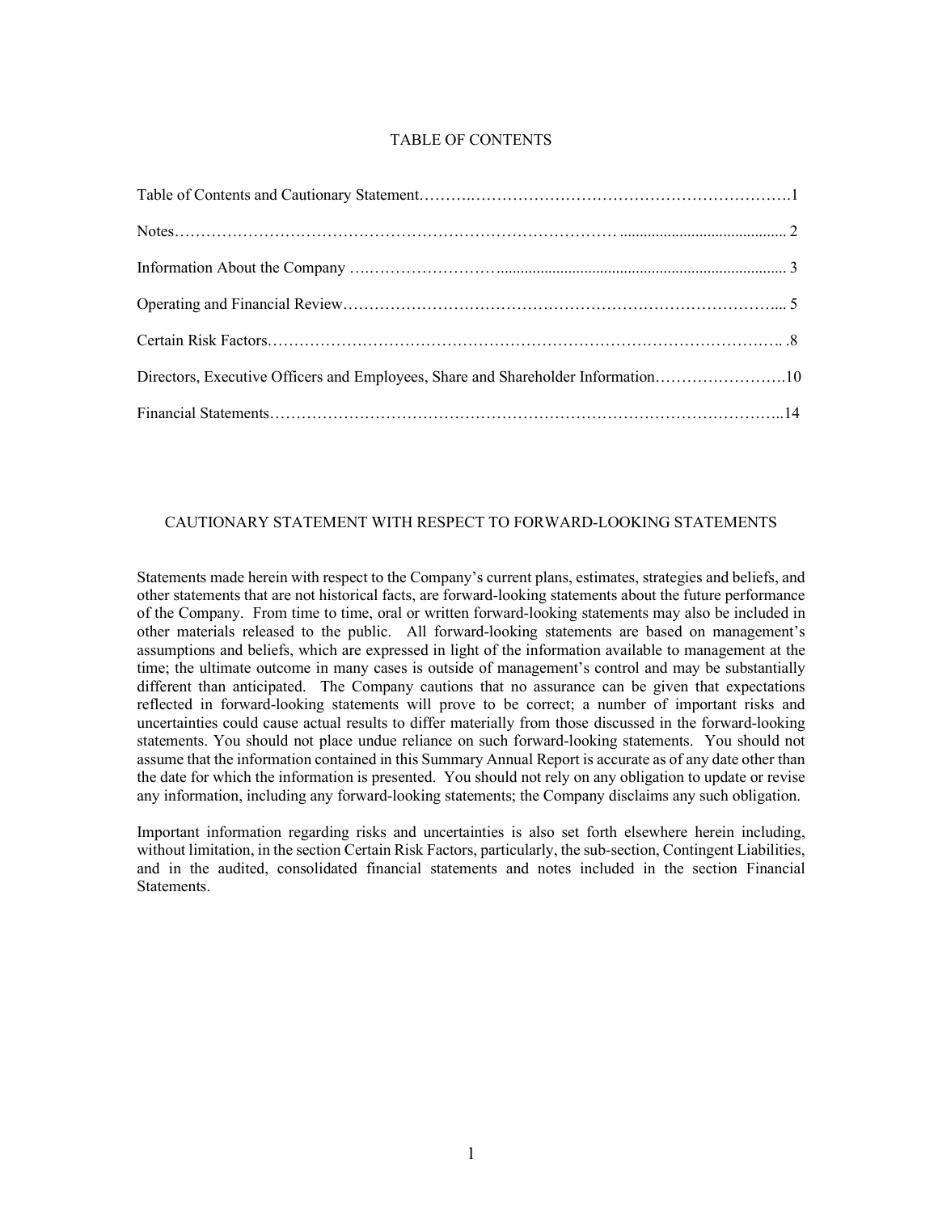## TABLE OF CONTENTS

| | |
|---|---|
| Table of Contents and Cautionary Statement | 1 |
| Notes | 2 |
| Information About the Company | 3 |
| Operating and Financial Review | 5 |
| Certain Risk Factors | 8 |
| Directors, Executive Officers and Employees, Share and Shareholder Information | 10 |
| Financial Statements | 14 |

## CAUTIONARY STATEMENT WITH RESPECT TO FORWARD-LOOKING STATEMENTS

Statements made herein with respect to the Company's current plans, estimates, strategies and beliefs, and other statements that are not historical facts, are forward-looking statements about the future performance of the Company. From time to time, oral or written forward-looking statements may also be included in other materials released to the public. All forward-looking statements are based on management's assumptions and beliefs, which are expressed in light of the information available to management at the time; the ultimate outcome in many cases is outside of management's control and may be substantially different than anticipated. The Company cautions that no assurance can be given that expectations reflected in forward-looking statements will prove to be correct; a number of important risks and uncertainties could cause actual results to differ materially from those discussed in the forward-looking statements. You should not place undue reliance on such forward-looking statements. You should not assume that the information contained in this Summary Annual Report is accurate as of any date other than the date for which the information is presented. You should not rely on any obligation to update or revise any information, including any forward-looking statements; the Company disclaims any such obligation.

Important information regarding risks and uncertainties is also set forth elsewhere herein including, without limitation, in the section Certain Risk Factors, particularly, the sub-section, Contingent Liabilities, and in the audited, consolidated financial statements and notes included in the section Financial Statements.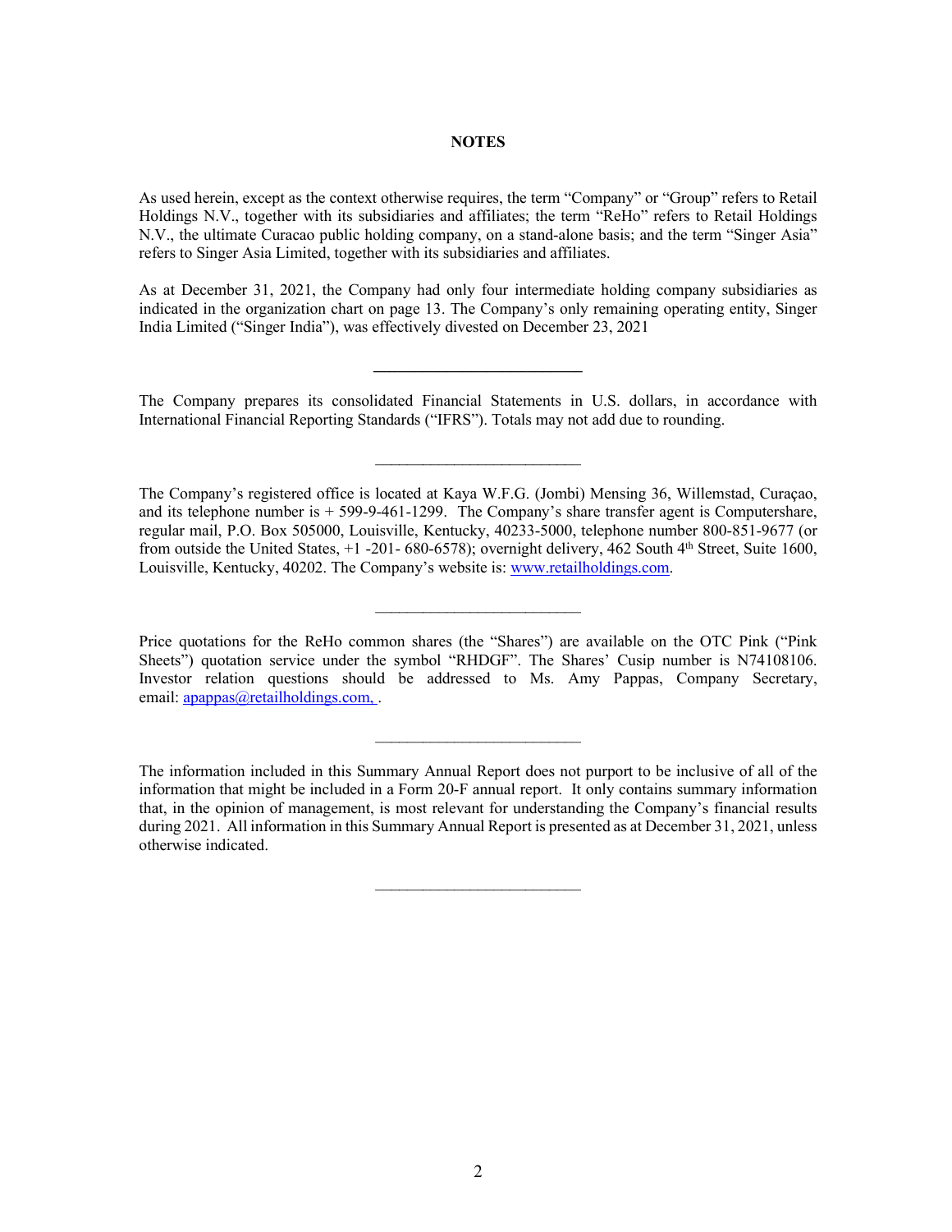# NOTES

As used herein, except as the context otherwise requires, the term "Company" or "Group" refers to Retail Holdings N.V., together with its subsidiaries and affiliates; the term "ReHo" refers to Retail Holdings N.V., the ultimate Curacao public holding company, on a stand-alone basis; and the term "Singer Asia" refers to Singer Asia Limited, together with its subsidiaries and affiliates.

As at December 31, 2021, the Company had only four intermediate holding company subsidiaries as indicated in the organization chart on page 13. The Company's only remaining operating entity, Singer India Limited ("Singer India"), was effectively divested on December 23, 2021

---

The Company prepares its consolidated Financial Statements in U.S. dollars, in accordance with International Financial Reporting Standards ("IFRS"). Totals may not add due to rounding.

---

The Company's registered office is located at Kaya W.F.G. (Jombi) Mensing 36, Willemstad, Curaçao, and its telephone number is + 599-9-461-1299. The Company's share transfer agent is Computershare, regular mail, P.O. Box 505000, Louisville, Kentucky, 40233-5000, telephone number 800-851-9677 (or from outside the United States, +1 -201- 680-6578); overnight delivery, 462 South 4th Street, Suite 1600, Louisville, Kentucky, 40202. The Company's website is: www.retailholdings.com.

---

Price quotations for the ReHo common shares (the "Shares") are available on the OTC Pink ("Pink Sheets") quotation service under the symbol "RHDGF". The Shares' Cusip number is N74108106. Investor relation questions should be addressed to Ms. Amy Pappas, Company Secretary, email: apappas@retailholdings.com, .

---

The information included in this Summary Annual Report does not purport to be inclusive of all of the information that might be included in a Form 20-F annual report. It only contains summary information that, in the opinion of management, is most relevant for understanding the Company's financial results during 2021. All information in this Summary Annual Report is presented as at December 31, 2021, unless otherwise indicated.

---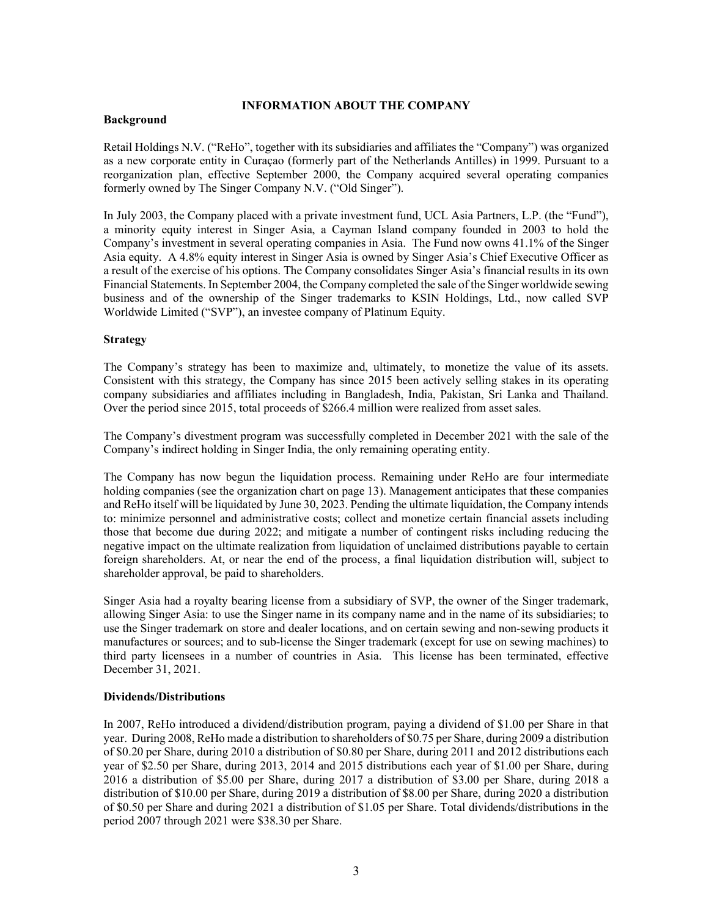## INFORMATION ABOUT THE COMPANY

### Background

Retail Holdings N.V. ("ReHo", together with its subsidiaries and affiliates the "Company") was organized as a new corporate entity in Curaçao (formerly part of the Netherlands Antilles) in 1999. Pursuant to a reorganization plan, effective September 2000, the Company acquired several operating companies formerly owned by The Singer Company N.V. ("Old Singer").

In July 2003, the Company placed with a private investment fund, UCL Asia Partners, L.P. (the "Fund"), a minority equity interest in Singer Asia, a Cayman Island company founded in 2003 to hold the Company's investment in several operating companies in Asia. The Fund now owns 41.1% of the Singer Asia equity. A 4.8% equity interest in Singer Asia is owned by Singer Asia's Chief Executive Officer as a result of the exercise of his options. The Company consolidates Singer Asia's financial results in its own Financial Statements. In September 2004, the Company completed the sale of the Singer worldwide sewing business and of the ownership of the Singer trademarks to KSIN Holdings, Ltd., now called SVP Worldwide Limited ("SVP"), an investee company of Platinum Equity.

### Strategy

The Company's strategy has been to maximize and, ultimately, to monetize the value of its assets. Consistent with this strategy, the Company has since 2015 been actively selling stakes in its operating company subsidiaries and affiliates including in Bangladesh, India, Pakistan, Sri Lanka and Thailand. Over the period since 2015, total proceeds of $266.4 million were realized from asset sales.

The Company's divestment program was successfully completed in December 2021 with the sale of the Company's indirect holding in Singer India, the only remaining operating entity.

The Company has now begun the liquidation process. Remaining under ReHo are four intermediate holding companies (see the organization chart on page 13). Management anticipates that these companies and ReHo itself will be liquidated by June 30, 2023. Pending the ultimate liquidation, the Company intends to: minimize personnel and administrative costs; collect and monetize certain financial assets including those that become due during 2022; and mitigate a number of contingent risks including reducing the negative impact on the ultimate realization from liquidation of unclaimed distributions payable to certain foreign shareholders. At, or near the end of the process, a final liquidation distribution will, subject to shareholder approval, be paid to shareholders.

Singer Asia had a royalty bearing license from a subsidiary of SVP, the owner of the Singer trademark, allowing Singer Asia: to use the Singer name in its company name and in the name of its subsidiaries; to use the Singer trademark on store and dealer locations, and on certain sewing and non-sewing products it manufactures or sources; and to sub-license the Singer trademark (except for use on sewing machines) to third party licensees in a number of countries in Asia. This license has been terminated, effective December 31, 2021.

### Dividends/Distributions

In 2007, ReHo introduced a dividend/distribution program, paying a dividend of $1.00 per Share in that year. During 2008, ReHo made a distribution to shareholders of $0.75 per Share, during 2009 a distribution of $0.20 per Share, during 2010 a distribution of $0.80 per Share, during 2011 and 2012 distributions each year of $2.50 per Share, during 2013, 2014 and 2015 distributions each year of $1.00 per Share, during 2016 a distribution of $5.00 per Share, during 2017 a distribution of $3.00 per Share, during 2018 a distribution of $10.00 per Share, during 2019 a distribution of $8.00 per Share, during 2020 a distribution of $0.50 per Share and during 2021 a distribution of $1.05 per Share. Total dividends/distributions in the period 2007 through 2021 were $38.30 per Share.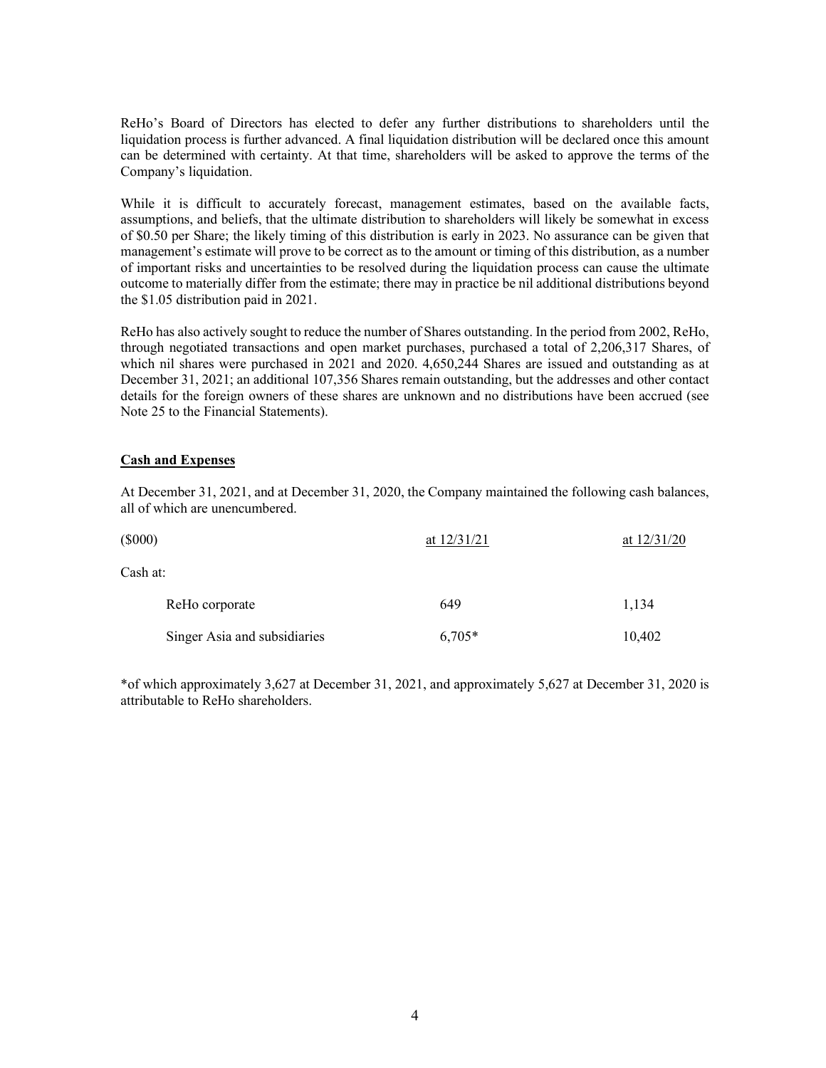ReHo's Board of Directors has elected to defer any further distributions to shareholders until the liquidation process is further advanced. A final liquidation distribution will be declared once this amount can be determined with certainty. At that time, shareholders will be asked to approve the terms of the Company's liquidation.

While it is difficult to accurately forecast, management estimates, based on the available facts, assumptions, and beliefs, that the ultimate distribution to shareholders will likely be somewhat in excess of $0.50 per Share; the likely timing of this distribution is early in 2023. No assurance can be given that management's estimate will prove to be correct as to the amount or timing of this distribution, as a number of important risks and uncertainties to be resolved during the liquidation process can cause the ultimate outcome to materially differ from the estimate; there may in practice be nil additional distributions beyond the $1.05 distribution paid in 2021.

ReHo has also actively sought to reduce the number of Shares outstanding. In the period from 2002, ReHo, through negotiated transactions and open market purchases, purchased a total of 2,206,317 Shares, of which nil shares were purchased in 2021 and 2020. 4,650,244 Shares are issued and outstanding as at December 31, 2021; an additional 107,356 Shares remain outstanding, but the addresses and other contact details for the foreign owners of these shares are unknown and no distributions have been accrued (see Note 25 to the Financial Statements).

**Cash and Expenses**

At December 31, 2021, and at December 31, 2020, the Company maintained the following cash balances, all of which are unencumbered.

| ($000) | at 12/31/21 | at 12/31/20 |
|---|---|---|
| Cash at: | | |
| ReHo corporate | 649 | 1,134 |
| Singer Asia and subsidiaries | 6,705* | 10,402 |

*of which approximately 3,627 at December 31, 2021, and approximately 5,627 at December 31, 2020 is attributable to ReHo shareholders.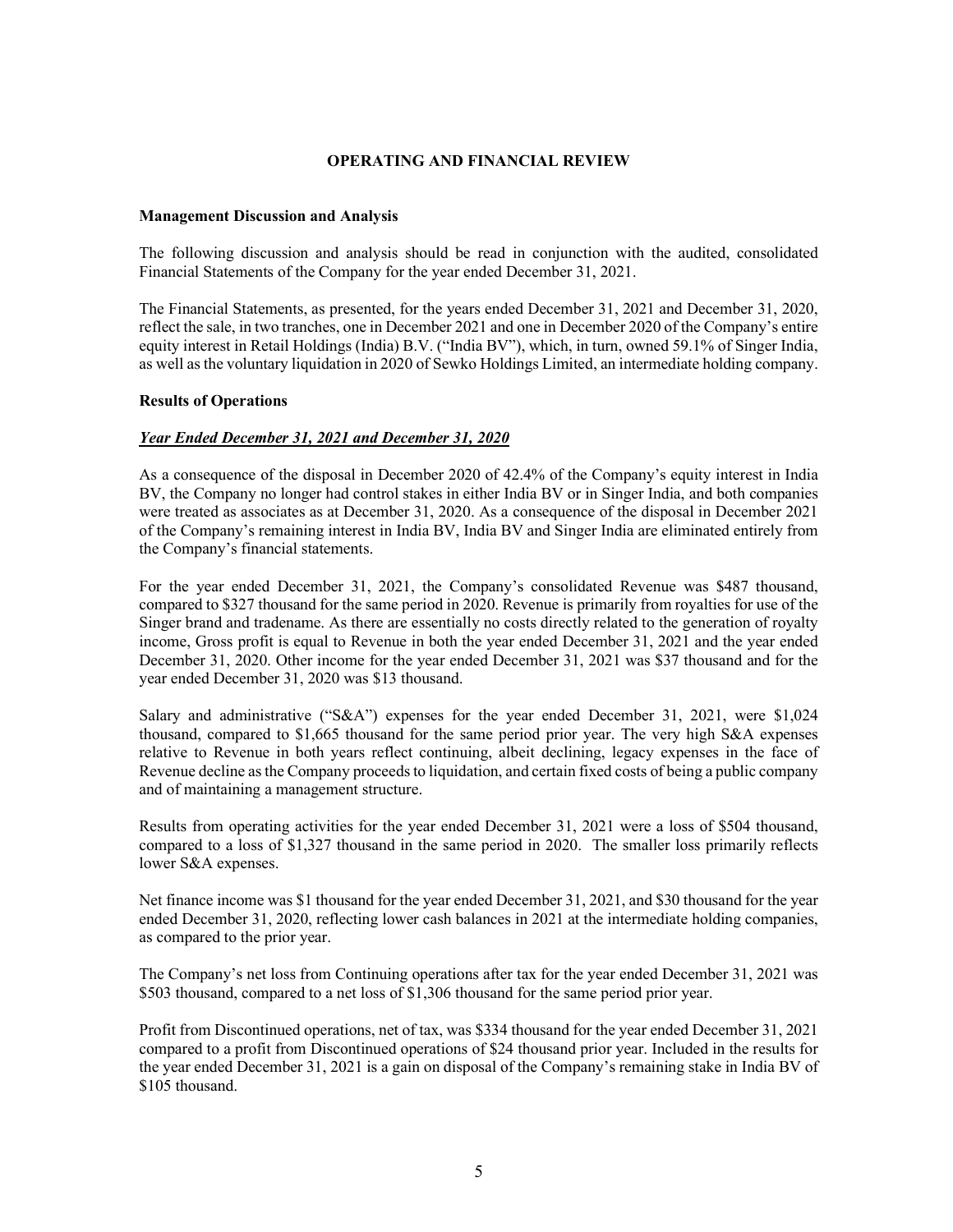# OPERATING AND FINANCIAL REVIEW

## Management Discussion and Analysis

The following discussion and analysis should be read in conjunction with the audited, consolidated Financial Statements of the Company for the year ended December 31, 2021.

The Financial Statements, as presented, for the years ended December 31, 2021 and December 31, 2020, reflect the sale, in two tranches, one in December 2021 and one in December 2020 of the Company's entire equity interest in Retail Holdings (India) B.V. ("India BV"), which, in turn, owned 59.1% of Singer India, as well as the voluntary liquidation in 2020 of Sewko Holdings Limited, an intermediate holding company.

## Results of Operations

### ***Year Ended December 31, 2021 and December 31, 2020***

As a consequence of the disposal in December 2020 of 42.4% of the Company's equity interest in India BV, the Company no longer had control stakes in either India BV or in Singer India, and both companies were treated as associates as at December 31, 2020. As a consequence of the disposal in December 2021 of the Company's remaining interest in India BV, India BV and Singer India are eliminated entirely from the Company's financial statements.

For the year ended December 31, 2021, the Company's consolidated Revenue was $487 thousand, compared to $327 thousand for the same period in 2020. Revenue is primarily from royalties for use of the Singer brand and tradename. As there are essentially no costs directly related to the generation of royalty income, Gross profit is equal to Revenue in both the year ended December 31, 2021 and the year ended December 31, 2020. Other income for the year ended December 31, 2021 was $37 thousand and for the year ended December 31, 2020 was $13 thousand.

Salary and administrative ("S&A") expenses for the year ended December 31, 2021, were $1,024 thousand, compared to $1,665 thousand for the same period prior year. The very high S&A expenses relative to Revenue in both years reflect continuing, albeit declining, legacy expenses in the face of Revenue decline as the Company proceeds to liquidation, and certain fixed costs of being a public company and of maintaining a management structure.

Results from operating activities for the year ended December 31, 2021 were a loss of $504 thousand, compared to a loss of $1,327 thousand in the same period in 2020. The smaller loss primarily reflects lower S&A expenses.

Net finance income was $1 thousand for the year ended December 31, 2021, and $30 thousand for the year ended December 31, 2020, reflecting lower cash balances in 2021 at the intermediate holding companies, as compared to the prior year.

The Company's net loss from Continuing operations after tax for the year ended December 31, 2021 was $503 thousand, compared to a net loss of $1,306 thousand for the same period prior year.

Profit from Discontinued operations, net of tax, was $334 thousand for the year ended December 31, 2021 compared to a profit from Discontinued operations of $24 thousand prior year. Included in the results for the year ended December 31, 2021 is a gain on disposal of the Company's remaining stake in India BV of $105 thousand.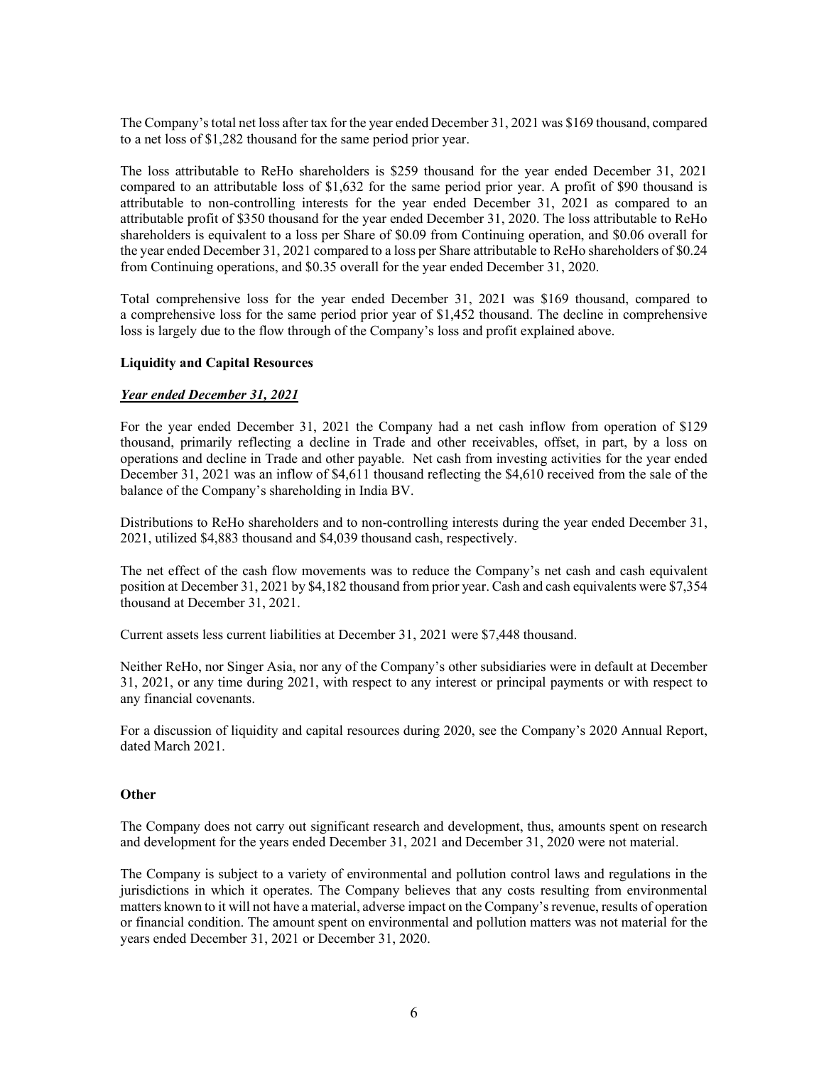The Company's total net loss after tax for the year ended December 31, 2021 was $169 thousand, compared to a net loss of $1,282 thousand for the same period prior year.

The loss attributable to ReHo shareholders is $259 thousand for the year ended December 31, 2021 compared to an attributable loss of $1,632 for the same period prior year. A profit of $90 thousand is attributable to non-controlling interests for the year ended December 31, 2021 as compared to an attributable profit of $350 thousand for the year ended December 31, 2020. The loss attributable to ReHo shareholders is equivalent to a loss per Share of $0.09 from Continuing operation, and $0.06 overall for the year ended December 31, 2021 compared to a loss per Share attributable to ReHo shareholders of $0.24 from Continuing operations, and $0.35 overall for the year ended December 31, 2020.

Total comprehensive loss for the year ended December 31, 2021 was $169 thousand, compared to a comprehensive loss for the same period prior year of $1,452 thousand. The decline in comprehensive loss is largely due to the flow through of the Company's loss and profit explained above.

**Liquidity and Capital Resources**

***Year ended December 31, 2021***

For the year ended December 31, 2021 the Company had a net cash inflow from operation of $129 thousand, primarily reflecting a decline in Trade and other receivables, offset, in part, by a loss on operations and decline in Trade and other payable. Net cash from investing activities for the year ended December 31, 2021 was an inflow of $4,611 thousand reflecting the $4,610 received from the sale of the balance of the Company's shareholding in India BV.

Distributions to ReHo shareholders and to non-controlling interests during the year ended December 31, 2021, utilized $4,883 thousand and $4,039 thousand cash, respectively.

The net effect of the cash flow movements was to reduce the Company's net cash and cash equivalent position at December 31, 2021 by $4,182 thousand from prior year. Cash and cash equivalents were $7,354 thousand at December 31, 2021.

Current assets less current liabilities at December 31, 2021 were $7,448 thousand.

Neither ReHo, nor Singer Asia, nor any of the Company's other subsidiaries were in default at December 31, 2021, or any time during 2021, with respect to any interest or principal payments or with respect to any financial covenants.

For a discussion of liquidity and capital resources during 2020, see the Company's 2020 Annual Report, dated March 2021.

**Other**

The Company does not carry out significant research and development, thus, amounts spent on research and development for the years ended December 31, 2021 and December 31, 2020 were not material.

The Company is subject to a variety of environmental and pollution control laws and regulations in the jurisdictions in which it operates. The Company believes that any costs resulting from environmental matters known to it will not have a material, adverse impact on the Company's revenue, results of operation or financial condition. The amount spent on environmental and pollution matters was not material for the years ended December 31, 2021 or December 31, 2020.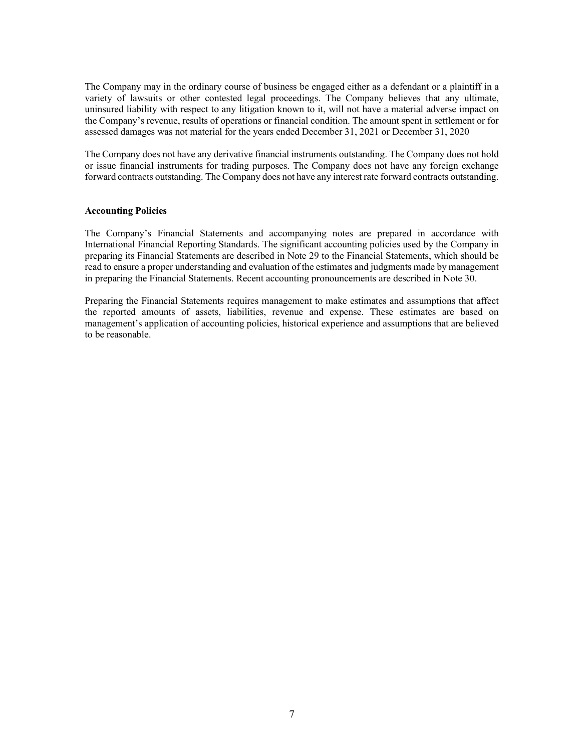The Company may in the ordinary course of business be engaged either as a defendant or a plaintiff in a variety of lawsuits or other contested legal proceedings. The Company believes that any ultimate, uninsured liability with respect to any litigation known to it, will not have a material adverse impact on the Company's revenue, results of operations or financial condition. The amount spent in settlement or for assessed damages was not material for the years ended December 31, 2021 or December 31, 2020

The Company does not have any derivative financial instruments outstanding. The Company does not hold or issue financial instruments for trading purposes. The Company does not have any foreign exchange forward contracts outstanding. The Company does not have any interest rate forward contracts outstanding.

**Accounting Policies**

The Company's Financial Statements and accompanying notes are prepared in accordance with International Financial Reporting Standards. The significant accounting policies used by the Company in preparing its Financial Statements are described in Note 29 to the Financial Statements, which should be read to ensure a proper understanding and evaluation of the estimates and judgments made by management in preparing the Financial Statements. Recent accounting pronouncements are described in Note 30.

Preparing the Financial Statements requires management to make estimates and assumptions that affect the reported amounts of assets, liabilities, revenue and expense. These estimates are based on management's application of accounting policies, historical experience and assumptions that are believed to be reasonable.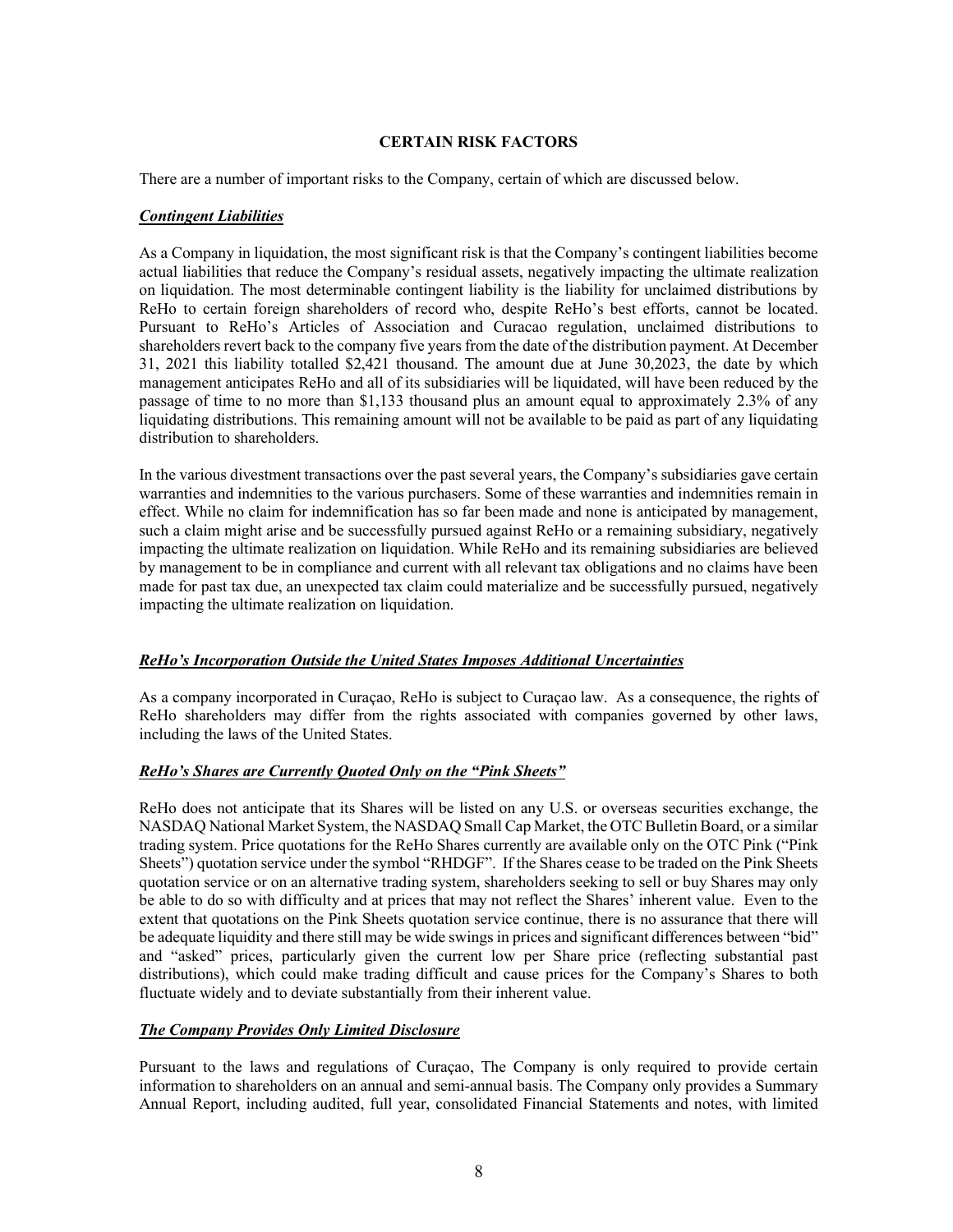## CERTAIN RISK FACTORS

There are a number of important risks to the Company, certain of which are discussed below.

### ***Contingent Liabilities***

As a Company in liquidation, the most significant risk is that the Company's contingent liabilities become actual liabilities that reduce the Company's residual assets, negatively impacting the ultimate realization on liquidation. The most determinable contingent liability is the liability for unclaimed distributions by ReHo to certain foreign shareholders of record who, despite ReHo's best efforts, cannot be located. Pursuant to ReHo's Articles of Association and Curacao regulation, unclaimed distributions to shareholders revert back to the company five years from the date of the distribution payment. At December 31, 2021 this liability totalled $2,421 thousand. The amount due at June 30,2023, the date by which management anticipates ReHo and all of its subsidiaries will be liquidated, will have been reduced by the passage of time to no more than $1,133 thousand plus an amount equal to approximately 2.3% of any liquidating distributions. This remaining amount will not be available to be paid as part of any liquidating distribution to shareholders.

In the various divestment transactions over the past several years, the Company's subsidiaries gave certain warranties and indemnities to the various purchasers. Some of these warranties and indemnities remain in effect. While no claim for indemnification has so far been made and none is anticipated by management, such a claim might arise and be successfully pursued against ReHo or a remaining subsidiary, negatively impacting the ultimate realization on liquidation. While ReHo and its remaining subsidiaries are believed by management to be in compliance and current with all relevant tax obligations and no claims have been made for past tax due, an unexpected tax claim could materialize and be successfully pursued, negatively impacting the ultimate realization on liquidation.

### ***ReHo's Incorporation Outside the United States Imposes Additional Uncertainties***

As a company incorporated in Curaçao, ReHo is subject to Curaçao law. As a consequence, the rights of ReHo shareholders may differ from the rights associated with companies governed by other laws, including the laws of the United States.

### ***ReHo's Shares are Currently Quoted Only on the "Pink Sheets"***

ReHo does not anticipate that its Shares will be listed on any U.S. or overseas securities exchange, the NASDAQ National Market System, the NASDAQ Small Cap Market, the OTC Bulletin Board, or a similar trading system. Price quotations for the ReHo Shares currently are available only on the OTC Pink ("Pink Sheets") quotation service under the symbol "RHDGF". If the Shares cease to be traded on the Pink Sheets quotation service or on an alternative trading system, shareholders seeking to sell or buy Shares may only be able to do so with difficulty and at prices that may not reflect the Shares' inherent value. Even to the extent that quotations on the Pink Sheets quotation service continue, there is no assurance that there will be adequate liquidity and there still may be wide swings in prices and significant differences between "bid" and "asked" prices, particularly given the current low per Share price (reflecting substantial past distributions), which could make trading difficult and cause prices for the Company's Shares to both fluctuate widely and to deviate substantially from their inherent value.

### ***The Company Provides Only Limited Disclosure***

Pursuant to the laws and regulations of Curaçao, The Company is only required to provide certain information to shareholders on an annual and semi-annual basis. The Company only provides a Summary Annual Report, including audited, full year, consolidated Financial Statements and notes, with limited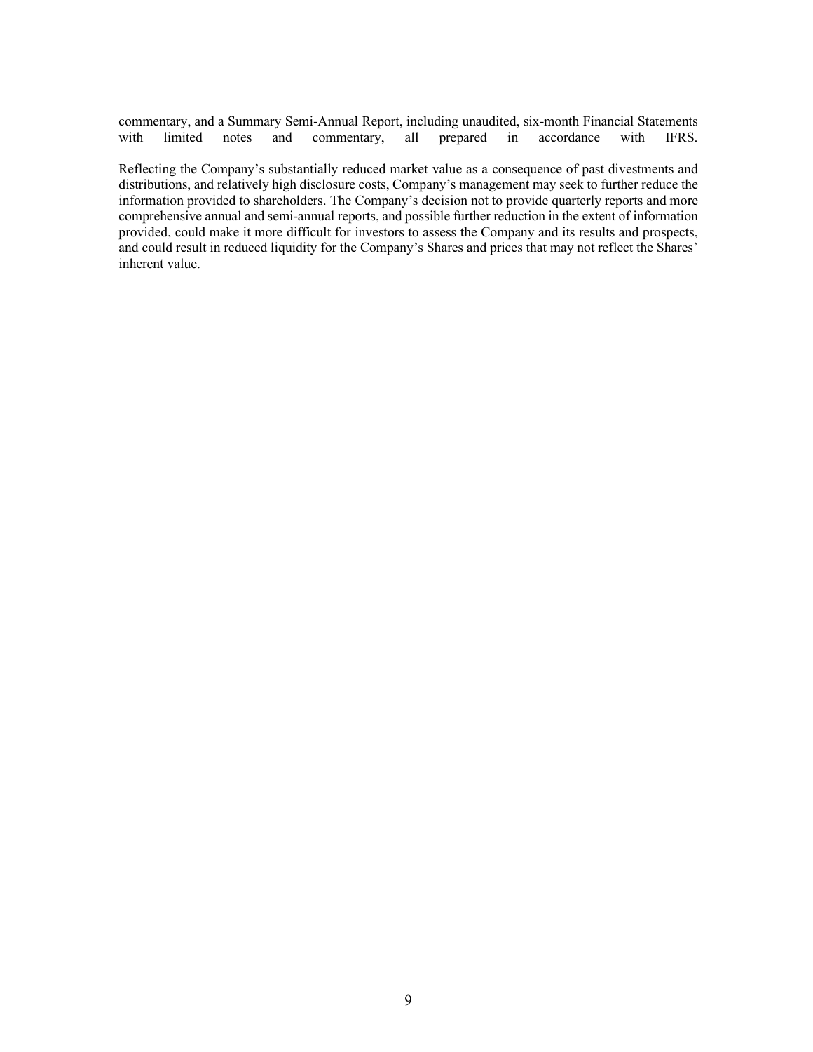commentary, and a Summary Semi-Annual Report, including unaudited, six-month Financial Statements with limited notes and commentary, all prepared in accordance with IFRS.

Reflecting the Company's substantially reduced market value as a consequence of past divestments and distributions, and relatively high disclosure costs, Company's management may seek to further reduce the information provided to shareholders. The Company's decision not to provide quarterly reports and more comprehensive annual and semi-annual reports, and possible further reduction in the extent of information provided, could make it more difficult for investors to assess the Company and its results and prospects, and could result in reduced liquidity for the Company's Shares and prices that may not reflect the Shares' inherent value.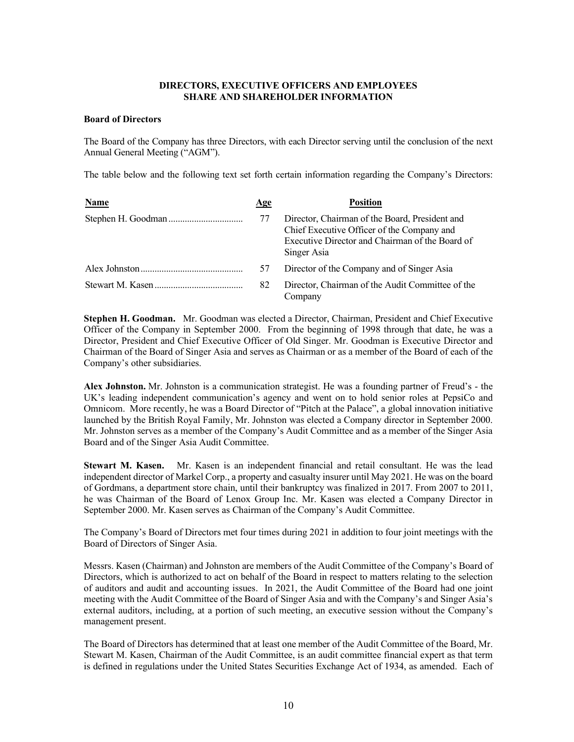## DIRECTORS, EXECUTIVE OFFICERS AND EMPLOYEES SHARE AND SHAREHOLDER INFORMATION

**Board of Directors**

The Board of the Company has three Directors, with each Director serving until the conclusion of the next Annual General Meeting ("AGM").

The table below and the following text set forth certain information regarding the Company's Directors:

| Name | Age | Position |
|---|---|---|
| Stephen H. Goodman | 77 | Director, Chairman of the Board, President and Chief Executive Officer of the Company and Executive Director and Chairman of the Board of Singer Asia |
| Alex Johnston | 57 | Director of the Company and of Singer Asia |
| Stewart M. Kasen | 82 | Director, Chairman of the Audit Committee of the Company |

**Stephen H. Goodman.** Mr. Goodman was elected a Director, Chairman, President and Chief Executive Officer of the Company in September 2000. From the beginning of 1998 through that date, he was a Director, President and Chief Executive Officer of Old Singer. Mr. Goodman is Executive Director and Chairman of the Board of Singer Asia and serves as Chairman or as a member of the Board of each of the Company's other subsidiaries.

**Alex Johnston.** Mr. Johnston is a communication strategist. He was a founding partner of Freud's - the UK's leading independent communication's agency and went on to hold senior roles at PepsiCo and Omnicom. More recently, he was a Board Director of "Pitch at the Palace", a global innovation initiative launched by the British Royal Family, Mr. Johnston was elected a Company director in September 2000. Mr. Johnston serves as a member of the Company's Audit Committee and as a member of the Singer Asia Board and of the Singer Asia Audit Committee.

**Stewart M. Kasen.** Mr. Kasen is an independent financial and retail consultant. He was the lead independent director of Markel Corp., a property and casualty insurer until May 2021. He was on the board of Gordmans, a department store chain, until their bankruptcy was finalized in 2017. From 2007 to 2011, he was Chairman of the Board of Lenox Group Inc. Mr. Kasen was elected a Company Director in September 2000. Mr. Kasen serves as Chairman of the Company's Audit Committee.

The Company's Board of Directors met four times during 2021 in addition to four joint meetings with the Board of Directors of Singer Asia.

Messrs. Kasen (Chairman) and Johnston are members of the Audit Committee of the Company's Board of Directors, which is authorized to act on behalf of the Board in respect to matters relating to the selection of auditors and audit and accounting issues. In 2021, the Audit Committee of the Board had one joint meeting with the Audit Committee of the Board of Singer Asia and with the Company's and Singer Asia's external auditors, including, at a portion of such meeting, an executive session without the Company's management present.

The Board of Directors has determined that at least one member of the Audit Committee of the Board, Mr. Stewart M. Kasen, Chairman of the Audit Committee, is an audit committee financial expert as that term is defined in regulations under the United States Securities Exchange Act of 1934, as amended. Each of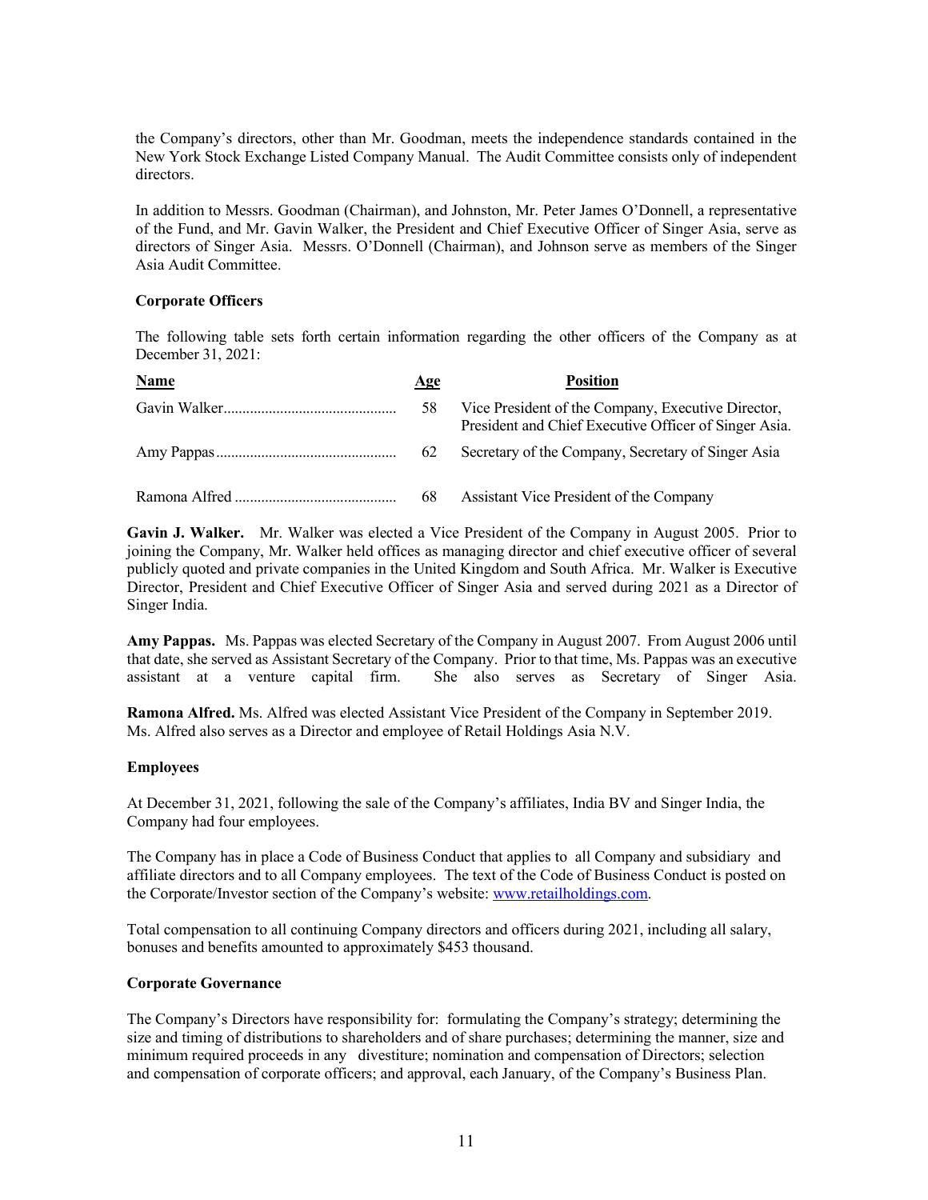the Company's directors, other than Mr. Goodman, meets the independence standards contained in the New York Stock Exchange Listed Company Manual. The Audit Committee consists only of independent directors.

In addition to Messrs. Goodman (Chairman), and Johnston, Mr. Peter James O'Donnell, a representative of the Fund, and Mr. Gavin Walker, the President and Chief Executive Officer of Singer Asia, serve as directors of Singer Asia. Messrs. O'Donnell (Chairman), and Johnson serve as members of the Singer Asia Audit Committee.

**Corporate Officers**

The following table sets forth certain information regarding the other officers of the Company as at December 31, 2021:

| Name | Age | Position |
|---|---|---|
| Gavin Walker | 58 | Vice President of the Company, Executive Director, President and Chief Executive Officer of Singer Asia. |
| Amy Pappas | 62 | Secretary of the Company, Secretary of Singer Asia |
| Ramona Alfred | 68 | Assistant Vice President of the Company |

**Gavin J. Walker.** Mr. Walker was elected a Vice President of the Company in August 2005. Prior to joining the Company, Mr. Walker held offices as managing director and chief executive officer of several publicly quoted and private companies in the United Kingdom and South Africa. Mr. Walker is Executive Director, President and Chief Executive Officer of Singer Asia and served during 2021 as a Director of Singer India.

**Amy Pappas.** Ms. Pappas was elected Secretary of the Company in August 2007. From August 2006 until that date, she served as Assistant Secretary of the Company. Prior to that time, Ms. Pappas was an executive assistant at a venture capital firm. She also serves as Secretary of Singer Asia.

**Ramona Alfred.** Ms. Alfred was elected Assistant Vice President of the Company in September 2019. Ms. Alfred also serves as a Director and employee of Retail Holdings Asia N.V.

**Employees**

At December 31, 2021, following the sale of the Company's affiliates, India BV and Singer India, the Company had four employees.

The Company has in place a Code of Business Conduct that applies to all Company and subsidiary and affiliate directors and to all Company employees. The text of the Code of Business Conduct is posted on the Corporate/Investor section of the Company's website: www.retailholdings.com.

Total compensation to all continuing Company directors and officers during 2021, including all salary, bonuses and benefits amounted to approximately $453 thousand.

**Corporate Governance**

The Company's Directors have responsibility for: formulating the Company's strategy; determining the size and timing of distributions to shareholders and of share purchases; determining the manner, size and minimum required proceeds in any divestiture; nomination and compensation of Directors; selection and compensation of corporate officers; and approval, each January, of the Company's Business Plan.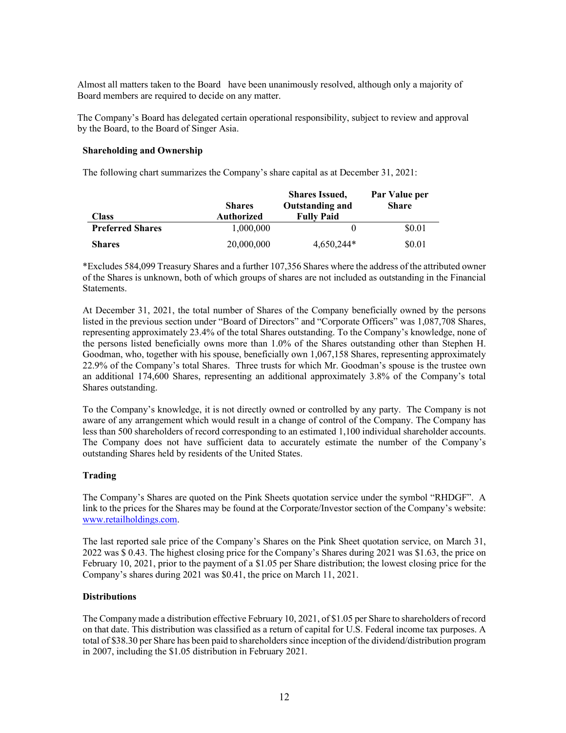Almost all matters taken to the Board have been unanimously resolved, although only a majority of Board members are required to decide on any matter.

The Company's Board has delegated certain operational responsibility, subject to review and approval by the Board, to the Board of Singer Asia.

**Shareholding and Ownership**

The following chart summarizes the Company's share capital as at December 31, 2021:

| Class | Shares Authorized | Shares Issued, Outstanding and Fully Paid | Par Value per Share |
|---|---|---|---|
| **Preferred Shares** | 1,000,000 | 0 | $0.01 |
| **Shares** | 20,000,000 | 4,650,244* | $0.01 |

*Excludes 584,099 Treasury Shares and a further 107,356 Shares where the address of the attributed owner of the Shares is unknown, both of which groups of shares are not included as outstanding in the Financial Statements.

At December 31, 2021, the total number of Shares of the Company beneficially owned by the persons listed in the previous section under "Board of Directors" and "Corporate Officers" was 1,087,708 Shares, representing approximately 23.4% of the total Shares outstanding. To the Company's knowledge, none of the persons listed beneficially owns more than 1.0% of the Shares outstanding other than Stephen H. Goodman, who, together with his spouse, beneficially own 1,067,158 Shares, representing approximately 22.9% of the Company's total Shares. Three trusts for which Mr. Goodman's spouse is the trustee own an additional 174,600 Shares, representing an additional approximately 3.8% of the Company's total Shares outstanding.

To the Company's knowledge, it is not directly owned or controlled by any party. The Company is not aware of any arrangement which would result in a change of control of the Company. The Company has less than 500 shareholders of record corresponding to an estimated 1,100 individual shareholder accounts. The Company does not have sufficient data to accurately estimate the number of the Company's outstanding Shares held by residents of the United States.

**Trading**

The Company's Shares are quoted on the Pink Sheets quotation service under the symbol "RHDGF". A link to the prices for the Shares may be found at the Corporate/Investor section of the Company's website: www.retailholdings.com.

The last reported sale price of the Company's Shares on the Pink Sheet quotation service, on March 31, 2022 was $ 0.43. The highest closing price for the Company's Shares during 2021 was $1.63, the price on February 10, 2021, prior to the payment of a $1.05 per Share distribution; the lowest closing price for the Company's shares during 2021 was $0.41, the price on March 11, 2021.

**Distributions**

The Company made a distribution effective February 10, 2021, of $1.05 per Share to shareholders of record on that date. This distribution was classified as a return of capital for U.S. Federal income tax purposes. A total of $38.30 per Share has been paid to shareholders since inception of the dividend/distribution program in 2007, including the $1.05 distribution in February 2021.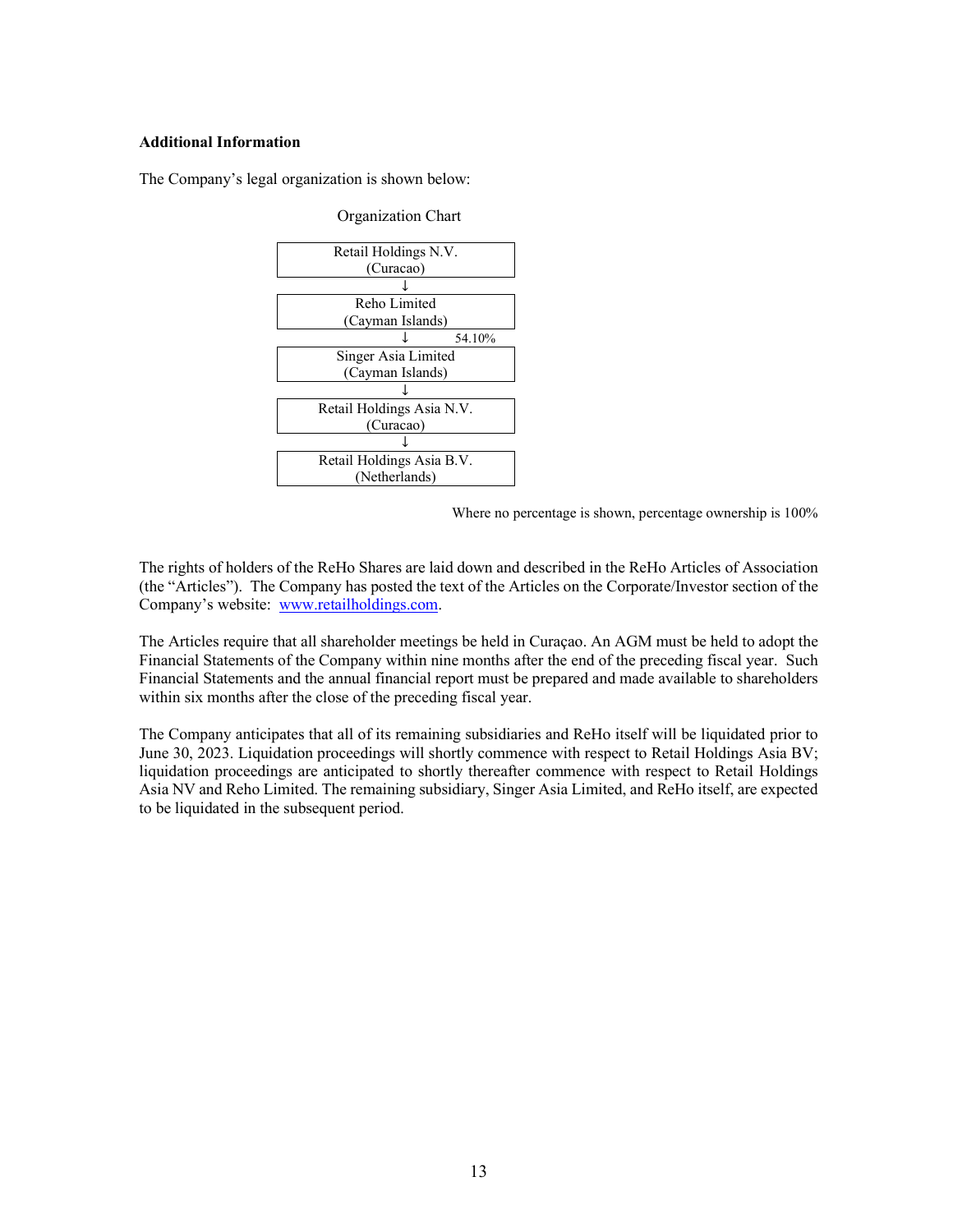**Additional Information**

The Company's legal organization is shown below:

Organization Chart

| Organization Chart |
| --- |
| Retail Holdings N.V. (Curacao) |
| ↓ |
| Reho Limited (Cayman Islands) |
| ↓ 54.10% |
| Singer Asia Limited (Cayman Islands) |
| ↓ |
| Retail Holdings Asia N.V. (Curacao) |
| ↓ |
| Retail Holdings Asia B.V. (Netherlands) |

Where no percentage is shown, percentage ownership is 100%

The rights of holders of the ReHo Shares are laid down and described in the ReHo Articles of Association (the "Articles"). The Company has posted the text of the Articles on the Corporate/Investor section of the Company's website: www.retailholdings.com.

The Articles require that all shareholder meetings be held in Curaçao. An AGM must be held to adopt the Financial Statements of the Company within nine months after the end of the preceding fiscal year. Such Financial Statements and the annual financial report must be prepared and made available to shareholders within six months after the close of the preceding fiscal year.

The Company anticipates that all of its remaining subsidiaries and ReHo itself will be liquidated prior to June 30, 2023. Liquidation proceedings will shortly commence with respect to Retail Holdings Asia BV; liquidation proceedings are anticipated to shortly thereafter commence with respect to Retail Holdings Asia NV and Reho Limited. The remaining subsidiary, Singer Asia Limited, and ReHo itself, are expected to be liquidated in the subsequent period.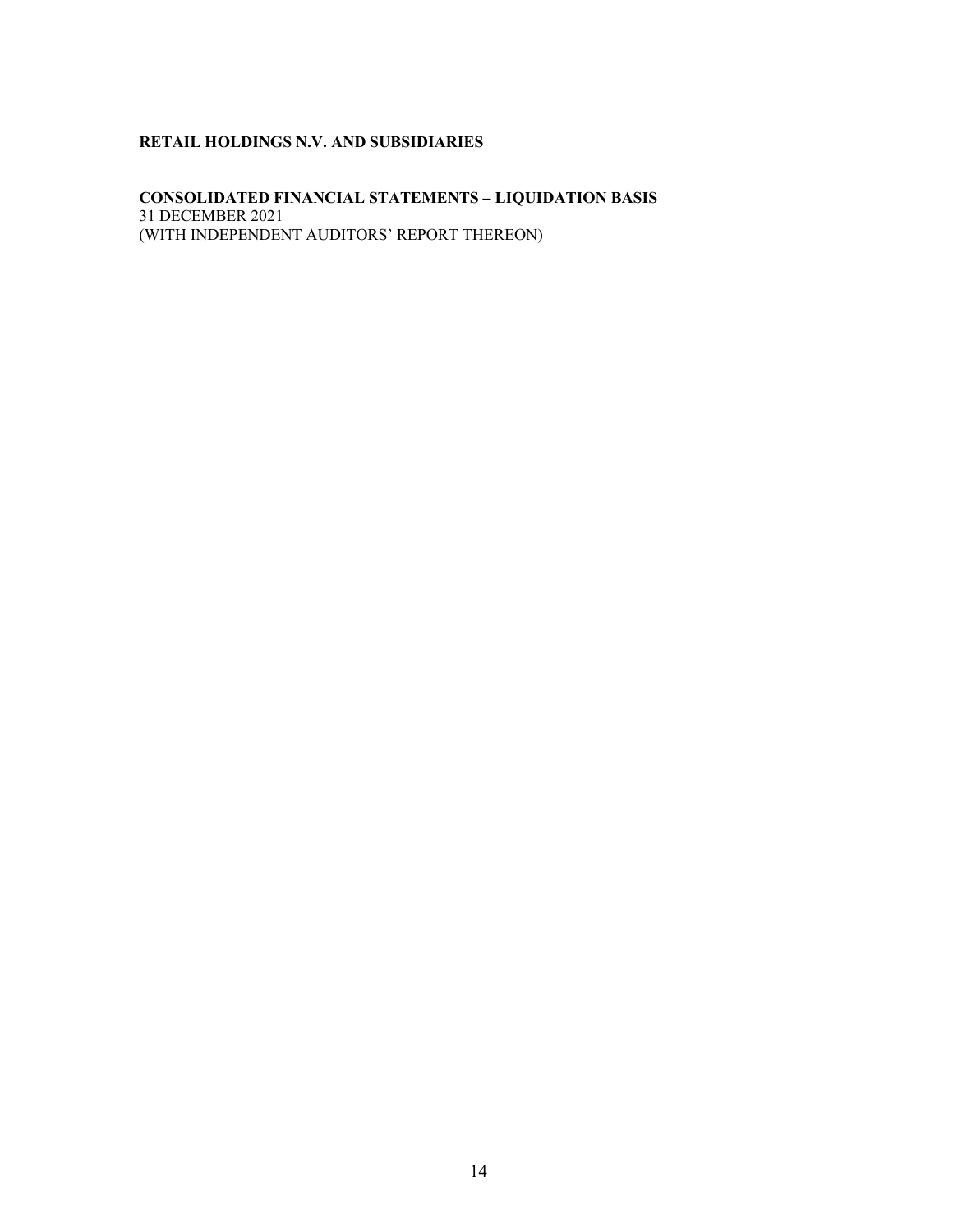**RETAIL HOLDINGS N.V. AND SUBSIDIARIES**

**CONSOLIDATED FINANCIAL STATEMENTS – LIQUIDATION BASIS**
31 DECEMBER 2021
(WITH INDEPENDENT AUDITORS' REPORT THEREON)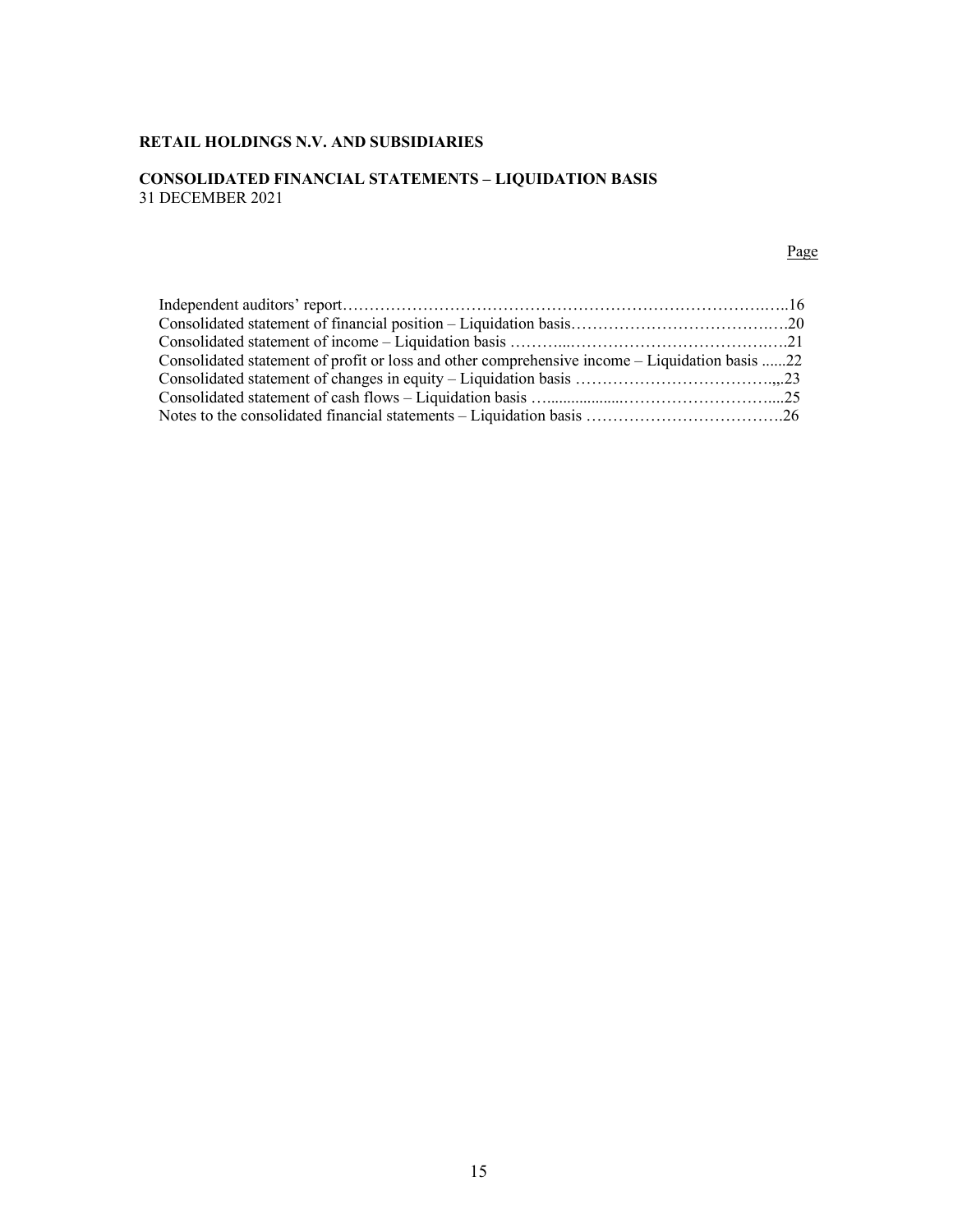**RETAIL HOLDINGS N.V. AND SUBSIDIARIES**

**CONSOLIDATED FINANCIAL STATEMENTS – LIQUIDATION BASIS**
31 DECEMBER 2021

| | Page |
|---|---|
| Independent auditors' report | 16 |
| Consolidated statement of financial position – Liquidation basis | 20 |
| Consolidated statement of income – Liquidation basis | 21 |
| Consolidated statement of profit or loss and other comprehensive income – Liquidation basis | 22 |
| Consolidated statement of changes in equity – Liquidation basis | 23 |
| Consolidated statement of cash flows – Liquidation basis | 25 |
| Notes to the consolidated financial statements – Liquidation basis | 26 |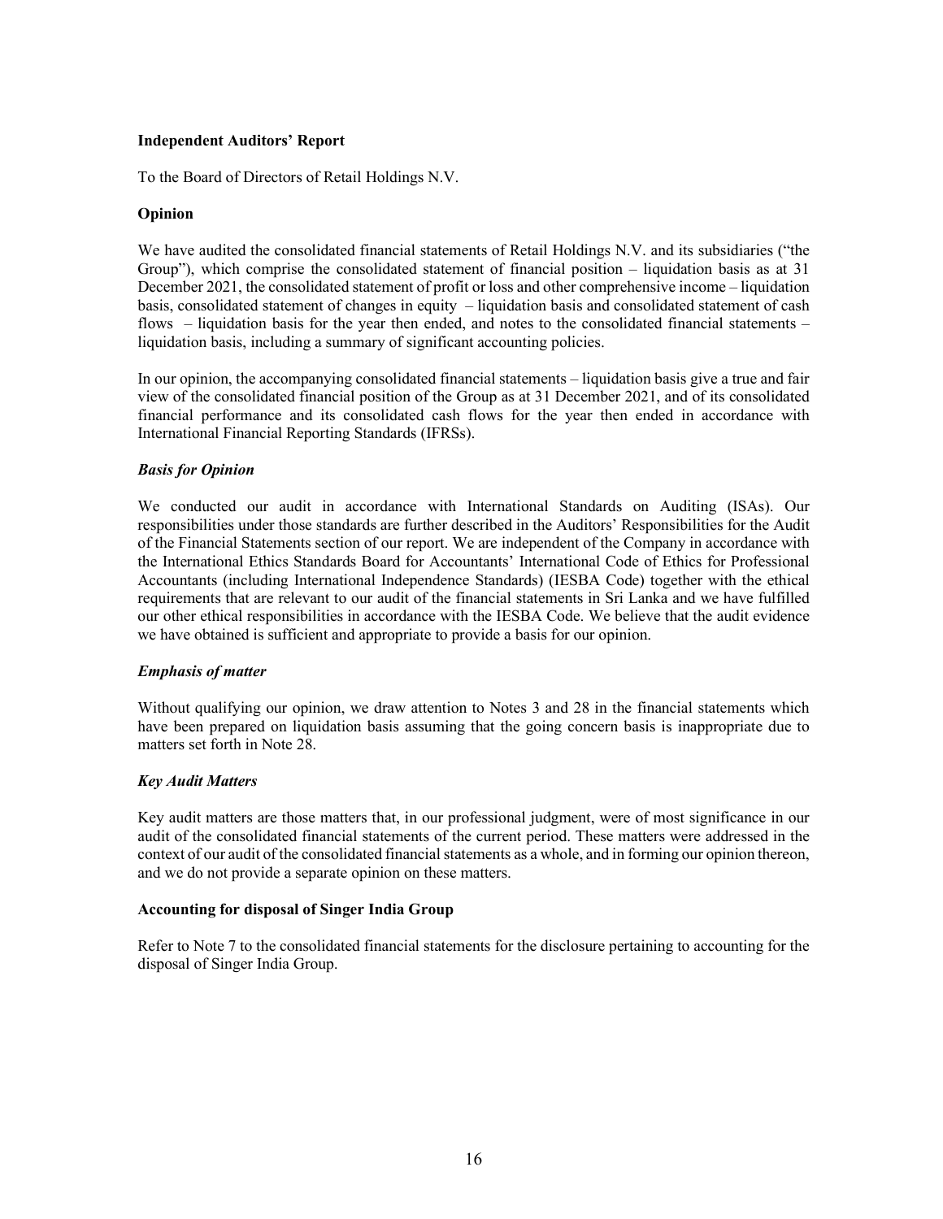**Independent Auditors' Report**

To the Board of Directors of Retail Holdings N.V.

**Opinion**

We have audited the consolidated financial statements of Retail Holdings N.V. and its subsidiaries ("the Group"), which comprise the consolidated statement of financial position – liquidation basis as at 31 December 2021, the consolidated statement of profit or loss and other comprehensive income – liquidation basis, consolidated statement of changes in equity – liquidation basis and consolidated statement of cash flows – liquidation basis for the year then ended, and notes to the consolidated financial statements – liquidation basis, including a summary of significant accounting policies.

In our opinion, the accompanying consolidated financial statements – liquidation basis give a true and fair view of the consolidated financial position of the Group as at 31 December 2021, and of its consolidated financial performance and its consolidated cash flows for the year then ended in accordance with International Financial Reporting Standards (IFRSs).

***Basis for Opinion***

We conducted our audit in accordance with International Standards on Auditing (ISAs). Our responsibilities under those standards are further described in the Auditors' Responsibilities for the Audit of the Financial Statements section of our report. We are independent of the Company in accordance with the International Ethics Standards Board for Accountants' International Code of Ethics for Professional Accountants (including International Independence Standards) (IESBA Code) together with the ethical requirements that are relevant to our audit of the financial statements in Sri Lanka and we have fulfilled our other ethical responsibilities in accordance with the IESBA Code. We believe that the audit evidence we have obtained is sufficient and appropriate to provide a basis for our opinion.

***Emphasis of matter***

Without qualifying our opinion, we draw attention to Notes 3 and 28 in the financial statements which have been prepared on liquidation basis assuming that the going concern basis is inappropriate due to matters set forth in Note 28.

***Key Audit Matters***

Key audit matters are those matters that, in our professional judgment, were of most significance in our audit of the consolidated financial statements of the current period. These matters were addressed in the context of our audit of the consolidated financial statements as a whole, and in forming our opinion thereon, and we do not provide a separate opinion on these matters.

**Accounting for disposal of Singer India Group**

Refer to Note 7 to the consolidated financial statements for the disclosure pertaining to accounting for the disposal of Singer India Group.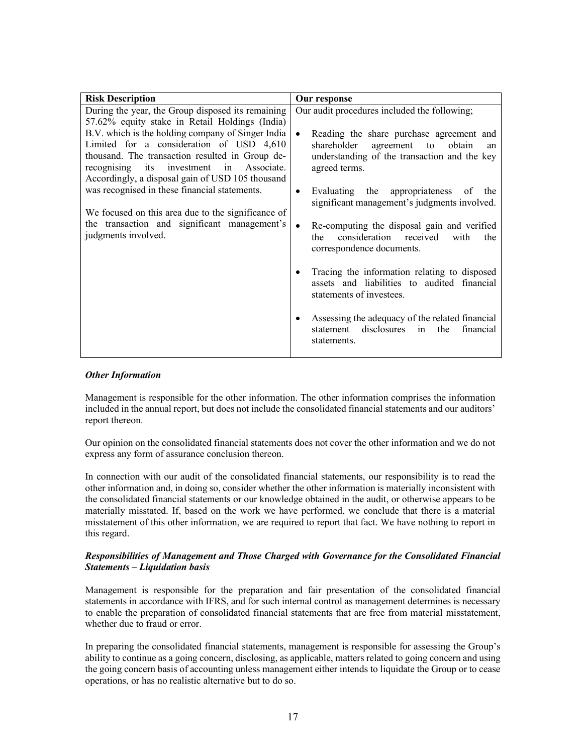| Risk Description | Our response |
| --- | --- |
| During the year, the Group disposed its remaining 57.62% equity stake in Retail Holdings (India) B.V. which is the holding company of Singer India Limited for a consideration of USD 4,610 thousand. The transaction resulted in Group de-recognising its investment in Associate. Accordingly, a disposal gain of USD 105 thousand was recognised in these financial statements.<br><br>We focused on this area due to the significance of the transaction and significant management's judgments involved. | Our audit procedures included the following;<br><br>• Reading the share purchase agreement and shareholder agreement to obtain an understanding of the transaction and the key agreed terms.<br><br>• Evaluating the appropriateness of the significant management's judgments involved.<br><br>• Re-computing the disposal gain and verified the consideration received with the correspondence documents.<br><br>• Tracing the information relating to disposed assets and liabilities to audited financial statements of investees.<br><br>• Assessing the adequacy of the related financial statement disclosures in the financial statements. |

***Other Information***

Management is responsible for the other information. The other information comprises the information included in the annual report, but does not include the consolidated financial statements and our auditors' report thereon.

Our opinion on the consolidated financial statements does not cover the other information and we do not express any form of assurance conclusion thereon.

In connection with our audit of the consolidated financial statements, our responsibility is to read the other information and, in doing so, consider whether the other information is materially inconsistent with the consolidated financial statements or our knowledge obtained in the audit, or otherwise appears to be materially misstated. If, based on the work we have performed, we conclude that there is a material misstatement of this other information, we are required to report that fact. We have nothing to report in this regard.

***Responsibilities of Management and Those Charged with Governance for the Consolidated Financial Statements – Liquidation basis***

Management is responsible for the preparation and fair presentation of the consolidated financial statements in accordance with IFRS, and for such internal control as management determines is necessary to enable the preparation of consolidated financial statements that are free from material misstatement, whether due to fraud or error.

In preparing the consolidated financial statements, management is responsible for assessing the Group's ability to continue as a going concern, disclosing, as applicable, matters related to going concern and using the going concern basis of accounting unless management either intends to liquidate the Group or to cease operations, or has no realistic alternative but to do so.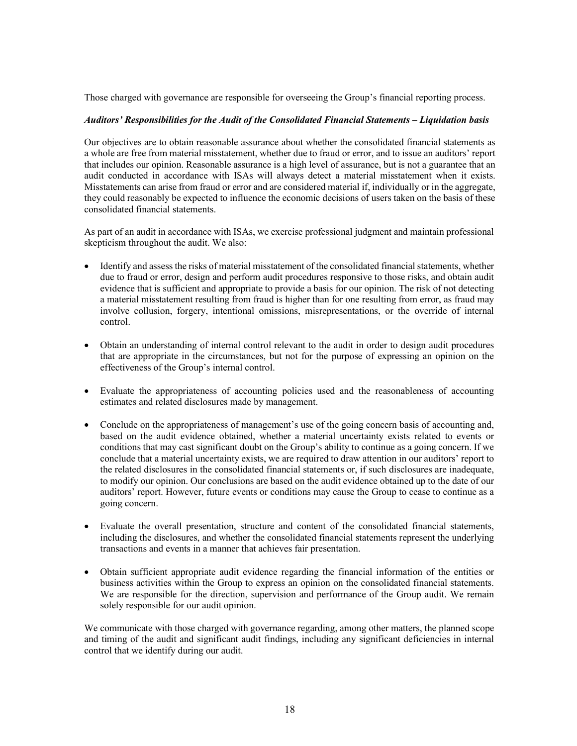Those charged with governance are responsible for overseeing the Group's financial reporting process.

***Auditors' Responsibilities for the Audit of the Consolidated Financial Statements – Liquidation basis***

Our objectives are to obtain reasonable assurance about whether the consolidated financial statements as a whole are free from material misstatement, whether due to fraud or error, and to issue an auditors' report that includes our opinion. Reasonable assurance is a high level of assurance, but is not a guarantee that an audit conducted in accordance with ISAs will always detect a material misstatement when it exists. Misstatements can arise from fraud or error and are considered material if, individually or in the aggregate, they could reasonably be expected to influence the economic decisions of users taken on the basis of these consolidated financial statements.

As part of an audit in accordance with ISAs, we exercise professional judgment and maintain professional skepticism throughout the audit. We also:

- Identify and assess the risks of material misstatement of the consolidated financial statements, whether due to fraud or error, design and perform audit procedures responsive to those risks, and obtain audit evidence that is sufficient and appropriate to provide a basis for our opinion. The risk of not detecting a material misstatement resulting from fraud is higher than for one resulting from error, as fraud may involve collusion, forgery, intentional omissions, misrepresentations, or the override of internal control.

- Obtain an understanding of internal control relevant to the audit in order to design audit procedures that are appropriate in the circumstances, but not for the purpose of expressing an opinion on the effectiveness of the Group's internal control.

- Evaluate the appropriateness of accounting policies used and the reasonableness of accounting estimates and related disclosures made by management.

- Conclude on the appropriateness of management's use of the going concern basis of accounting and, based on the audit evidence obtained, whether a material uncertainty exists related to events or conditions that may cast significant doubt on the Group's ability to continue as a going concern. If we conclude that a material uncertainty exists, we are required to draw attention in our auditors' report to the related disclosures in the consolidated financial statements or, if such disclosures are inadequate, to modify our opinion. Our conclusions are based on the audit evidence obtained up to the date of our auditors' report. However, future events or conditions may cause the Group to cease to continue as a going concern.

- Evaluate the overall presentation, structure and content of the consolidated financial statements, including the disclosures, and whether the consolidated financial statements represent the underlying transactions and events in a manner that achieves fair presentation.

- Obtain sufficient appropriate audit evidence regarding the financial information of the entities or business activities within the Group to express an opinion on the consolidated financial statements. We are responsible for the direction, supervision and performance of the Group audit. We remain solely responsible for our audit opinion.

We communicate with those charged with governance regarding, among other matters, the planned scope and timing of the audit and significant audit findings, including any significant deficiencies in internal control that we identify during our audit.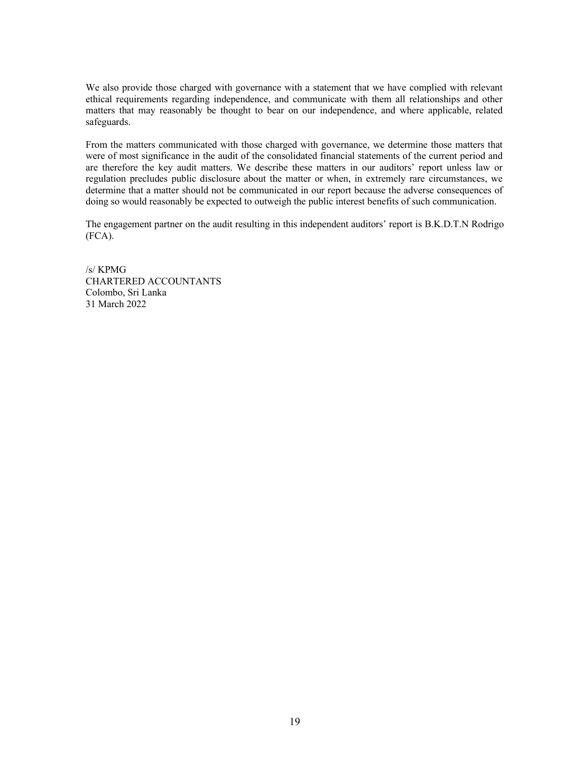We also provide those charged with governance with a statement that we have complied with relevant ethical requirements regarding independence, and communicate with them all relationships and other matters that may reasonably be thought to bear on our independence, and where applicable, related safeguards.

From the matters communicated with those charged with governance, we determine those matters that were of most significance in the audit of the consolidated financial statements of the current period and are therefore the key audit matters. We describe these matters in our auditors' report unless law or regulation precludes public disclosure about the matter or when, in extremely rare circumstances, we determine that a matter should not be communicated in our report because the adverse consequences of doing so would reasonably be expected to outweigh the public interest benefits of such communication.

The engagement partner on the audit resulting in this independent auditors' report is B.K.D.T.N Rodrigo (FCA).

/s/ KPMG  
CHARTERED ACCOUNTANTS  
Colombo, Sri Lanka  
31 March 2022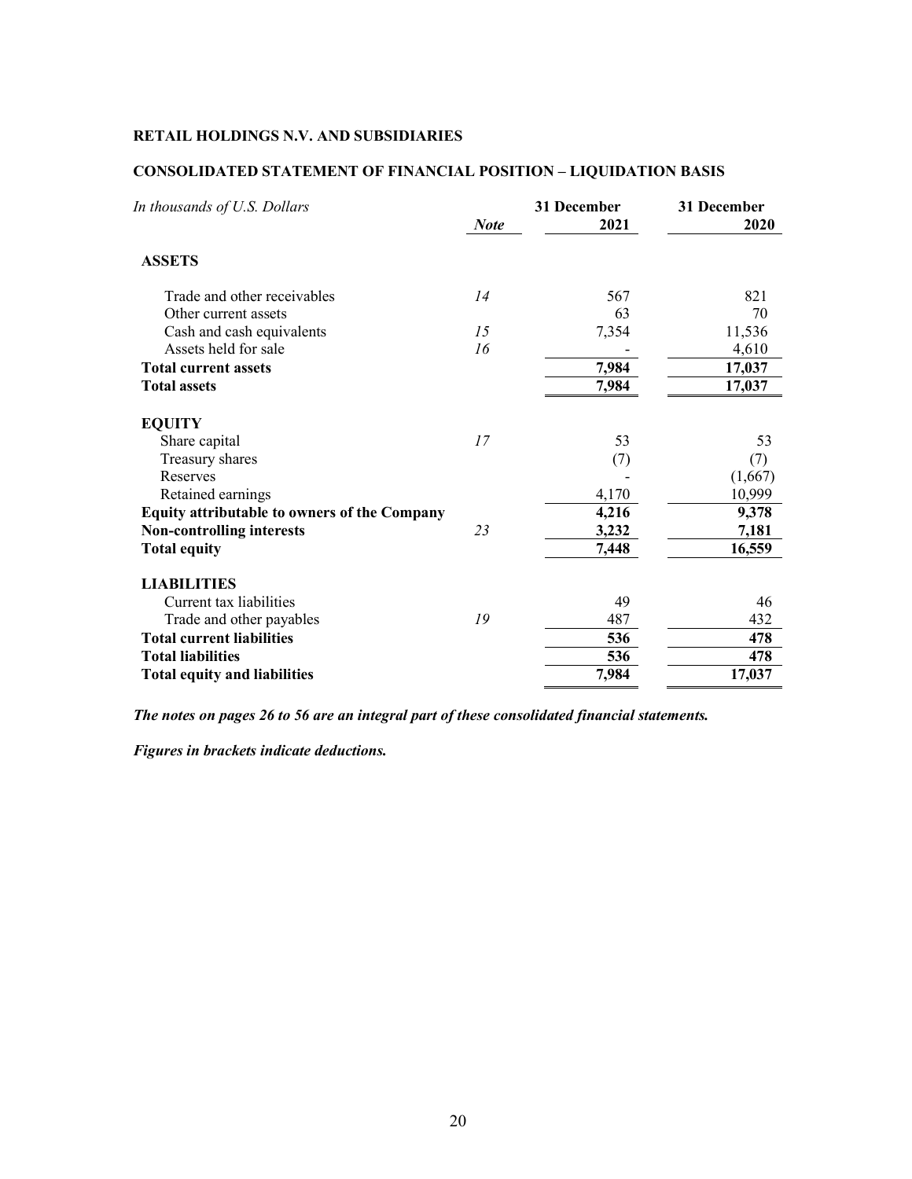**RETAIL HOLDINGS N.V. AND SUBSIDIARIES**

**CONSOLIDATED STATEMENT OF FINANCIAL POSITION – LIQUIDATION BASIS**

| *In thousands of U.S. Dollars* | *Note* | 31 December 2021 | 31 December 2020 |
|---|---|---|---|
| **ASSETS** | | | |
| Trade and other receivables | *14* | 567 | 821 |
| Other current assets | | 63 | 70 |
| Cash and cash equivalents | *15* | 7,354 | 11,536 |
| Assets held for sale | *16* | - | 4,610 |
| **Total current assets** | | **7,984** | **17,037** |
| **Total assets** | | **7,984** | **17,037** |
| **EQUITY** | | | |
| Share capital | *17* | 53 | 53 |
| Treasury shares | | (7) | (7) |
| Reserves | | - | (1,667) |
| Retained earnings | | 4,170 | 10,999 |
| **Equity attributable to owners of the Company** | | **4,216** | **9,378** |
| **Non-controlling interests** | *23* | **3,232** | **7,181** |
| **Total equity** | | **7,448** | **16,559** |
| **LIABILITIES** | | | |
| Current tax liabilities | | 49 | 46 |
| Trade and other payables | *19* | 487 | 432 |
| **Total current liabilities** | | **536** | **478** |
| **Total liabilities** | | **536** | **478** |
| **Total equity and liabilities** | | **7,984** | **17,037** |

***The notes on pages 26 to 56 are an integral part of these consolidated financial statements.***

***Figures in brackets indicate deductions.***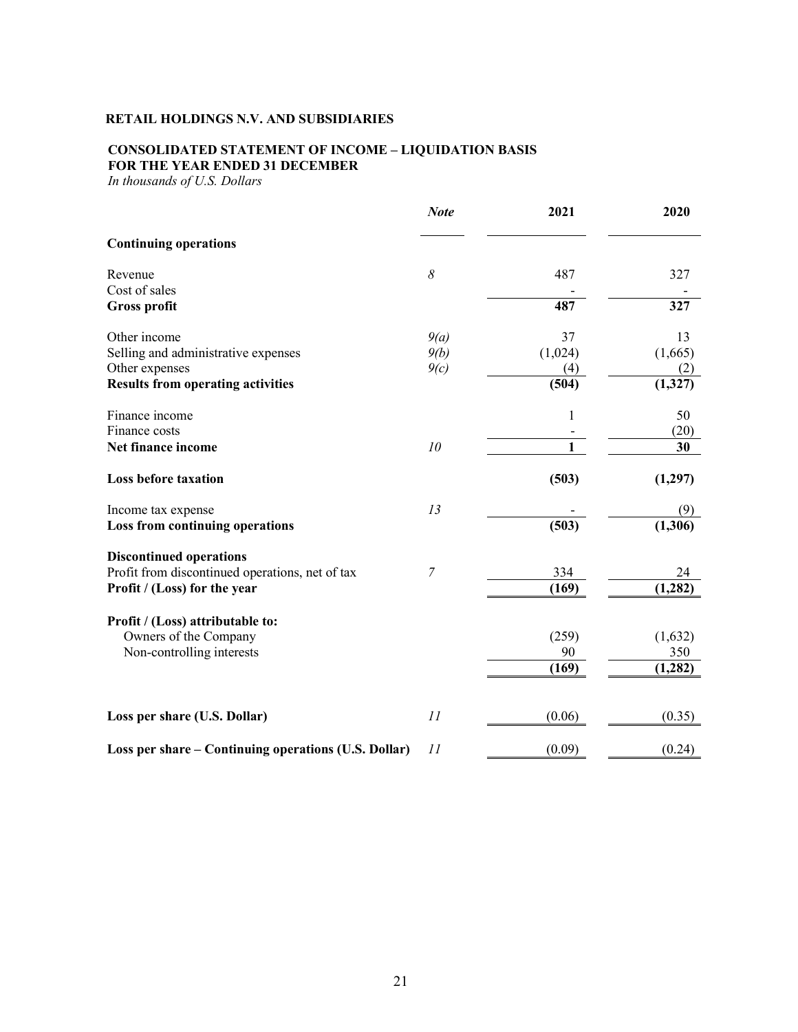**RETAIL HOLDINGS N.V. AND SUBSIDIARIES**

**CONSOLIDATED STATEMENT OF INCOME – LIQUIDATION BASIS**
**FOR THE YEAR ENDED 31 DECEMBER**
*In thousands of U.S. Dollars*

| | *Note* | 2021 | 2020 |
|---|---|---|---|
| **Continuing operations** | | | |
| Revenue | *8* | 487 | 327 |
| Cost of sales | | - | - |
| **Gross profit** | | **487** | **327** |
| Other income | *9(a)* | 37 | 13 |
| Selling and administrative expenses | *9(b)* | (1,024) | (1,665) |
| Other expenses | *9(c)* | (4) | (2) |
| **Results from operating activities** | | **(504)** | **(1,327)** |
| Finance income | | 1 | 50 |
| Finance costs | | - | (20) |
| **Net finance income** | *10* | **1** | **30** |
| **Loss before taxation** | | **(503)** | **(1,297)** |
| Income tax expense | *13* | - | (9) |
| **Loss from continuing operations** | | **(503)** | **(1,306)** |
| **Discontinued operations** | | | |
| Profit from discontinued operations, net of tax | *7* | 334 | 24 |
| **Profit / (Loss) for the year** | | **(169)** | **(1,282)** |
| **Profit / (Loss) attributable to:** | | | |
| Owners of the Company | | (259) | (1,632) |
| Non-controlling interests | | 90 | 350 |
| | | **(169)** | **(1,282)** |
| **Loss per share (U.S. Dollar)** | *11* | (0.06) | (0.35) |
| **Loss per share – Continuing operations (U.S. Dollar)** | *11* | (0.09) | (0.24) |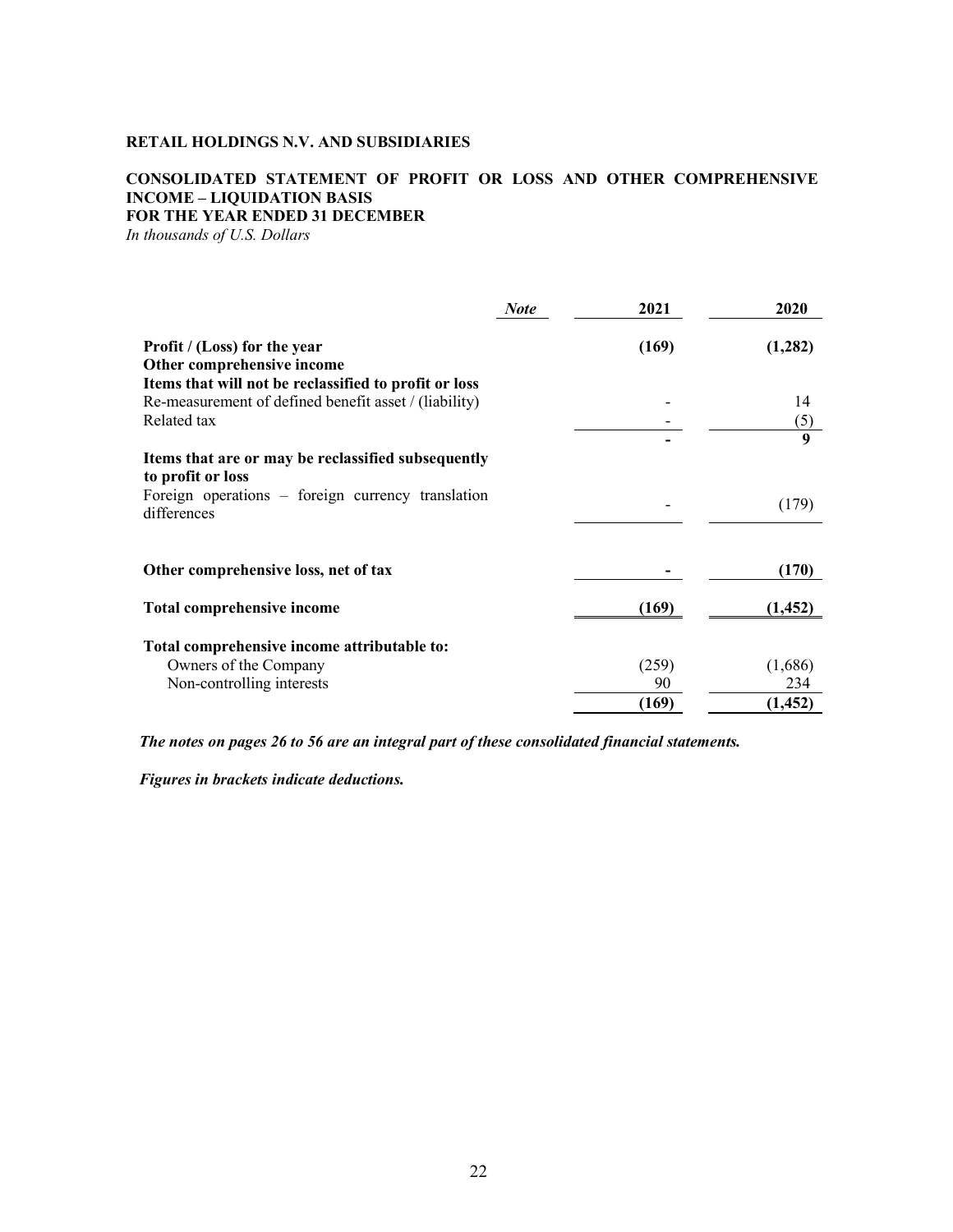**RETAIL HOLDINGS N.V. AND SUBSIDIARIES**

**CONSOLIDATED STATEMENT OF PROFIT OR LOSS AND OTHER COMPREHENSIVE INCOME – LIQUIDATION BASIS**
**FOR THE YEAR ENDED 31 DECEMBER**
*In thousands of U.S. Dollars*

| | *Note* | 2021 | 2020 |
|---|---|---|---|
| **Profit / (Loss) for the year** | | **(169)** | **(1,282)** |
| **Other comprehensive income** | | | |
| **Items that will not be reclassified to profit or loss** | | | |
| Re-measurement of defined benefit asset / (liability) | | - | 14 |
| Related tax | | - | (5) |
| | | **-** | **9** |
| **Items that are or may be reclassified subsequently to profit or loss** | | | |
| Foreign operations – foreign currency translation differences | | - | (179) |
| **Other comprehensive loss, net of tax** | | **-** | **(170)** |
| **Total comprehensive income** | | **(169)** | **(1,452)** |
| **Total comprehensive income attributable to:** | | | |
| Owners of the Company | | (259) | (1,686) |
| Non-controlling interests | | 90 | 234 |
| | | **(169)** | **(1,452)** |

***The notes on pages 26 to 56 are an integral part of these consolidated financial statements.***

***Figures in brackets indicate deductions.***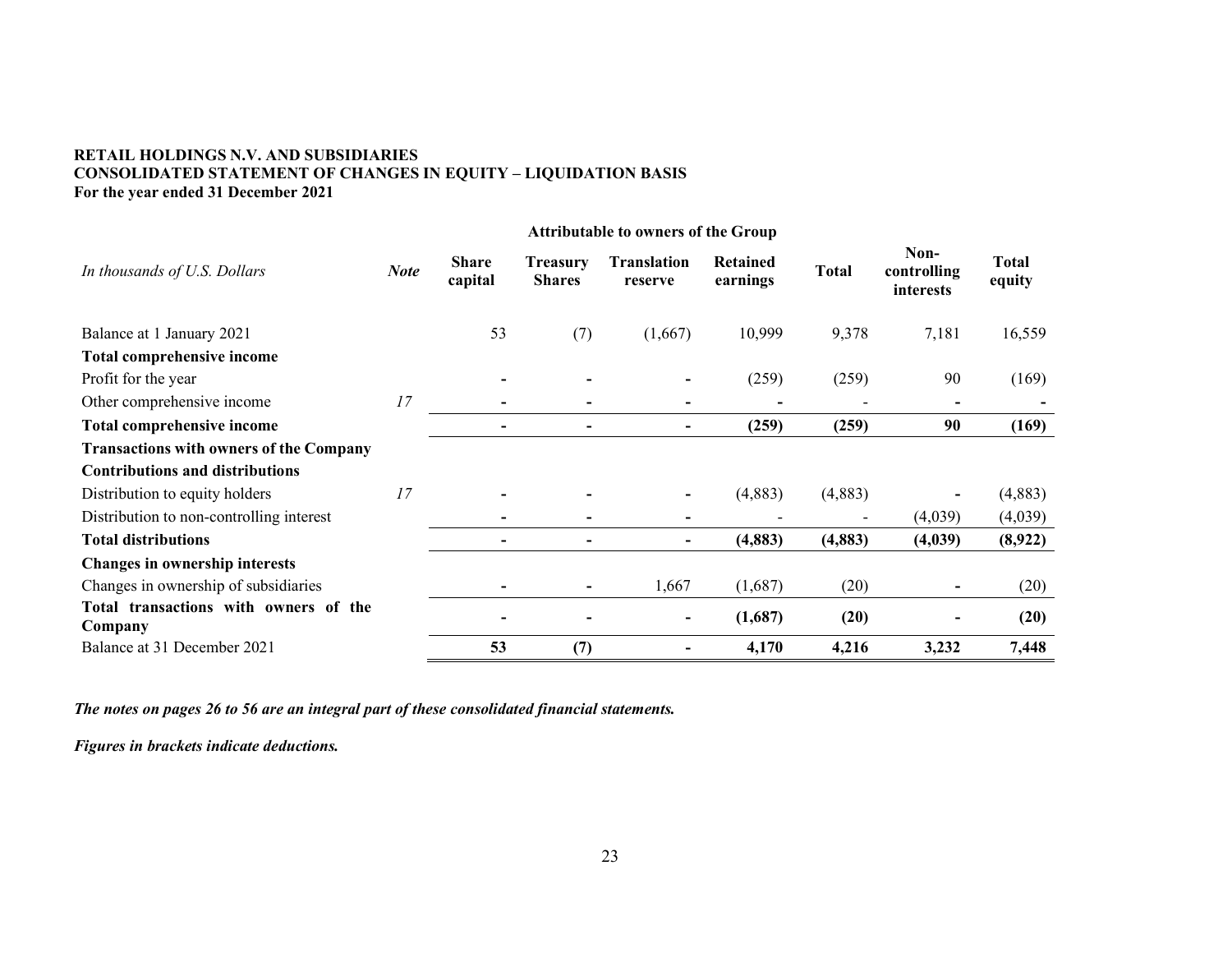**RETAIL HOLDINGS N.V. AND SUBSIDIARIES**
**CONSOLIDATED STATEMENT OF CHANGES IN EQUITY – LIQUIDATION BASIS**
**For the year ended 31 December 2021**

| | | Attributable to owners of the Group | | | | | | |
|---|---|---|---|---|---|---|---|---|
| *In thousands of U.S. Dollars* | ***Note*** | **Share capital** | **Treasury Shares** | **Translation reserve** | **Retained earnings** | **Total** | **Non-controlling interests** | **Total equity** |
| Balance at 1 January 2021 | | 53 | (7) | (1,667) | 10,999 | 9,378 | 7,181 | 16,559 |
| **Total comprehensive income** | | | | | | | | |
| Profit for the year | | - | - | - | (259) | (259) | 90 | (169) |
| Other comprehensive income | *17* | - | - | - | - | - | - | - |
| **Total comprehensive income** | | **-** | **-** | **-** | **(259)** | **(259)** | **90** | **(169)** |
| **Transactions with owners of the Company** | | | | | | | | |
| **Contributions and distributions** | | | | | | | | |
| Distribution to equity holders | *17* | - | - | - | (4,883) | (4,883) | - | (4,883) |
| Distribution to non-controlling interest | | - | - | - | - | - | (4,039) | (4,039) |
| **Total distributions** | | **-** | **-** | **-** | **(4,883)** | **(4,883)** | **(4,039)** | **(8,922)** |
| **Changes in ownership interests** | | | | | | | | |
| Changes in ownership of subsidiaries | | - | - | 1,667 | (1,687) | (20) | - | (20) |
| **Total transactions with owners of the Company** | | **-** | **-** | **-** | **(1,687)** | **(20)** | **-** | **(20)** |
| Balance at 31 December 2021 | | **53** | **(7)** | **-** | **4,170** | **4,216** | **3,232** | **7,448** |

***The notes on pages 26 to 56 are an integral part of these consolidated financial statements.***

***Figures in brackets indicate deductions.***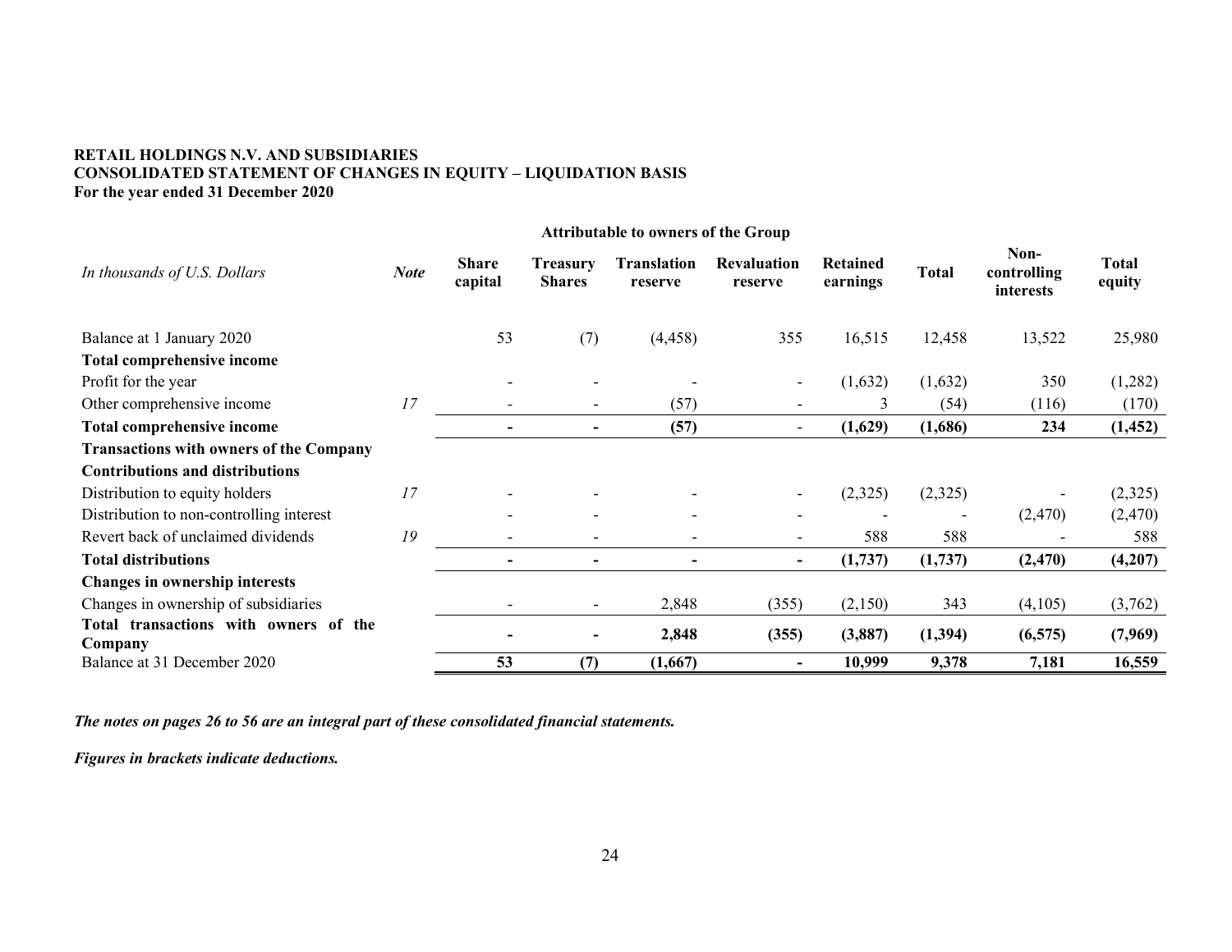**RETAIL HOLDINGS N.V. AND SUBSIDIARIES**
**CONSOLIDATED STATEMENT OF CHANGES IN EQUITY – LIQUIDATION BASIS**
**For the year ended 31 December 2020**

| | | **Attributable to owners of the Group** | | | | | | | |
|---|---|---|---|---|---|---|---|---|---|
| *In thousands of U.S. Dollars* | ***Note*** | **Share capital** | **Treasury Shares** | **Translation reserve** | **Revaluation reserve** | **Retained earnings** | **Total** | **Non-controlling interests** | **Total equity** |
| Balance at 1 January 2020 | | 53 | (7) | (4,458) | 355 | 16,515 | 12,458 | 13,522 | 25,980 |
| **Total comprehensive income** | | | | | | | | | |
| Profit for the year | | - | - | - | - | (1,632) | (1,632) | 350 | (1,282) |
| Other comprehensive income | *17* | - | - | (57) | - | 3 | (54) | (116) | (170) |
| **Total comprehensive income** | | **-** | **-** | **(57)** | - | **(1,629)** | **(1,686)** | **234** | **(1,452)** |
| **Transactions with owners of the Company** | | | | | | | | | |
| **Contributions and distributions** | | | | | | | | | |
| Distribution to equity holders | *17* | - | - | - | - | (2,325) | (2,325) | - | (2,325) |
| Distribution to non-controlling interest | | - | - | - | - | - | - | (2,470) | (2,470) |
| Revert back of unclaimed dividends | *19* | - | - | - | - | 588 | 588 | - | 588 |
| **Total distributions** | | **-** | **-** | **-** | **-** | **(1,737)** | **(1,737)** | **(2,470)** | **(4,207)** |
| **Changes in ownership interests** | | | | | | | | | |
| Changes in ownership of subsidiaries | | - | - | 2,848 | (355) | (2,150) | 343 | (4,105) | (3,762) |
| **Total transactions with owners of the Company** | | **-** | **-** | **2,848** | **(355)** | **(3,887)** | **(1,394)** | **(6,575)** | **(7,969)** |
| Balance at 31 December 2020 | | **53** | **(7)** | **(1,667)** | **-** | **10,999** | **9,378** | **7,181** | **16,559** |

***The notes on pages 26 to 56 are an integral part of these consolidated financial statements.***

***Figures in brackets indicate deductions.***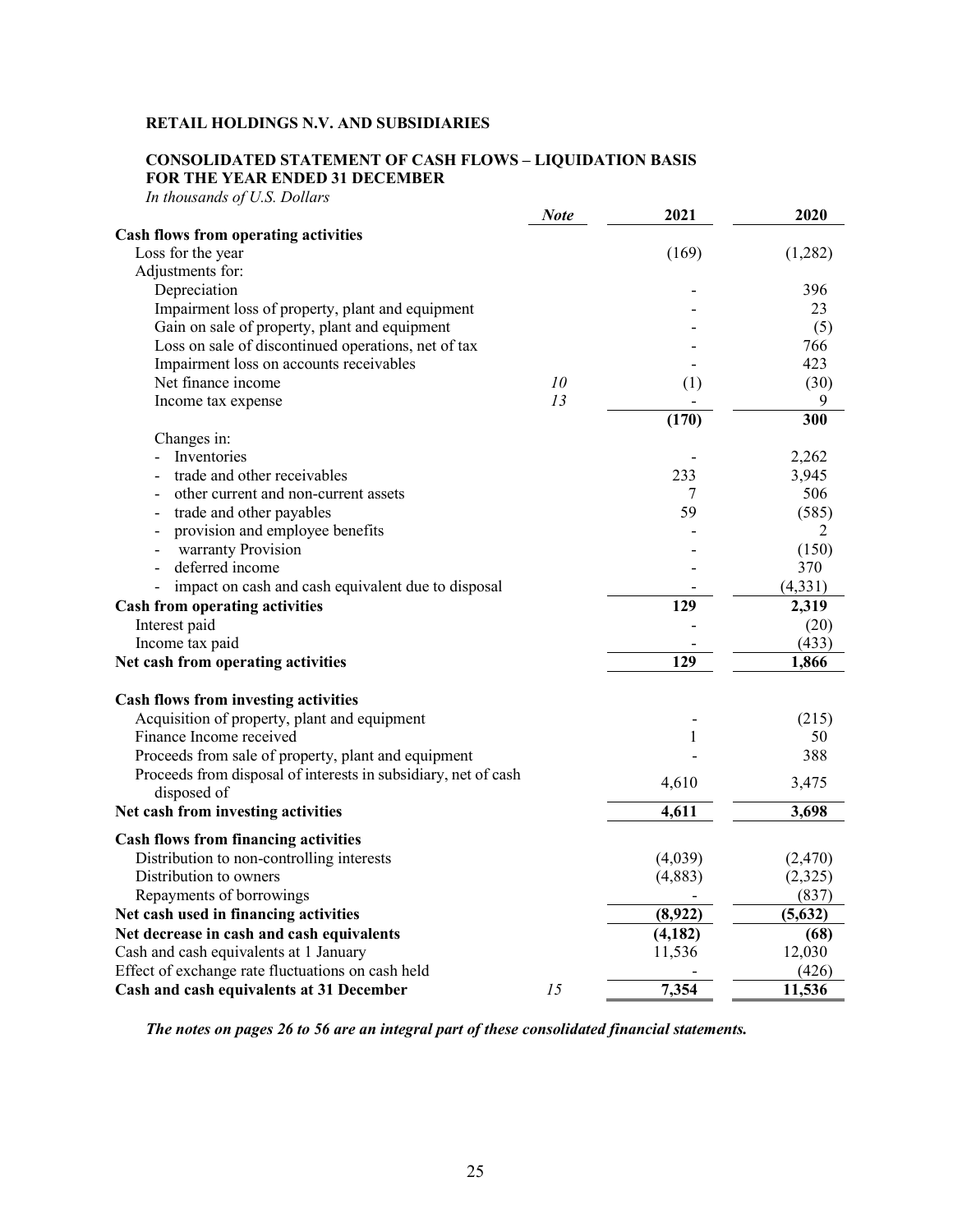**RETAIL HOLDINGS N.V. AND SUBSIDIARIES**

**CONSOLIDATED STATEMENT OF CASH FLOWS – LIQUIDATION BASIS**
**FOR THE YEAR ENDED 31 DECEMBER**
*In thousands of U.S. Dollars*

| | *Note* | 2021 | 2020 |
|---|---|---|---|
| **Cash flows from operating activities** | | | |
| Loss for the year | | (169) | (1,282) |
| Adjustments for: | | | |
| Depreciation | | - | 396 |
| Impairment loss of property, plant and equipment | | - | 23 |
| Gain on sale of property, plant and equipment | | - | (5) |
| Loss on sale of discontinued operations, net of tax | | - | 766 |
| Impairment loss on accounts receivables | | - | 423 |
| Net finance income | *10* | (1) | (30) |
| Income tax expense | *13* | - | 9 |
| | | **(170)** | **300** |
| Changes in: | | | |
| - Inventories | | - | 2,262 |
| - trade and other receivables | | 233 | 3,945 |
| - other current and non-current assets | | 7 | 506 |
| - trade and other payables | | 59 | (585) |
| - provision and employee benefits | | - | 2 |
| - warranty Provision | | - | (150) |
| - deferred income | | - | 370 |
| - impact on cash and cash equivalent due to disposal | | - | (4,331) |
| **Cash from operating activities** | | **129** | **2,319** |
| Interest paid | | - | (20) |
| Income tax paid | | - | (433) |
| **Net cash from operating activities** | | **129** | **1,866** |
| | | | |
| **Cash flows from investing activities** | | | |
| Acquisition of property, plant and equipment | | - | (215) |
| Finance Income received | | 1 | 50 |
| Proceeds from sale of property, plant and equipment | | - | 388 |
| Proceeds from disposal of interests in subsidiary, net of cash disposed of | | 4,610 | 3,475 |
| **Net cash from investing activities** | | **4,611** | **3,698** |
| **Cash flows from financing activities** | | | |
| Distribution to non-controlling interests | | (4,039) | (2,470) |
| Distribution to owners | | (4,883) | (2,325) |
| Repayments of borrowings | | - | (837) |
| **Net cash used in financing activities** | | **(8,922)** | **(5,632)** |
| **Net decrease in cash and cash equivalents** | | **(4,182)** | **(68)** |
| Cash and cash equivalents at 1 January | | 11,536 | 12,030 |
| Effect of exchange rate fluctuations on cash held | | - | (426) |
| **Cash and cash equivalents at 31 December** | *15* | **7,354** | **11,536** |

***The notes on pages 26 to 56 are an integral part of these consolidated financial statements.***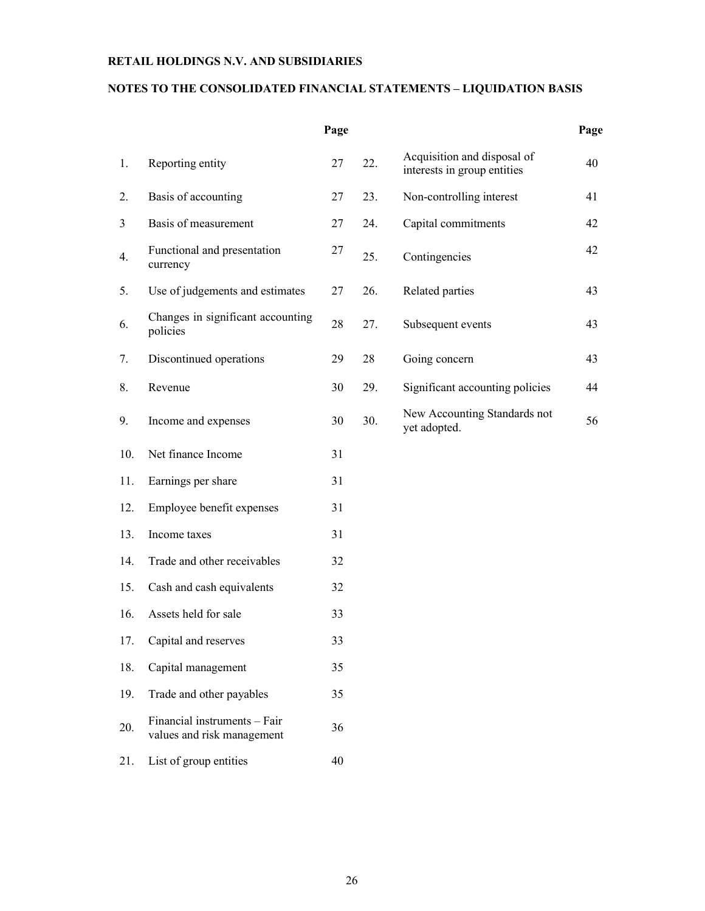**RETAIL HOLDINGS N.V. AND SUBSIDIARIES**

**NOTES TO THE CONSOLIDATED FINANCIAL STATEMENTS – LIQUIDATION BASIS**

| | | Page | | | Page |
|---|---|---|---|---|---|
| 1. | Reporting entity | 27 | 22. | Acquisition and disposal of interests in group entities | 40 |
| 2. | Basis of accounting | 27 | 23. | Non-controlling interest | 41 |
| 3 | Basis of measurement | 27 | 24. | Capital commitments | 42 |
| 4. | Functional and presentation currency | 27 | 25. | Contingencies | 42 |
| 5. | Use of judgements and estimates | 27 | 26. | Related parties | 43 |
| 6. | Changes in significant accounting policies | 28 | 27. | Subsequent events | 43 |
| 7. | Discontinued operations | 29 | 28 | Going concern | 43 |
| 8. | Revenue | 30 | 29. | Significant accounting policies | 44 |
| 9. | Income and expenses | 30 | 30. | New Accounting Standards not yet adopted. | 56 |
| 10. | Net finance Income | 31 | | | |
| 11. | Earnings per share | 31 | | | |
| 12. | Employee benefit expenses | 31 | | | |
| 13. | Income taxes | 31 | | | |
| 14. | Trade and other receivables | 32 | | | |
| 15. | Cash and cash equivalents | 32 | | | |
| 16. | Assets held for sale | 33 | | | |
| 17. | Capital and reserves | 33 | | | |
| 18. | Capital management | 35 | | | |
| 19. | Trade and other payables | 35 | | | |
| 20. | Financial instruments – Fair values and risk management | 36 | | | |
| 21. | List of group entities | 40 | | | |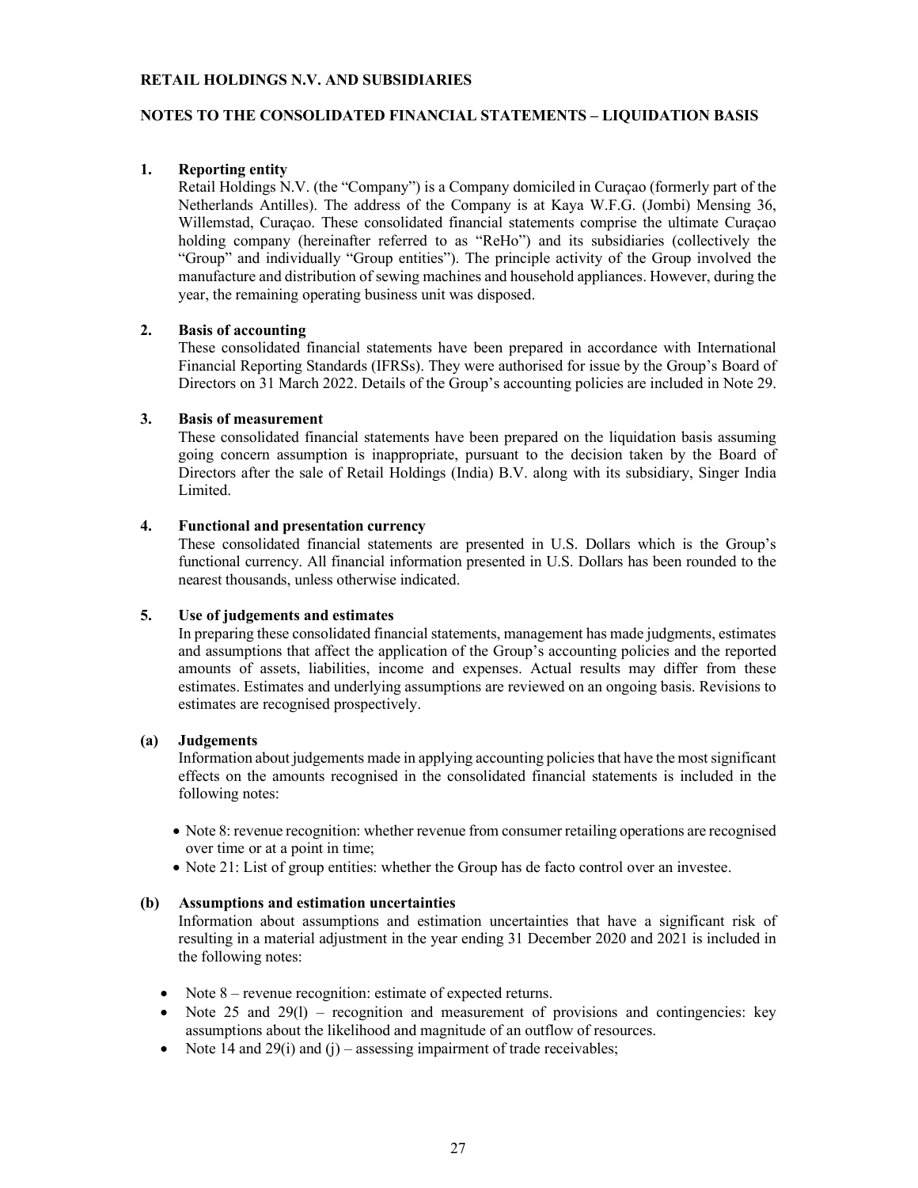**RETAIL HOLDINGS N.V. AND SUBSIDIARIES**

**NOTES TO THE CONSOLIDATED FINANCIAL STATEMENTS – LIQUIDATION BASIS**

## 1. Reporting entity

Retail Holdings N.V. (the "Company") is a Company domiciled in Curaçao (formerly part of the Netherlands Antilles). The address of the Company is at Kaya W.F.G. (Jombi) Mensing 36, Willemstad, Curaçao. These consolidated financial statements comprise the ultimate Curaçao holding company (hereinafter referred to as "ReHo") and its subsidiaries (collectively the "Group" and individually "Group entities"). The principle activity of the Group involved the manufacture and distribution of sewing machines and household appliances. However, during the year, the remaining operating business unit was disposed.

## 2. Basis of accounting

These consolidated financial statements have been prepared in accordance with International Financial Reporting Standards (IFRSs). They were authorised for issue by the Group's Board of Directors on 31 March 2022. Details of the Group's accounting policies are included in Note 29.

## 3. Basis of measurement

These consolidated financial statements have been prepared on the liquidation basis assuming going concern assumption is inappropriate, pursuant to the decision taken by the Board of Directors after the sale of Retail Holdings (India) B.V. along with its subsidiary, Singer India Limited.

## 4. Functional and presentation currency

These consolidated financial statements are presented in U.S. Dollars which is the Group's functional currency. All financial information presented in U.S. Dollars has been rounded to the nearest thousands, unless otherwise indicated.

## 5. Use of judgements and estimates

In preparing these consolidated financial statements, management has made judgments, estimates and assumptions that affect the application of the Group's accounting policies and the reported amounts of assets, liabilities, income and expenses. Actual results may differ from these estimates. Estimates and underlying assumptions are reviewed on an ongoing basis. Revisions to estimates are recognised prospectively.

### (a) Judgements

Information about judgements made in applying accounting policies that have the most significant effects on the amounts recognised in the consolidated financial statements is included in the following notes:

- Note 8: revenue recognition: whether revenue from consumer retailing operations are recognised over time or at a point in time;
- Note 21: List of group entities: whether the Group has de facto control over an investee.

### (b) Assumptions and estimation uncertainties

Information about assumptions and estimation uncertainties that have a significant risk of resulting in a material adjustment in the year ending 31 December 2020 and 2021 is included in the following notes:

- Note 8 – revenue recognition: estimate of expected returns.
- Note 25 and 29(l) – recognition and measurement of provisions and contingencies: key assumptions about the likelihood and magnitude of an outflow of resources.
- Note 14 and 29(i) and (j) – assessing impairment of trade receivables;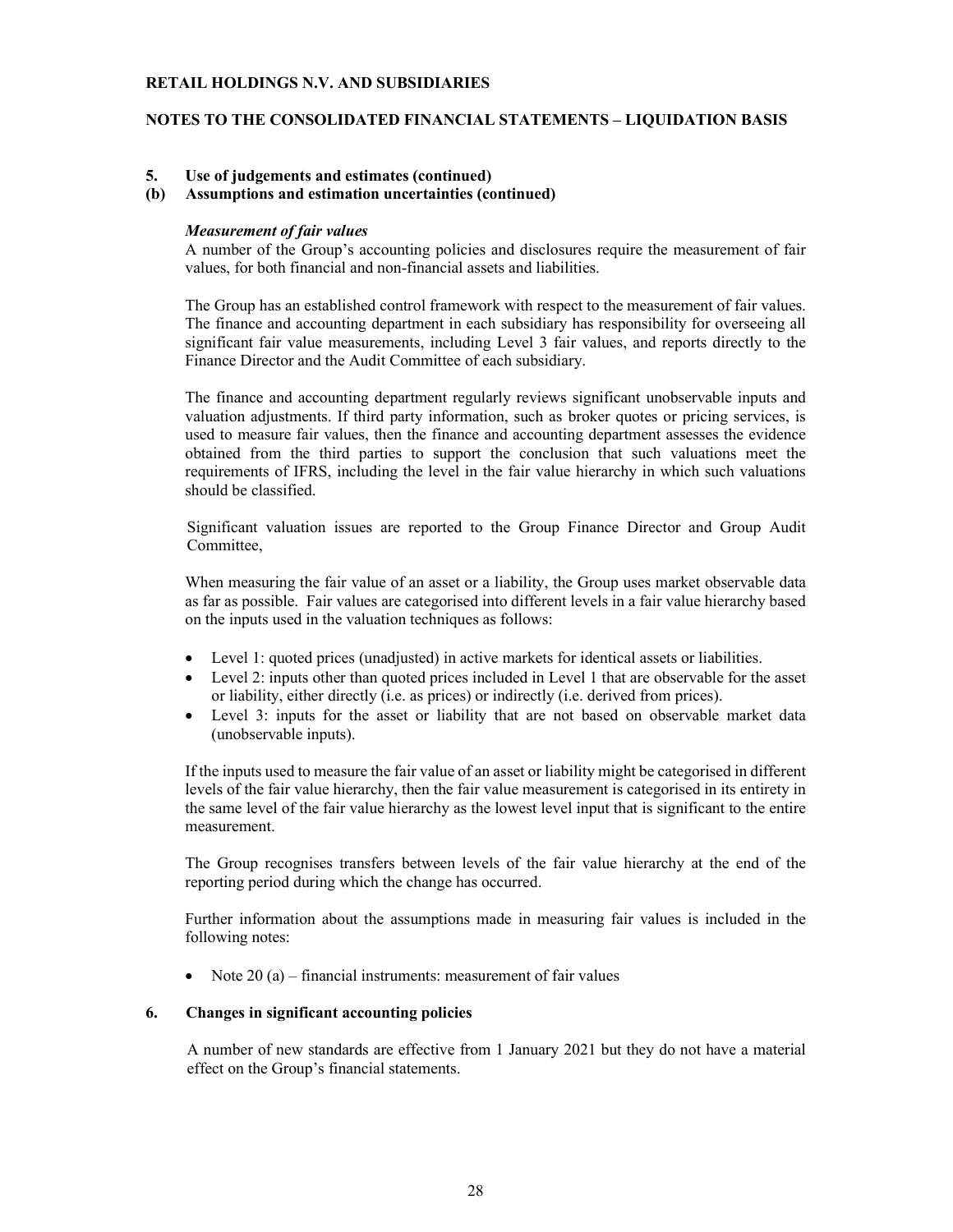**RETAIL HOLDINGS N.V. AND SUBSIDIARIES**

**NOTES TO THE CONSOLIDATED FINANCIAL STATEMENTS – LIQUIDATION BASIS**

**5. Use of judgements and estimates (continued)**

**(b) Assumptions and estimation uncertainties (continued)**

***Measurement of fair values***

A number of the Group's accounting policies and disclosures require the measurement of fair values, for both financial and non-financial assets and liabilities.

The Group has an established control framework with respect to the measurement of fair values. The finance and accounting department in each subsidiary has responsibility for overseeing all significant fair value measurements, including Level 3 fair values, and reports directly to the Finance Director and the Audit Committee of each subsidiary.

The finance and accounting department regularly reviews significant unobservable inputs and valuation adjustments. If third party information, such as broker quotes or pricing services, is used to measure fair values, then the finance and accounting department assesses the evidence obtained from the third parties to support the conclusion that such valuations meet the requirements of IFRS, including the level in the fair value hierarchy in which such valuations should be classified.

Significant valuation issues are reported to the Group Finance Director and Group Audit Committee,

When measuring the fair value of an asset or a liability, the Group uses market observable data as far as possible. Fair values are categorised into different levels in a fair value hierarchy based on the inputs used in the valuation techniques as follows:

- Level 1: quoted prices (unadjusted) in active markets for identical assets or liabilities.
- Level 2: inputs other than quoted prices included in Level 1 that are observable for the asset or liability, either directly (i.e. as prices) or indirectly (i.e. derived from prices).
- Level 3: inputs for the asset or liability that are not based on observable market data (unobservable inputs).

If the inputs used to measure the fair value of an asset or liability might be categorised in different levels of the fair value hierarchy, then the fair value measurement is categorised in its entirety in the same level of the fair value hierarchy as the lowest level input that is significant to the entire measurement.

The Group recognises transfers between levels of the fair value hierarchy at the end of the reporting period during which the change has occurred.

Further information about the assumptions made in measuring fair values is included in the following notes:

- Note 20 (a) – financial instruments: measurement of fair values

**6. Changes in significant accounting policies**

A number of new standards are effective from 1 January 2021 but they do not have a material effect on the Group's financial statements.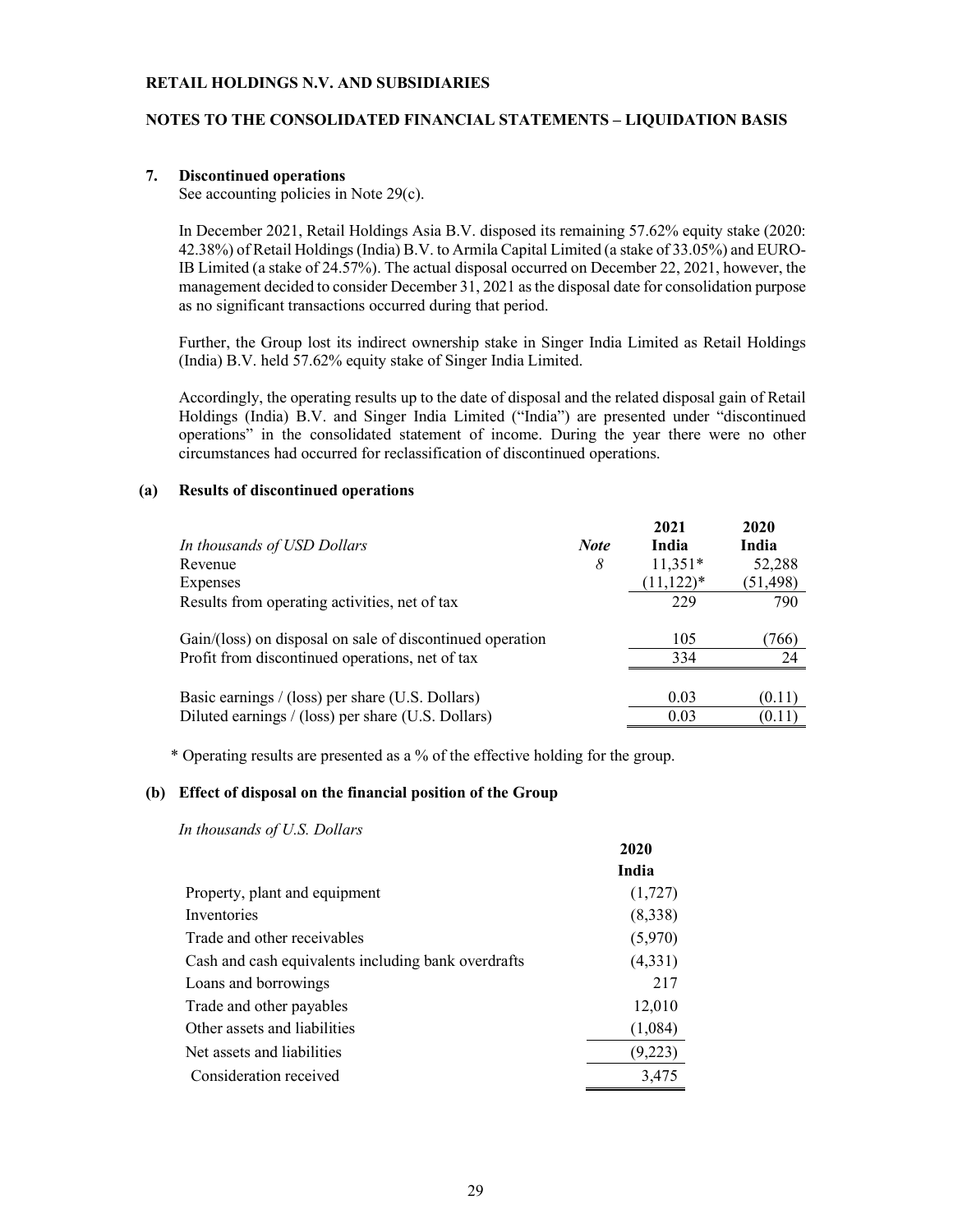**RETAIL HOLDINGS N.V. AND SUBSIDIARIES**

**NOTES TO THE CONSOLIDATED FINANCIAL STATEMENTS – LIQUIDATION BASIS**

## 7. Discontinued operations

See accounting policies in Note 29(c).

In December 2021, Retail Holdings Asia B.V. disposed its remaining 57.62% equity stake (2020: 42.38%) of Retail Holdings (India) B.V. to Armila Capital Limited (a stake of 33.05%) and EURO-IB Limited (a stake of 24.57%). The actual disposal occurred on December 22, 2021, however, the management decided to consider December 31, 2021 as the disposal date for consolidation purpose as no significant transactions occurred during that period.

Further, the Group lost its indirect ownership stake in Singer India Limited as Retail Holdings (India) B.V. held 57.62% equity stake of Singer India Limited.

Accordingly, the operating results up to the date of disposal and the related disposal gain of Retail Holdings (India) B.V. and Singer India Limited ("India") are presented under "discontinued operations" in the consolidated statement of income. During the year there were no other circumstances had occurred for reclassification of discontinued operations.

### (a) Results of discontinued operations

| *In thousands of USD Dollars* | *Note* | 2021 India | 2020 India |
|---|---|---|---|
| Revenue | *8* | 11,351* | 52,288 |
| Expenses | | (11,122)* | (51,498) |
| Results from operating activities, net of tax | | 229 | 790 |
| Gain/(loss) on disposal on sale of discontinued operation | | 105 | (766) |
| Profit from discontinued operations, net of tax | | 334 | 24 |
| Basic earnings / (loss) per share (U.S. Dollars) | | 0.03 | (0.11) |
| Diluted earnings / (loss) per share (U.S. Dollars) | | 0.03 | (0.11) |

\* Operating results are presented as a % of the effective holding for the group.

### (b) Effect of disposal on the financial position of the Group

*In thousands of U.S. Dollars*

| | 2020 India |
|---|---|
| Property, plant and equipment | (1,727) |
| Inventories | (8,338) |
| Trade and other receivables | (5,970) |
| Cash and cash equivalents including bank overdrafts | (4,331) |
| Loans and borrowings | 217 |
| Trade and other payables | 12,010 |
| Other assets and liabilities | (1,084) |
| Net assets and liabilities | (9,223) |
| Consideration received | 3,475 |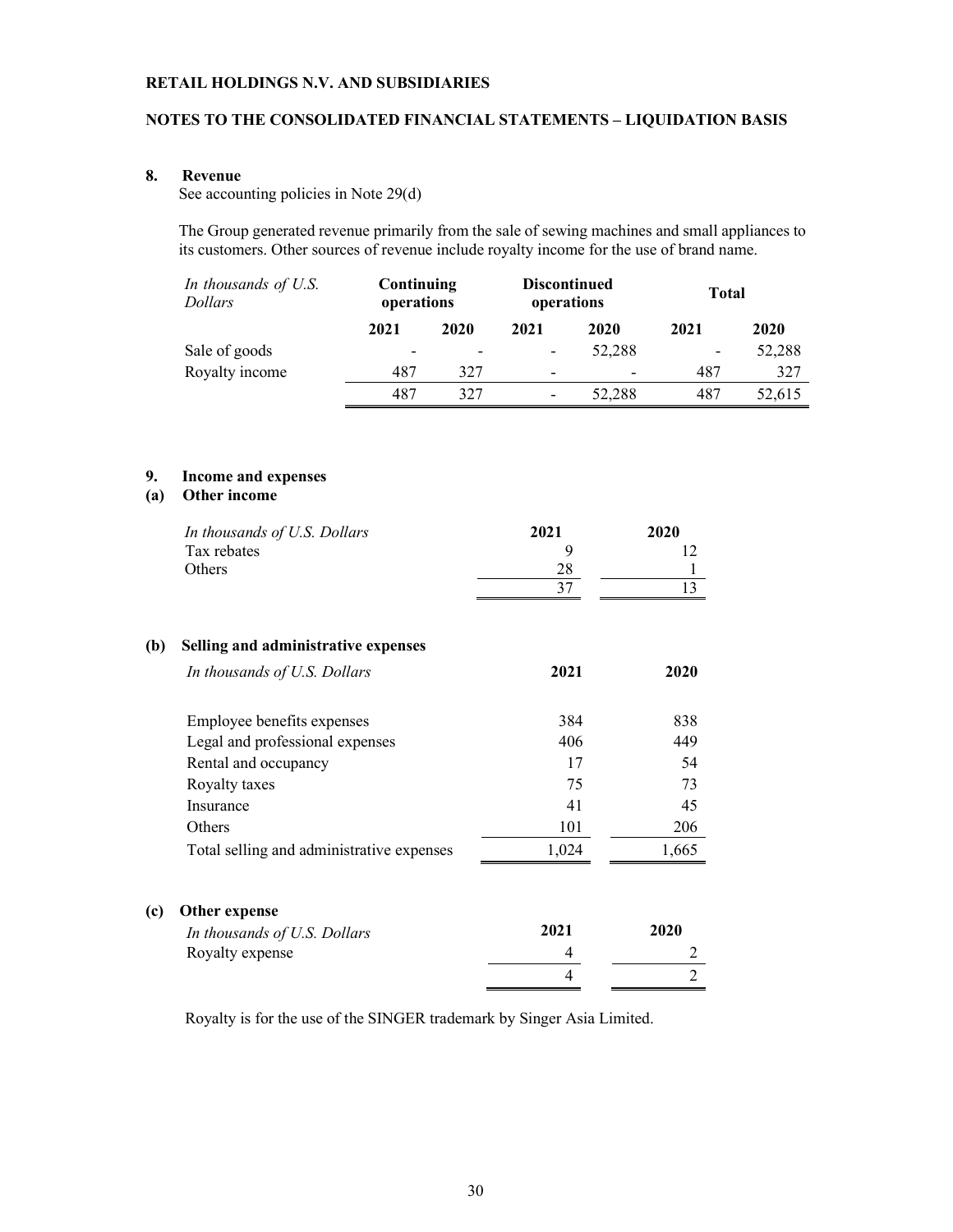**RETAIL HOLDINGS N.V. AND SUBSIDIARIES**

**NOTES TO THE CONSOLIDATED FINANCIAL STATEMENTS – LIQUIDATION BASIS**

## 8. Revenue

See accounting policies in Note 29(d)

The Group generated revenue primarily from the sale of sewing machines and small appliances to its customers. Other sources of revenue include royalty income for the use of brand name.

| *In thousands of U.S. Dollars* | **Continuing operations** | | **Discontinued operations** | | **Total** | |
|---|---|---|---|---|---|---|
| | **2021** | **2020** | **2021** | **2020** | **2021** | **2020** |
| Sale of goods | - | - | - | 52,288 | - | 52,288 |
| Royalty income | 487 | 327 | - | - | 487 | 327 |
| | 487 | 327 | - | 52,288 | 487 | 52,615 |

## 9. Income and expenses

### (a) Other income

| *In thousands of U.S. Dollars* | **2021** | **2020** |
|---|---|---|
| Tax rebates | 9 | 12 |
| Others | 28 | 1 |
| | 37 | 13 |

### (b) Selling and administrative expenses

| *In thousands of U.S. Dollars* | **2021** | **2020** |
|---|---|---|
| Employee benefits expenses | 384 | 838 |
| Legal and professional expenses | 406 | 449 |
| Rental and occupancy | 17 | 54 |
| Royalty taxes | 75 | 73 |
| Insurance | 41 | 45 |
| Others | 101 | 206 |
| Total selling and administrative expenses | 1,024 | 1,665 |

### (c) Other expense

| *In thousands of U.S. Dollars* | **2021** | **2020** |
|---|---|---|
| Royalty expense | 4 | 2 |
| | 4 | 2 |

Royalty is for the use of the SINGER trademark by Singer Asia Limited.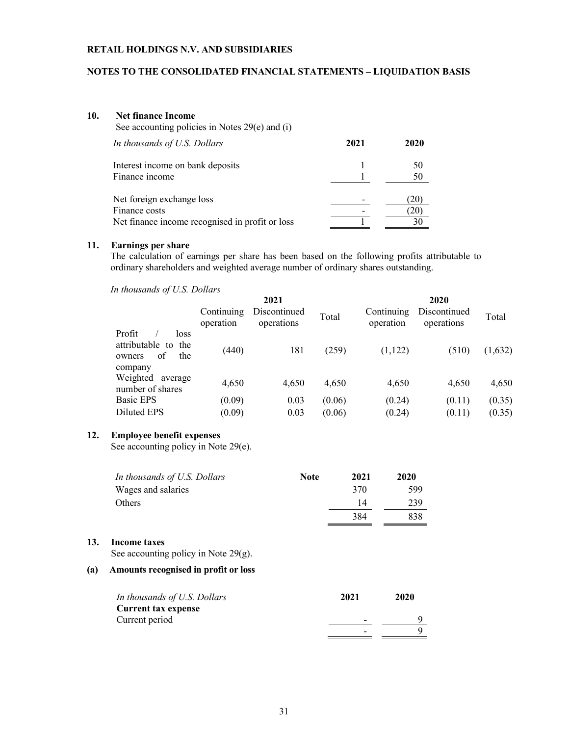**RETAIL HOLDINGS N.V. AND SUBSIDIARIES**

**NOTES TO THE CONSOLIDATED FINANCIAL STATEMENTS – LIQUIDATION BASIS**

## 10. Net finance Income

See accounting policies in Notes 29(e) and (i)

| *In thousands of U.S. Dollars* | **2021** | **2020** |
|---|---|---|
| Interest income on bank deposits | 1 | 50 |
| Finance income | 1 | 50 |
| | | |
| Net foreign exchange loss | - | (20) |
| Finance costs | - | (20) |
| Net finance income recognised in profit or loss | 1 | 30 |

## 11. Earnings per share

The calculation of earnings per share has been based on the following profits attributable to ordinary shareholders and weighted average number of ordinary shares outstanding.

*In thousands of U.S. Dollars*

| | 2021 | | | 2020 | | |
|---|---|---|---|---|---|---|
| | Continuing operation | Discontinued operations | Total | Continuing operation | Discontinued operations | Total |
| Profit / loss attributable to the owners of the company | (440) | 181 | (259) | (1,122) | (510) | (1,632) |
| Weighted average number of shares | 4,650 | 4,650 | 4,650 | 4,650 | 4,650 | 4,650 |
| Basic EPS | (0.09) | 0.03 | (0.06) | (0.24) | (0.11) | (0.35) |
| Diluted EPS | (0.09) | 0.03 | (0.06) | (0.24) | (0.11) | (0.35) |

## 12. Employee benefit expenses

See accounting policy in Note 29(e).

| *In thousands of U.S. Dollars* | **Note** | **2021** | **2020** |
|---|---|---|---|
| Wages and salaries | | 370 | 599 |
| Others | | 14 | 239 |
| | | 384 | 838 |

## 13. Income taxes

See accounting policy in Note 29(g).

### (a) Amounts recognised in profit or loss

| *In thousands of U.S. Dollars* | **2021** | **2020** |
|---|---|---|
| **Current tax expense** | | |
| Current period | - | 9 |
| | - | 9 |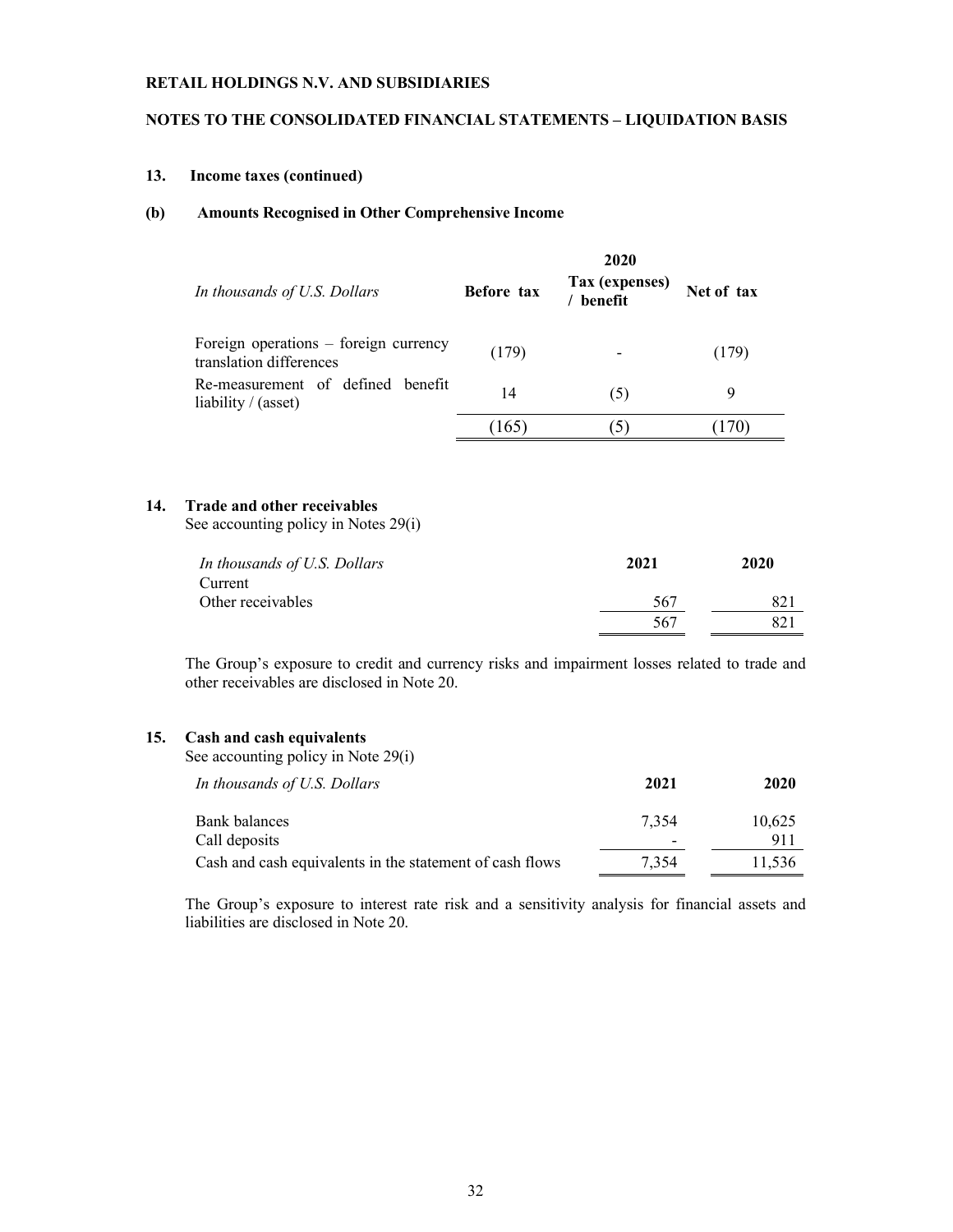**RETAIL HOLDINGS N.V. AND SUBSIDIARIES**

**NOTES TO THE CONSOLIDATED FINANCIAL STATEMENTS – LIQUIDATION BASIS**

**13. Income taxes (continued)**

**(b) Amounts Recognised in Other Comprehensive Income**

| | | 2020 | |
|---|---|---|---|
| *In thousands of U.S. Dollars* | **Before tax** | **Tax (expenses) / benefit** | **Net of tax** |
| Foreign operations – foreign currency translation differences | (179) | - | (179) |
| Re-measurement of defined benefit liability / (asset) | 14 | (5) | 9 |
| | (165) | (5) | (170) |

## 14. Trade and other receivables

See accounting policy in Notes 29(i)

| *In thousands of U.S. Dollars* | **2021** | **2020** |
|---|---|---|
| Current | | |
| Other receivables | 567 | 821 |
| | 567 | 821 |

The Group's exposure to credit and currency risks and impairment losses related to trade and other receivables are disclosed in Note 20.

## 15. Cash and cash equivalents

See accounting policy in Note 29(i)

| *In thousands of U.S. Dollars* | **2021** | **2020** |
|---|---|---|
| Bank balances | 7,354 | 10,625 |
| Call deposits | - | 911 |
| Cash and cash equivalents in the statement of cash flows | 7,354 | 11,536 |

The Group's exposure to interest rate risk and a sensitivity analysis for financial assets and liabilities are disclosed in Note 20.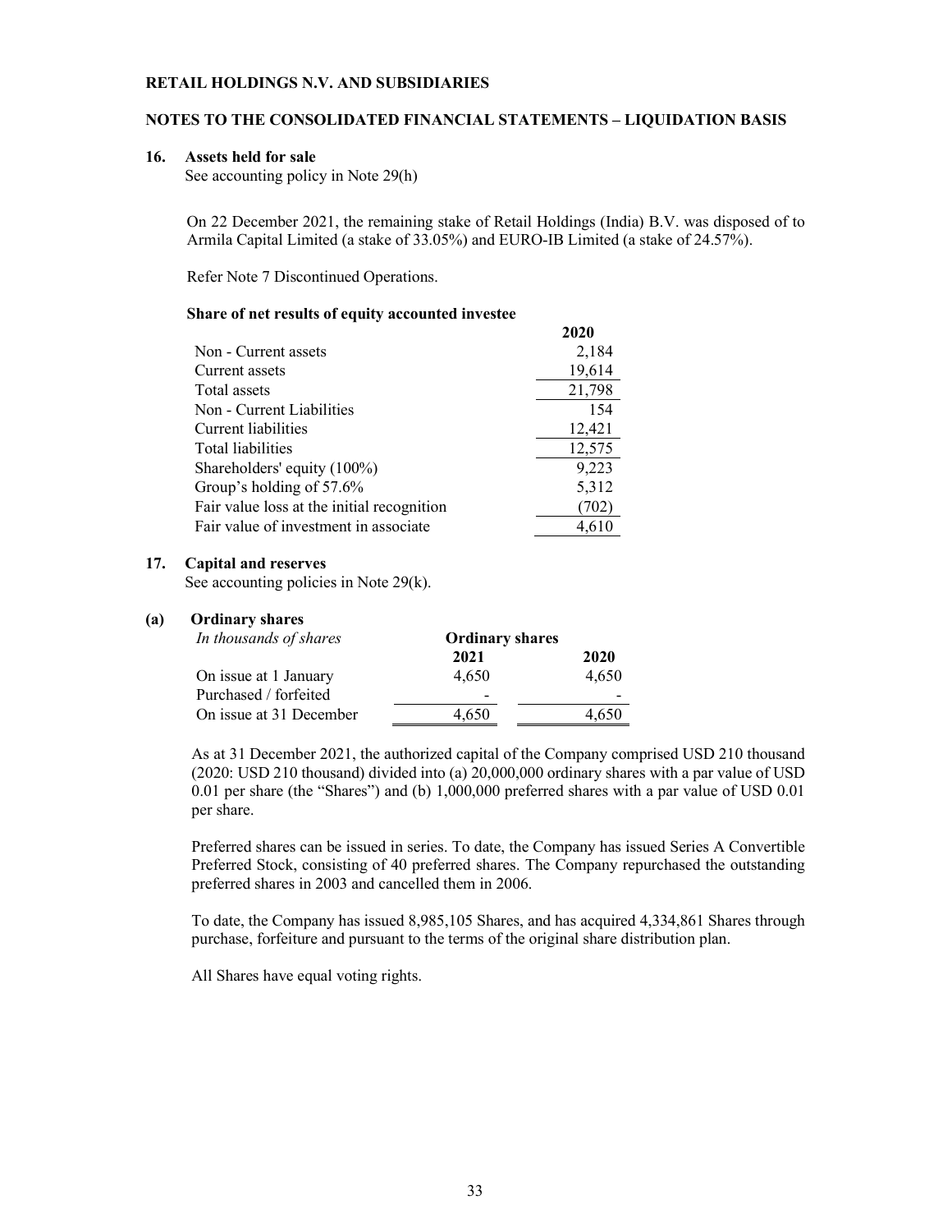**RETAIL HOLDINGS N.V. AND SUBSIDIARIES**

**NOTES TO THE CONSOLIDATED FINANCIAL STATEMENTS – LIQUIDATION BASIS**

## 16. Assets held for sale

See accounting policy in Note 29(h)

On 22 December 2021, the remaining stake of Retail Holdings (India) B.V. was disposed of to Armila Capital Limited (a stake of 33.05%) and EURO-IB Limited (a stake of 24.57%).

Refer Note 7 Discontinued Operations.

**Share of net results of equity accounted investee**

| | 2020 |
|---|---|
| Non - Current assets | 2,184 |
| Current assets | 19,614 |
| Total assets | 21,798 |
| Non - Current Liabilities | 154 |
| Current liabilities | 12,421 |
| Total liabilities | 12,575 |
| Shareholders' equity (100%) | 9,223 |
| Group's holding of 57.6% | 5,312 |
| Fair value loss at the initial recognition | (702) |
| Fair value of investment in associate | 4,610 |

## 17. Capital and reserves

See accounting policies in Note 29(k).

### (a) Ordinary shares

| *In thousands of shares* | Ordinary shares | |
|---|---|---|
| | 2021 | 2020 |
| On issue at 1 January | 4,650 | 4,650 |
| Purchased / forfeited | - | - |
| On issue at 31 December | 4,650 | 4,650 |

As at 31 December 2021, the authorized capital of the Company comprised USD 210 thousand (2020: USD 210 thousand) divided into (a) 20,000,000 ordinary shares with a par value of USD 0.01 per share (the "Shares") and (b) 1,000,000 preferred shares with a par value of USD 0.01 per share.

Preferred shares can be issued in series. To date, the Company has issued Series A Convertible Preferred Stock, consisting of 40 preferred shares. The Company repurchased the outstanding preferred shares in 2003 and cancelled them in 2006.

To date, the Company has issued 8,985,105 Shares, and has acquired 4,334,861 Shares through purchase, forfeiture and pursuant to the terms of the original share distribution plan.

All Shares have equal voting rights.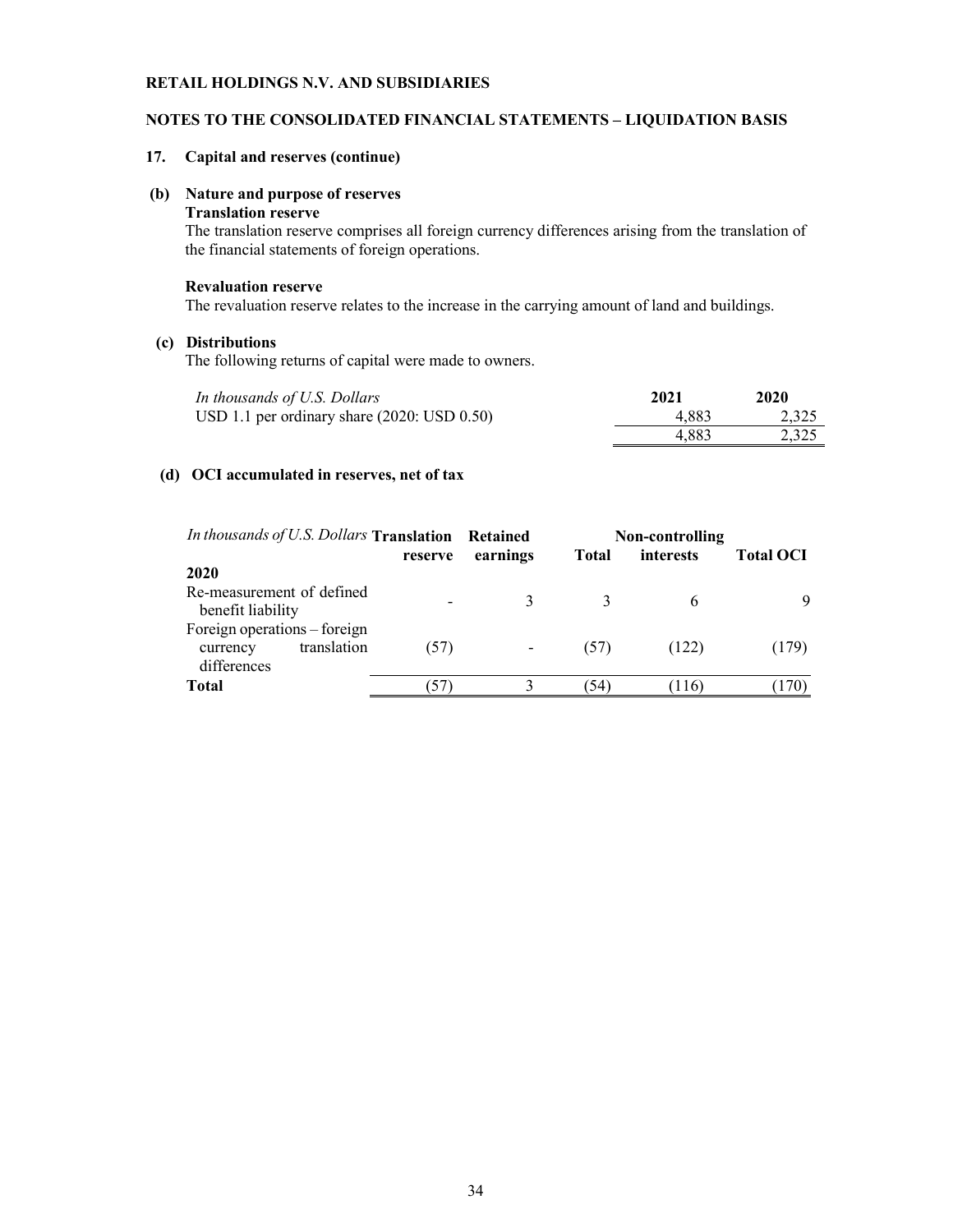**RETAIL HOLDINGS N.V. AND SUBSIDIARIES**

**NOTES TO THE CONSOLIDATED FINANCIAL STATEMENTS – LIQUIDATION BASIS**

**17. Capital and reserves (continue)**

**(b) Nature and purpose of reserves**

**Translation reserve**

The translation reserve comprises all foreign currency differences arising from the translation of the financial statements of foreign operations.

**Revaluation reserve**

The revaluation reserve relates to the increase in the carrying amount of land and buildings.

**(c) Distributions**

The following returns of capital were made to owners.

| *In thousands of U.S. Dollars* | **2021** | **2020** |
|---|---|---|
| USD 1.1 per ordinary share (2020: USD 0.50) | 4,883 | 2,325 |
| | 4,883 | 2,325 |

**(d) OCI accumulated in reserves, net of tax**

| *In thousands of U.S. Dollars* | **Translation reserve** | **Retained earnings** | **Total** | **Non-controlling interests** | **Total OCI** |
|---|---|---|---|---|---|
| **2020** | | | | | |
| Re-measurement of defined benefit liability | - | 3 | 3 | 6 | 9 |
| Foreign operations – foreign currency translation differences | (57) | - | (57) | (122) | (179) |
| **Total** | (57) | 3 | (54) | (116) | (170) |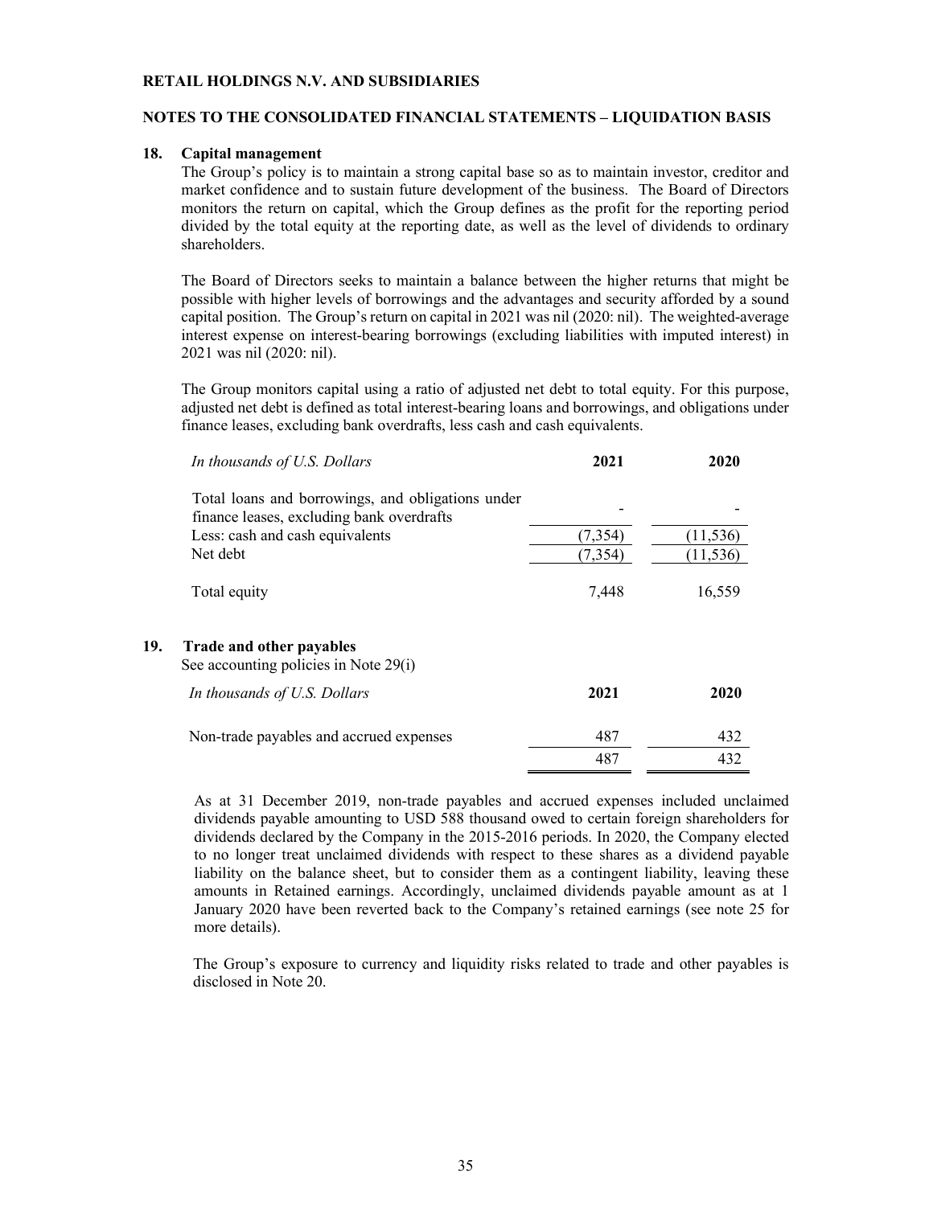**RETAIL HOLDINGS N.V. AND SUBSIDIARIES**

**NOTES TO THE CONSOLIDATED FINANCIAL STATEMENTS – LIQUIDATION BASIS**

## 18. Capital management

The Group's policy is to maintain a strong capital base so as to maintain investor, creditor and market confidence and to sustain future development of the business. The Board of Directors monitors the return on capital, which the Group defines as the profit for the reporting period divided by the total equity at the reporting date, as well as the level of dividends to ordinary shareholders.

The Board of Directors seeks to maintain a balance between the higher returns that might be possible with higher levels of borrowings and the advantages and security afforded by a sound capital position. The Group's return on capital in 2021 was nil (2020: nil). The weighted-average interest expense on interest-bearing borrowings (excluding liabilities with imputed interest) in 2021 was nil (2020: nil).

The Group monitors capital using a ratio of adjusted net debt to total equity. For this purpose, adjusted net debt is defined as total interest-bearing loans and borrowings, and obligations under finance leases, excluding bank overdrafts, less cash and cash equivalents.

| *In thousands of U.S. Dollars* | **2021** | **2020** |
|---|---|---|
| Total loans and borrowings, and obligations under finance leases, excluding bank overdrafts | - | - |
| Less: cash and cash equivalents | (7,354) | (11,536) |
| Net debt | (7,354) | (11,536) |
| Total equity | 7,448 | 16,559 |

## 19. Trade and other payables

See accounting policies in Note 29(i)

| *In thousands of U.S. Dollars* | **2021** | **2020** |
|---|---|---|
| Non-trade payables and accrued expenses | 487 | 432 |
| | 487 | 432 |

As at 31 December 2019, non-trade payables and accrued expenses included unclaimed dividends payable amounting to USD 588 thousand owed to certain foreign shareholders for dividends declared by the Company in the 2015-2016 periods. In 2020, the Company elected to no longer treat unclaimed dividends with respect to these shares as a dividend payable liability on the balance sheet, but to consider them as a contingent liability, leaving these amounts in Retained earnings. Accordingly, unclaimed dividends payable amount as at 1 January 2020 have been reverted back to the Company's retained earnings (see note 25 for more details).

The Group's exposure to currency and liquidity risks related to trade and other payables is disclosed in Note 20.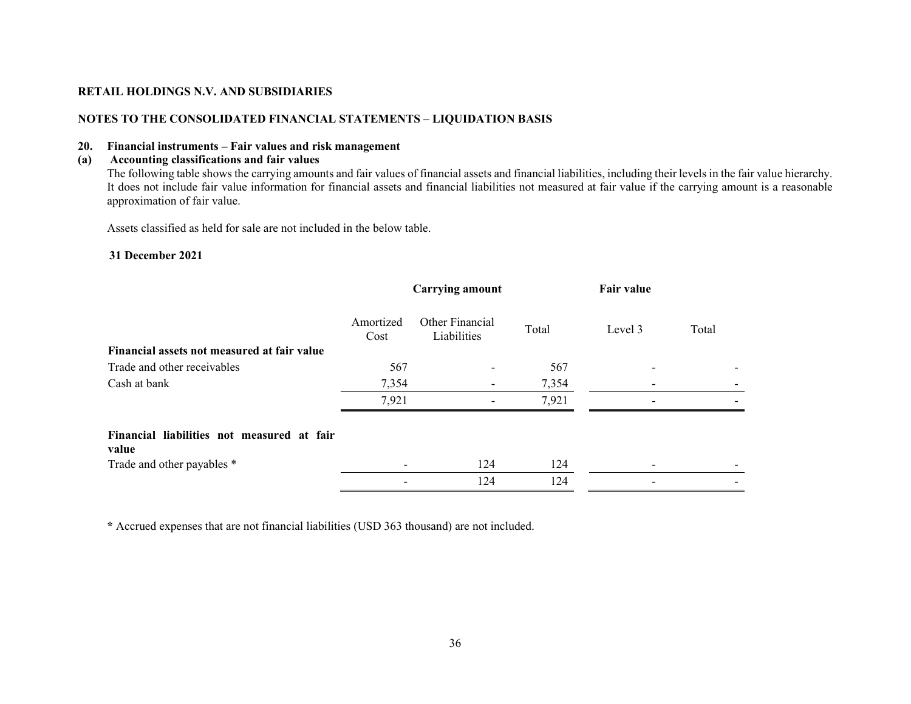**RETAIL HOLDINGS N.V. AND SUBSIDIARIES**

**NOTES TO THE CONSOLIDATED FINANCIAL STATEMENTS – LIQUIDATION BASIS**

**20. Financial instruments – Fair values and risk management**

**(a) Accounting classifications and fair values**

The following table shows the carrying amounts and fair values of financial assets and financial liabilities, including their levels in the fair value hierarchy. It does not include fair value information for financial assets and financial liabilities not measured at fair value if the carrying amount is a reasonable approximation of fair value.

Assets classified as held for sale are not included in the below table.

**31 December 2021**

| | **Carrying amount** | | | **Fair value** | |
|---|---|---|---|---|---|
| | Amortized Cost | Other Financial Liabilities | Total | Level 3 | Total |
| **Financial assets not measured at fair value** | | | | | |
| Trade and other receivables | 567 | - | 567 | - | - |
| Cash at bank | 7,354 | - | 7,354 | - | - |
| | 7,921 | - | 7,921 | - | - |
| **Financial liabilities not measured at fair value** | | | | | |
| Trade and other payables * | - | 124 | 124 | - | - |
| | - | 124 | 124 | - | - |

**\*** Accrued expenses that are not financial liabilities (USD 363 thousand) are not included.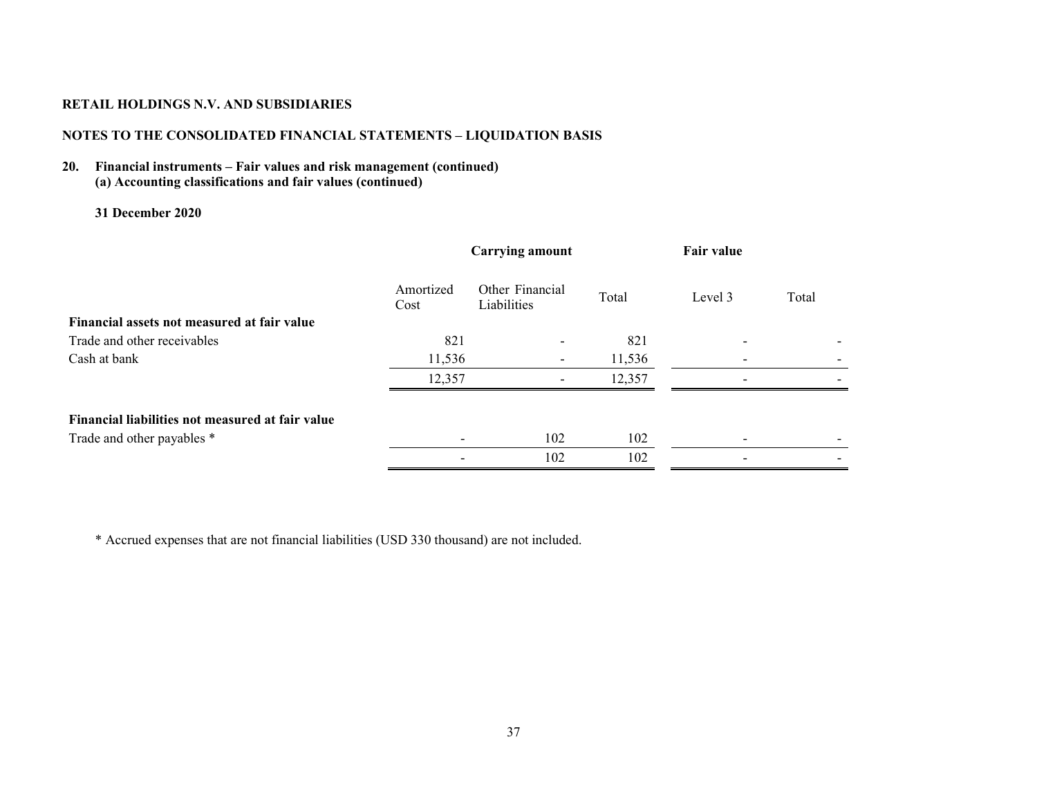**RETAIL HOLDINGS N.V. AND SUBSIDIARIES**

**NOTES TO THE CONSOLIDATED FINANCIAL STATEMENTS – LIQUIDATION BASIS**

**20. Financial instruments – Fair values and risk management (continued)**
**(a) Accounting classifications and fair values (continued)**

**31 December 2020**

| | Carrying amount | | | Fair value | |
|---|---|---|---|---|---|
| | Amortized Cost | Other Financial Liabilities | Total | Level 3 | Total |
| **Financial assets not measured at fair value** | | | | | |
| Trade and other receivables | 821 | - | 821 | - | - |
| Cash at bank | 11,536 | - | 11,536 | - | - |
| | 12,357 | - | 12,357 | - | - |
| **Financial liabilities not measured at fair value** | | | | | |
| Trade and other payables * | - | 102 | 102 | - | - |
| | - | 102 | 102 | - | - |

* Accrued expenses that are not financial liabilities (USD 330 thousand) are not included.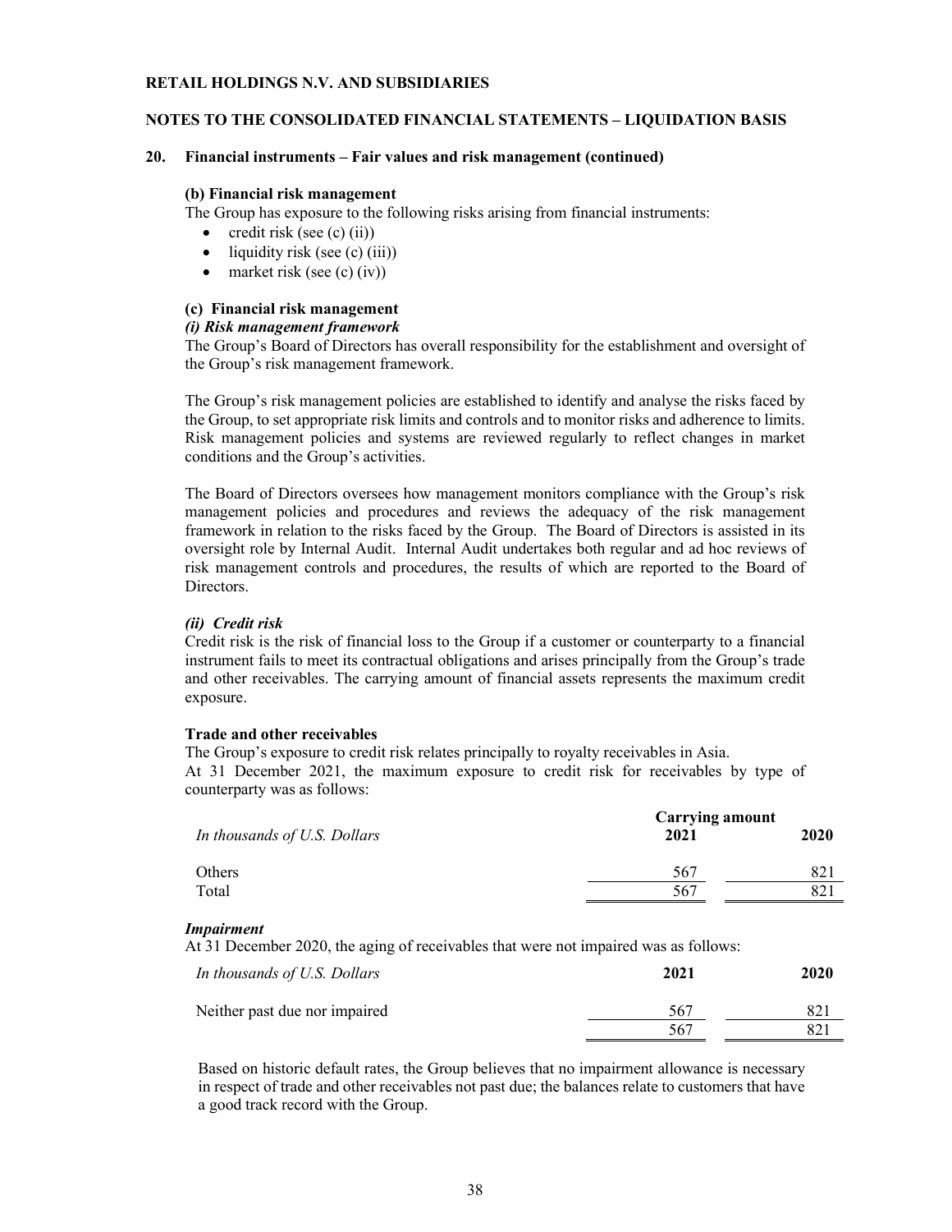**RETAIL HOLDINGS N.V. AND SUBSIDIARIES**

**NOTES TO THE CONSOLIDATED FINANCIAL STATEMENTS – LIQUIDATION BASIS**

**20. Financial instruments – Fair values and risk management (continued)**

**(b) Financial risk management**

The Group has exposure to the following risks arising from financial instruments:

- credit risk (see (c) (ii))
- liquidity risk (see (c) (iii))
- market risk (see (c) (iv))

**(c) Financial risk management**

***(i) Risk management framework***

The Group's Board of Directors has overall responsibility for the establishment and oversight of the Group's risk management framework.

The Group's risk management policies are established to identify and analyse the risks faced by the Group, to set appropriate risk limits and controls and to monitor risks and adherence to limits. Risk management policies and systems are reviewed regularly to reflect changes in market conditions and the Group's activities.

The Board of Directors oversees how management monitors compliance with the Group's risk management policies and procedures and reviews the adequacy of the risk management framework in relation to the risks faced by the Group. The Board of Directors is assisted in its oversight role by Internal Audit. Internal Audit undertakes both regular and ad hoc reviews of risk management controls and procedures, the results of which are reported to the Board of Directors.

***(ii) Credit risk***

Credit risk is the risk of financial loss to the Group if a customer or counterparty to a financial instrument fails to meet its contractual obligations and arises principally from the Group's trade and other receivables. The carrying amount of financial assets represents the maximum credit exposure.

**Trade and other receivables**

The Group's exposure to credit risk relates principally to royalty receivables in Asia.
At 31 December 2021, the maximum exposure to credit risk for receivables by type of counterparty was as follows:

| | **Carrying amount** | |
|---|---|---|
| *In thousands of U.S. Dollars* | **2021** | **2020** |
| Others | 567 | 821 |
| Total | 567 | 821 |

***Impairment***

At 31 December 2020, the aging of receivables that were not impaired was as follows:

| *In thousands of U.S. Dollars* | **2021** | **2020** |
|---|---|---|
| Neither past due nor impaired | 567 | 821 |
| | 567 | 821 |

Based on historic default rates, the Group believes that no impairment allowance is necessary in respect of trade and other receivables not past due; the balances relate to customers that have a good track record with the Group.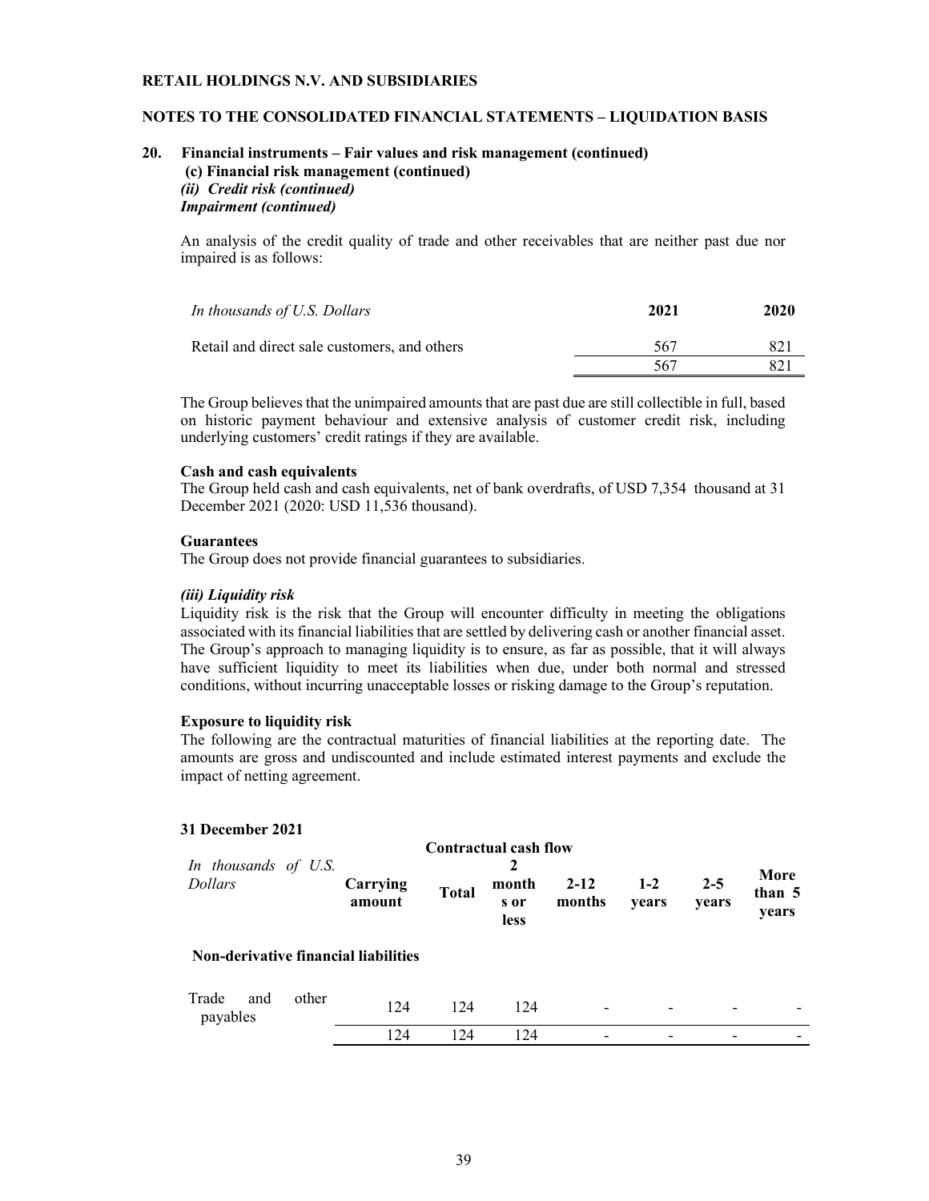**RETAIL HOLDINGS N.V. AND SUBSIDIARIES**

**NOTES TO THE CONSOLIDATED FINANCIAL STATEMENTS – LIQUIDATION BASIS**

**20. Financial instruments – Fair values and risk management (continued)**
**(c) Financial risk management (continued)**
***(ii) Credit risk (continued)***
***Impairment (continued)***

An analysis of the credit quality of trade and other receivables that are neither past due nor impaired is as follows:

| *In thousands of U.S. Dollars* | **2021** | **2020** |
|---|---|---|
| Retail and direct sale customers, and others | 567 | 821 |
| | 567 | 821 |

The Group believes that the unimpaired amounts that are past due are still collectible in full, based on historic payment behaviour and extensive analysis of customer credit risk, including underlying customers' credit ratings if they are available.

**Cash and cash equivalents**
The Group held cash and cash equivalents, net of bank overdrafts, of USD 7,354 thousand at 31 December 2021 (2020: USD 11,536 thousand).

**Guarantees**
The Group does not provide financial guarantees to subsidiaries.

***(iii) Liquidity risk***
Liquidity risk is the risk that the Group will encounter difficulty in meeting the obligations associated with its financial liabilities that are settled by delivering cash or another financial asset. The Group's approach to managing liquidity is to ensure, as far as possible, that it will always have sufficient liquidity to meet its liabilities when due, under both normal and stressed conditions, without incurring unacceptable losses or risking damage to the Group's reputation.

**Exposure to liquidity risk**
The following are the contractual maturities of financial liabilities at the reporting date. The amounts are gross and undiscounted and include estimated interest payments and exclude the impact of netting agreement.

**31 December 2021**

| | | Contractual cash flow | | | | | |
|---|---|---|---|---|---|---|---|
| *In thousands of U.S. Dollars* | **Carrying amount** | **Total** | **2 months or less** | **2-12 months** | **1-2 years** | **2-5 years** | **More than 5 years** |
| **Non-derivative financial liabilities** | | | | | | | |
| Trade and other payables | 124 | 124 | 124 | - | - | - | - |
| | 124 | 124 | 124 | - | - | - | - |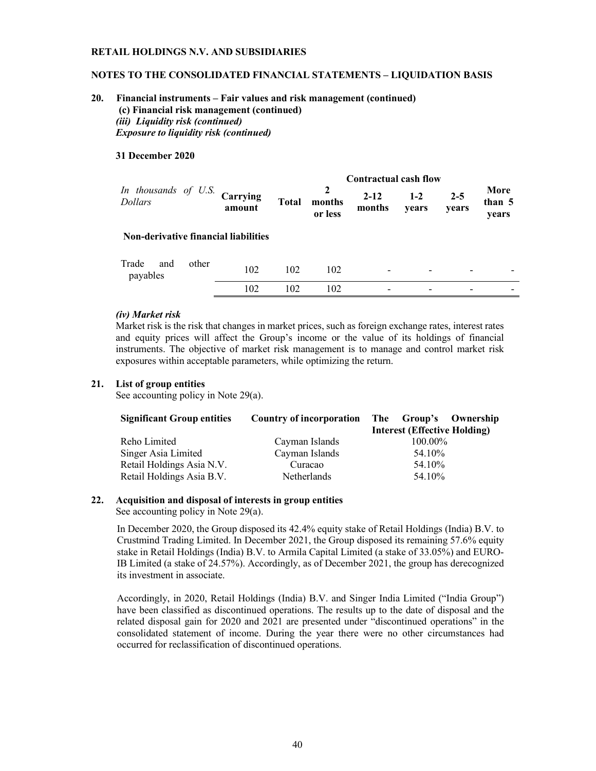**RETAIL HOLDINGS N.V. AND SUBSIDIARIES**

**NOTES TO THE CONSOLIDATED FINANCIAL STATEMENTS – LIQUIDATION BASIS**

**20. Financial instruments – Fair values and risk management (continued)**
**(c) Financial risk management (continued)**
***(iii) Liquidity risk (continued)***
***Exposure to liquidity risk (continued)***

**31 December 2020**

| *In thousands of U.S. Dollars* | Carrying amount | Contractual cash flow | | | | | |
|---|---|---|---|---|---|---|---|
| | | Total | 2 months or less | 2-12 months | 1-2 years | 2-5 years | More than 5 years |
| **Non-derivative financial liabilities** | | | | | | | |
| Trade and other payables | 102 | 102 | 102 | - | - | - | - |
| | 102 | 102 | 102 | - | - | - | - |

***(iv) Market risk***
Market risk is the risk that changes in market prices, such as foreign exchange rates, interest rates and equity prices will affect the Group's income or the value of its holdings of financial instruments. The objective of market risk management is to manage and control market risk exposures within acceptable parameters, while optimizing the return.

**21. List of group entities**
See accounting policy in Note 29(a).

| Significant Group entities | Country of incorporation | The Group's Ownership Interest (Effective Holding) |
|---|---|---|
| Reho Limited | Cayman Islands | 100.00% |
| Singer Asia Limited | Cayman Islands | 54.10% |
| Retail Holdings Asia N.V. | Curacao | 54.10% |
| Retail Holdings Asia B.V. | Netherlands | 54.10% |

**22. Acquisition and disposal of interests in group entities**
See accounting policy in Note 29(a).

In December 2020, the Group disposed its 42.4% equity stake of Retail Holdings (India) B.V. to Crustmind Trading Limited. In December 2021, the Group disposed its remaining 57.6% equity stake in Retail Holdings (India) B.V. to Armila Capital Limited (a stake of 33.05%) and EURO-IB Limited (a stake of 24.57%). Accordingly, as of December 2021, the group has derecognized its investment in associate.

Accordingly, in 2020, Retail Holdings (India) B.V. and Singer India Limited ("India Group") have been classified as discontinued operations. The results up to the date of disposal and the related disposal gain for 2020 and 2021 are presented under "discontinued operations" in the consolidated statement of income. During the year there were no other circumstances had occurred for reclassification of discontinued operations.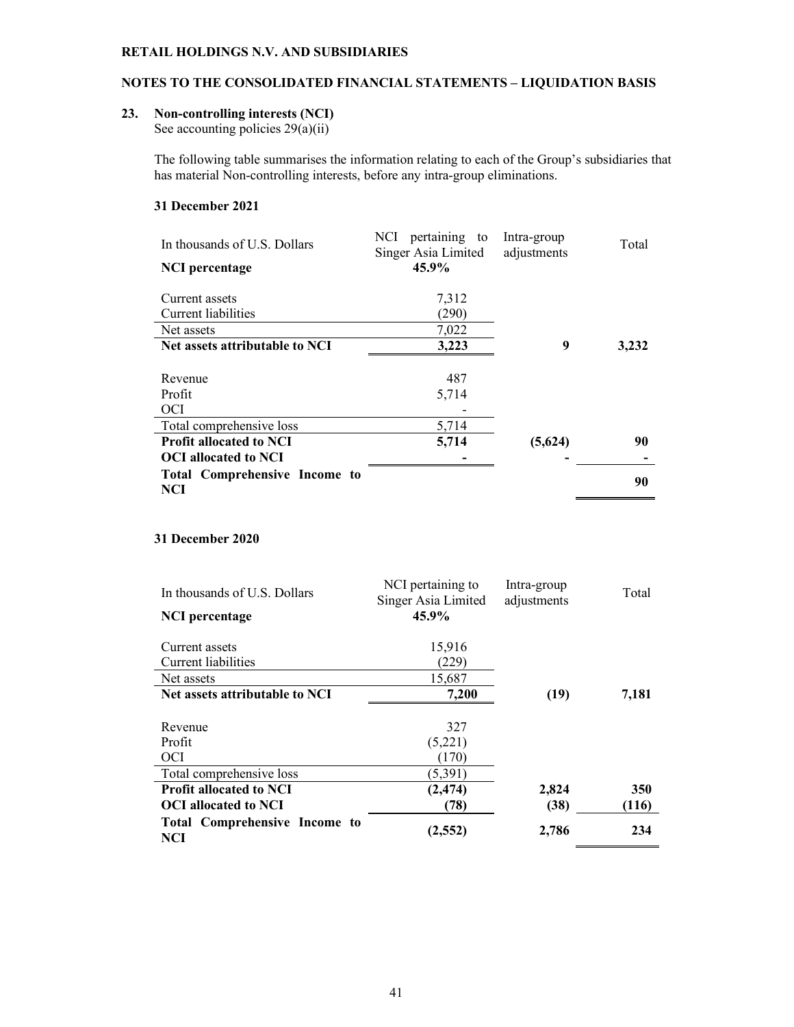**RETAIL HOLDINGS N.V. AND SUBSIDIARIES**

**NOTES TO THE CONSOLIDATED FINANCIAL STATEMENTS – LIQUIDATION BASIS**

## 23. Non-controlling interests (NCI)

See accounting policies 29(a)(ii)

The following table summarises the information relating to each of the Group's subsidiaries that has material Non-controlling interests, before any intra-group eliminations.

**31 December 2021**

| In thousands of U.S. Dollars | NCI pertaining to Singer Asia Limited | Intra-group adjustments | Total |
|---|---|---|---|
| **NCI percentage** | **45.9%** | | |
| Current assets | 7,312 | | |
| Current liabilities | (290) | | |
| Net assets | 7,022 | | |
| **Net assets attributable to NCI** | **3,223** | **9** | **3,232** |
| Revenue | 487 | | |
| Profit | 5,714 | | |
| OCI | - | | |
| Total comprehensive loss | 5,714 | | |
| **Profit allocated to NCI** | **5,714** | **(5,624)** | **90** |
| **OCI allocated to NCI** | **-** | **-** | **-** |
| **Total Comprehensive Income to NCI** | | | **90** |

**31 December 2020**

| In thousands of U.S. Dollars | NCI pertaining to Singer Asia Limited | Intra-group adjustments | Total |
|---|---|---|---|
| **NCI percentage** | **45.9%** | | |
| Current assets | 15,916 | | |
| Current liabilities | (229) | | |
| Net assets | 15,687 | | |
| **Net assets attributable to NCI** | **7,200** | **(19)** | **7,181** |
| Revenue | 327 | | |
| Profit | (5,221) | | |
| OCI | (170) | | |
| Total comprehensive loss | (5,391) | | |
| **Profit allocated to NCI** | **(2,474)** | **2,824** | **350** |
| **OCI allocated to NCI** | **(78)** | **(38)** | **(116)** |
| **Total Comprehensive Income to NCI** | **(2,552)** | **2,786** | **234** |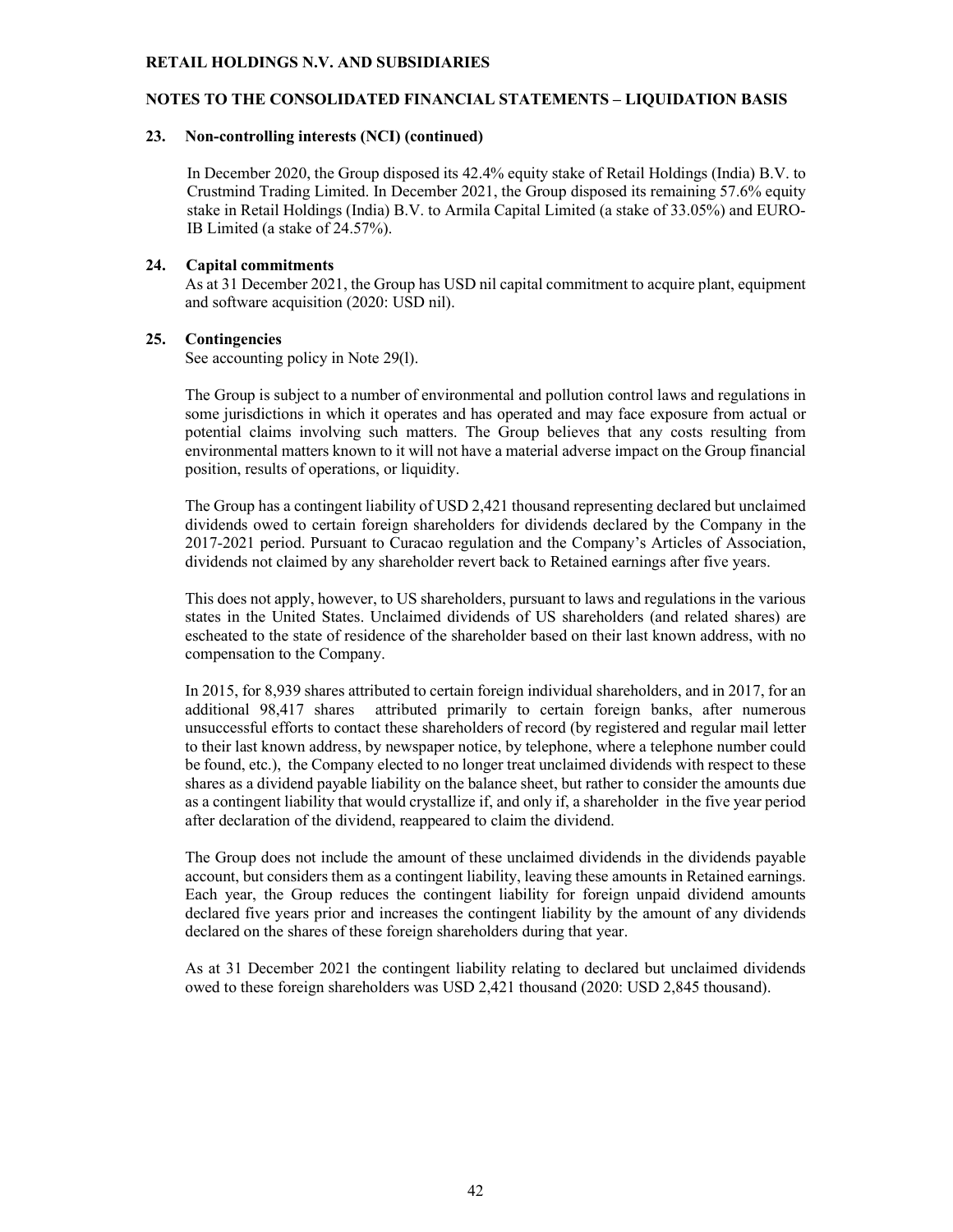## 23. Non-controlling interests (NCI) (continued)

In December 2020, the Group disposed its 42.4% equity stake of Retail Holdings (India) B.V. to Crustmind Trading Limited. In December 2021, the Group disposed its remaining 57.6% equity stake in Retail Holdings (India) B.V. to Armila Capital Limited (a stake of 33.05%) and EURO-IB Limited (a stake of 24.57%).

## 24. Capital commitments

As at 31 December 2021, the Group has USD nil capital commitment to acquire plant, equipment and software acquisition (2020: USD nil).

## 25. Contingencies

See accounting policy in Note 29(l).

The Group is subject to a number of environmental and pollution control laws and regulations in some jurisdictions in which it operates and has operated and may face exposure from actual or potential claims involving such matters. The Group believes that any costs resulting from environmental matters known to it will not have a material adverse impact on the Group financial position, results of operations, or liquidity.

The Group has a contingent liability of USD 2,421 thousand representing declared but unclaimed dividends owed to certain foreign shareholders for dividends declared by the Company in the 2017-2021 period. Pursuant to Curacao regulation and the Company's Articles of Association, dividends not claimed by any shareholder revert back to Retained earnings after five years.

This does not apply, however, to US shareholders, pursuant to laws and regulations in the various states in the United States. Unclaimed dividends of US shareholders (and related shares) are escheated to the state of residence of the shareholder based on their last known address, with no compensation to the Company.

In 2015, for 8,939 shares attributed to certain foreign individual shareholders, and in 2017, for an additional 98,417 shares attributed primarily to certain foreign banks, after numerous unsuccessful efforts to contact these shareholders of record (by registered and regular mail letter to their last known address, by newspaper notice, by telephone, where a telephone number could be found, etc.), the Company elected to no longer treat unclaimed dividends with respect to these shares as a dividend payable liability on the balance sheet, but rather to consider the amounts due as a contingent liability that would crystallize if, and only if, a shareholder in the five year period after declaration of the dividend, reappeared to claim the dividend.

The Group does not include the amount of these unclaimed dividends in the dividends payable account, but considers them as a contingent liability, leaving these amounts in Retained earnings. Each year, the Group reduces the contingent liability for foreign unpaid dividend amounts declared five years prior and increases the contingent liability by the amount of any dividends declared on the shares of these foreign shareholders during that year.

As at 31 December 2021 the contingent liability relating to declared but unclaimed dividends owed to these foreign shareholders was USD 2,421 thousand (2020: USD 2,845 thousand).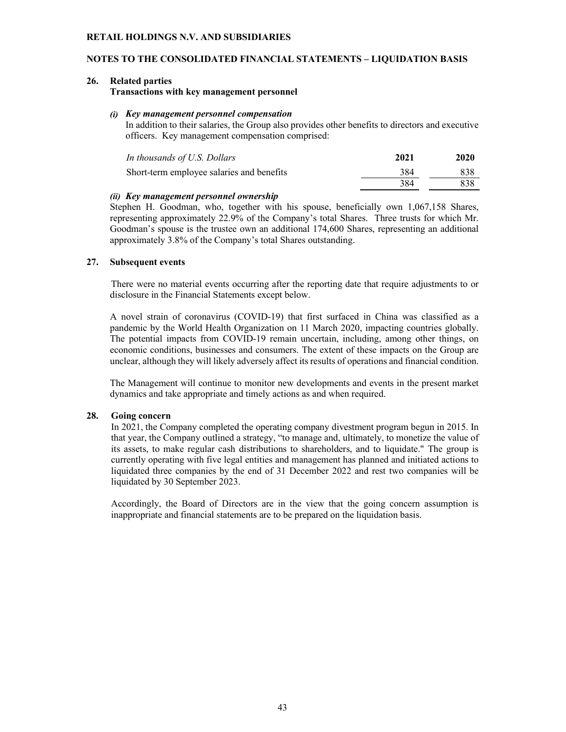**RETAIL HOLDINGS N.V. AND SUBSIDIARIES**

**NOTES TO THE CONSOLIDATED FINANCIAL STATEMENTS – LIQUIDATION BASIS**

## 26. Related parties

**Transactions with key management personnel**

***(i) Key management personnel compensation***

In addition to their salaries, the Group also provides other benefits to directors and executive officers. Key management compensation comprised:

| *In thousands of U.S. Dollars* | **2021** | **2020** |
|---|---|---|
| Short-term employee salaries and benefits | 384 | 838 |
| | 384 | 838 |

***(ii) Key management personnel ownership***

Stephen H. Goodman, who, together with his spouse, beneficially own 1,067,158 Shares, representing approximately 22.9% of the Company's total Shares. Three trusts for which Mr. Goodman's spouse is the trustee own an additional 174,600 Shares, representing an additional approximately 3.8% of the Company's total Shares outstanding.

## 27. Subsequent events

There were no material events occurring after the reporting date that require adjustments to or disclosure in the Financial Statements except below.

A novel strain of coronavirus (COVID-19) that first surfaced in China was classified as a pandemic by the World Health Organization on 11 March 2020, impacting countries globally. The potential impacts from COVID-19 remain uncertain, including, among other things, on economic conditions, businesses and consumers. The extent of these impacts on the Group are unclear, although they will likely adversely affect its results of operations and financial condition.

The Management will continue to monitor new developments and events in the present market dynamics and take appropriate and timely actions as and when required.

## 28. Going concern

In 2021, the Company completed the operating company divestment program begun in 2015. In that year, the Company outlined a strategy, "to manage and, ultimately, to monetize the value of its assets, to make regular cash distributions to shareholders, and to liquidate." The group is currently operating with five legal entities and management has planned and initiated actions to liquidated three companies by the end of 31 December 2022 and rest two companies will be liquidated by 30 September 2023.

Accordingly, the Board of Directors are in the view that the going concern assumption is inappropriate and financial statements are to be prepared on the liquidation basis.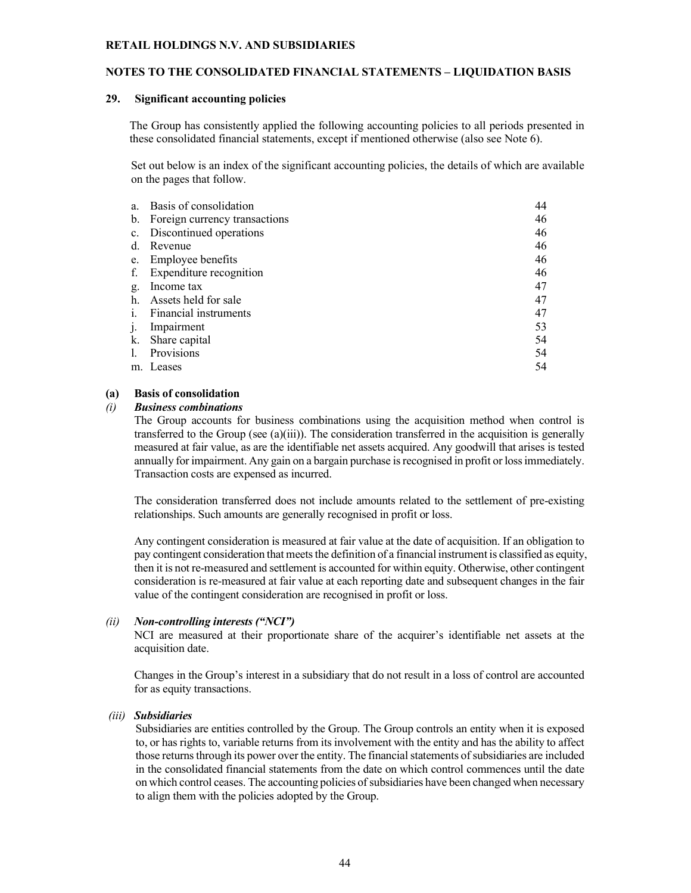**RETAIL HOLDINGS N.V. AND SUBSIDIARIES**

**NOTES TO THE CONSOLIDATED FINANCIAL STATEMENTS – LIQUIDATION BASIS**

## 29. Significant accounting policies

The Group has consistently applied the following accounting policies to all periods presented in these consolidated financial statements, except if mentioned otherwise (also see Note 6).

Set out below is an index of the significant accounting policies, the details of which are available on the pages that follow.

| | |
|---|---|
| a. Basis of consolidation | 44 |
| b. Foreign currency transactions | 46 |
| c. Discontinued operations | 46 |
| d. Revenue | 46 |
| e. Employee benefits | 46 |
| f. Expenditure recognition | 46 |
| g. Income tax | 47 |
| h. Assets held for sale | 47 |
| i. Financial instruments | 47 |
| j. Impairment | 53 |
| k. Share capital | 54 |
| l. Provisions | 54 |
| m. Leases | 54 |

### (a) Basis of consolidation

#### *(i) Business combinations*

The Group accounts for business combinations using the acquisition method when control is transferred to the Group (see (a)(iii)). The consideration transferred in the acquisition is generally measured at fair value, as are the identifiable net assets acquired. Any goodwill that arises is tested annually for impairment. Any gain on a bargain purchase is recognised in profit or loss immediately. Transaction costs are expensed as incurred.

The consideration transferred does not include amounts related to the settlement of pre-existing relationships. Such amounts are generally recognised in profit or loss.

Any contingent consideration is measured at fair value at the date of acquisition. If an obligation to pay contingent consideration that meets the definition of a financial instrument is classified as equity, then it is not re-measured and settlement is accounted for within equity. Otherwise, other contingent consideration is re-measured at fair value at each reporting date and subsequent changes in the fair value of the contingent consideration are recognised in profit or loss.

#### *(ii) Non-controlling interests ("NCI")*

NCI are measured at their proportionate share of the acquirer's identifiable net assets at the acquisition date.

Changes in the Group's interest in a subsidiary that do not result in a loss of control are accounted for as equity transactions.

#### *(iii) Subsidiaries*

Subsidiaries are entities controlled by the Group. The Group controls an entity when it is exposed to, or has rights to, variable returns from its involvement with the entity and has the ability to affect those returns through its power over the entity. The financial statements of subsidiaries are included in the consolidated financial statements from the date on which control commences until the date on which control ceases. The accounting policies of subsidiaries have been changed when necessary to align them with the policies adopted by the Group.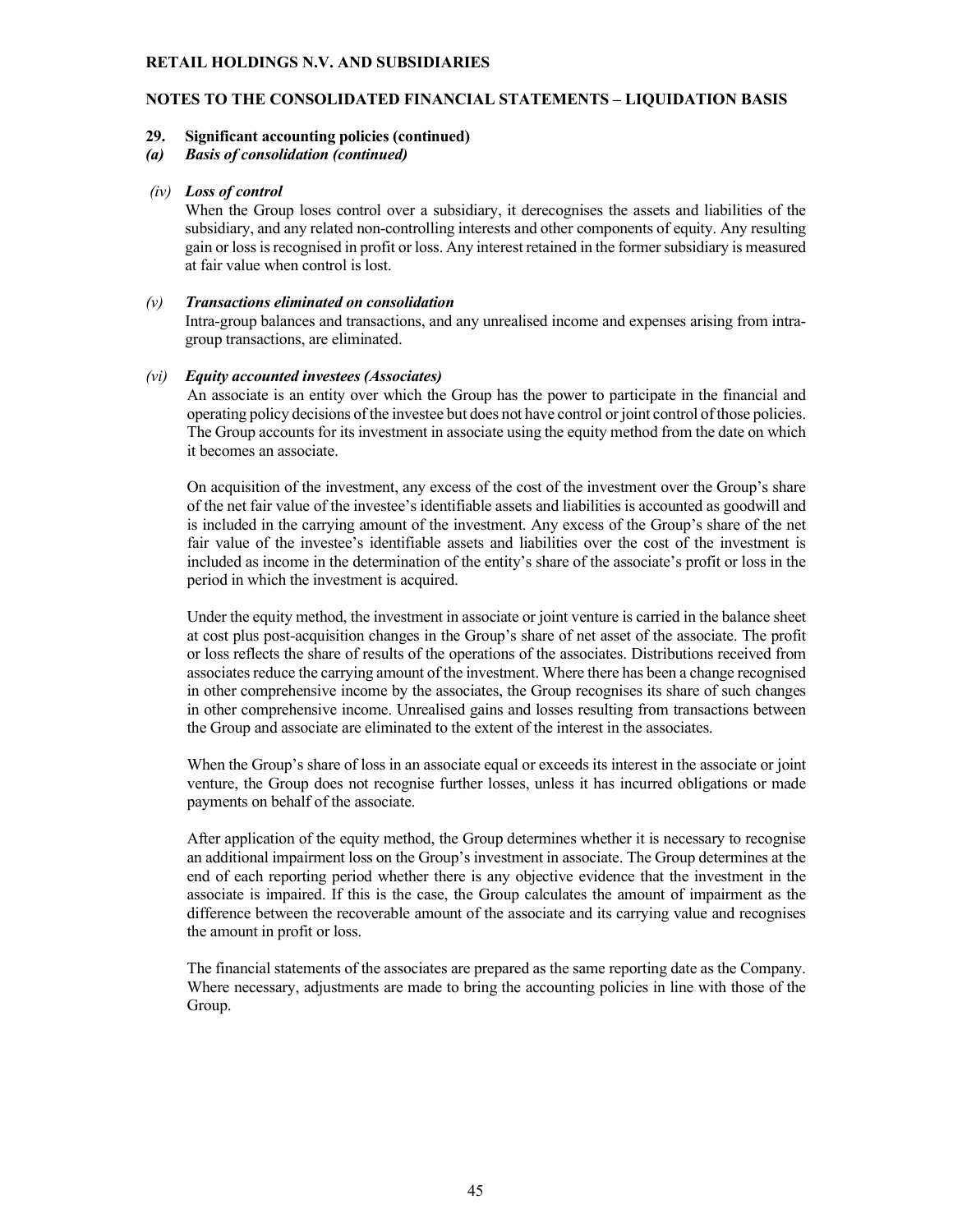**29. Significant accounting policies (continued)**

***(a) Basis of consolidation (continued)***

***(iv) Loss of control***

When the Group loses control over a subsidiary, it derecognises the assets and liabilities of the subsidiary, and any related non-controlling interests and other components of equity. Any resulting gain or loss is recognised in profit or loss. Any interest retained in the former subsidiary is measured at fair value when control is lost.

***(v) Transactions eliminated on consolidation***

Intra-group balances and transactions, and any unrealised income and expenses arising from intra-group transactions, are eliminated.

***(vi) Equity accounted investees (Associates)***

An associate is an entity over which the Group has the power to participate in the financial and operating policy decisions of the investee but does not have control or joint control of those policies. The Group accounts for its investment in associate using the equity method from the date on which it becomes an associate.

On acquisition of the investment, any excess of the cost of the investment over the Group's share of the net fair value of the investee's identifiable assets and liabilities is accounted as goodwill and is included in the carrying amount of the investment. Any excess of the Group's share of the net fair value of the investee's identifiable assets and liabilities over the cost of the investment is included as income in the determination of the entity's share of the associate's profit or loss in the period in which the investment is acquired.

Under the equity method, the investment in associate or joint venture is carried in the balance sheet at cost plus post-acquisition changes in the Group's share of net asset of the associate. The profit or loss reflects the share of results of the operations of the associates. Distributions received from associates reduce the carrying amount of the investment. Where there has been a change recognised in other comprehensive income by the associates, the Group recognises its share of such changes in other comprehensive income. Unrealised gains and losses resulting from transactions between the Group and associate are eliminated to the extent of the interest in the associates.

When the Group's share of loss in an associate equal or exceeds its interest in the associate or joint venture, the Group does not recognise further losses, unless it has incurred obligations or made payments on behalf of the associate.

After application of the equity method, the Group determines whether it is necessary to recognise an additional impairment loss on the Group's investment in associate. The Group determines at the end of each reporting period whether there is any objective evidence that the investment in the associate is impaired. If this is the case, the Group calculates the amount of impairment as the difference between the recoverable amount of the associate and its carrying value and recognises the amount in profit or loss.

The financial statements of the associates are prepared as the same reporting date as the Company. Where necessary, adjustments are made to bring the accounting policies in line with those of the Group.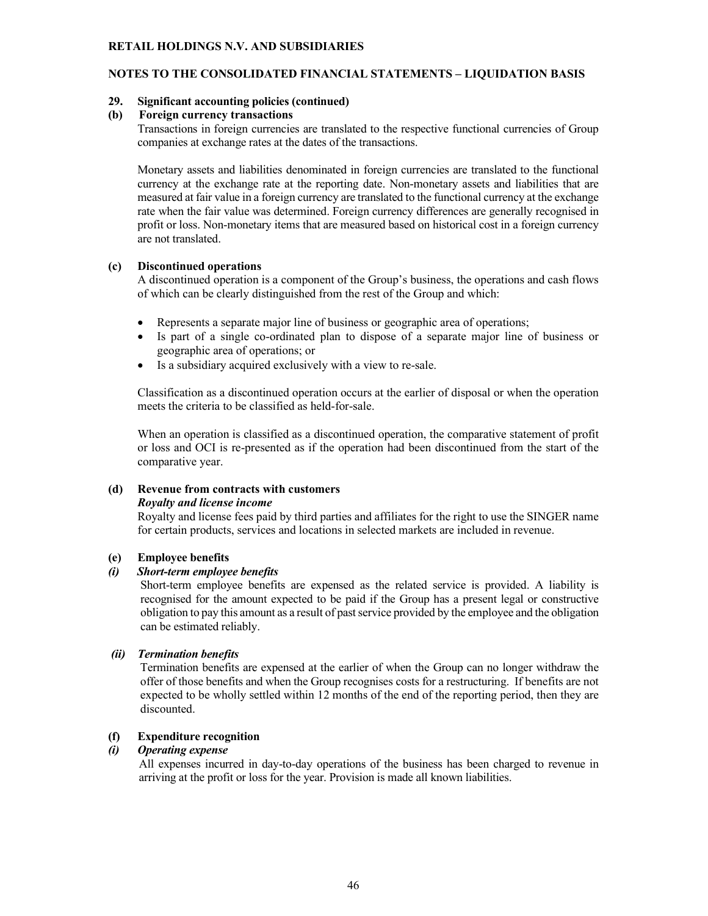**RETAIL HOLDINGS N.V. AND SUBSIDIARIES**

**NOTES TO THE CONSOLIDATED FINANCIAL STATEMENTS – LIQUIDATION BASIS**

**29. Significant accounting policies (continued)**

**(b) Foreign currency transactions**

Transactions in foreign currencies are translated to the respective functional currencies of Group companies at exchange rates at the dates of the transactions.

Monetary assets and liabilities denominated in foreign currencies are translated to the functional currency at the exchange rate at the reporting date. Non-monetary assets and liabilities that are measured at fair value in a foreign currency are translated to the functional currency at the exchange rate when the fair value was determined. Foreign currency differences are generally recognised in profit or loss. Non-monetary items that are measured based on historical cost in a foreign currency are not translated.

**(c) Discontinued operations**

A discontinued operation is a component of the Group's business, the operations and cash flows of which can be clearly distinguished from the rest of the Group and which:

- Represents a separate major line of business or geographic area of operations;
- Is part of a single co-ordinated plan to dispose of a separate major line of business or geographic area of operations; or
- Is a subsidiary acquired exclusively with a view to re-sale.

Classification as a discontinued operation occurs at the earlier of disposal or when the operation meets the criteria to be classified as held-for-sale.

When an operation is classified as a discontinued operation, the comparative statement of profit or loss and OCI is re-presented as if the operation had been discontinued from the start of the comparative year.

**(d) Revenue from contracts with customers**

***Royalty and license income***

Royalty and license fees paid by third parties and affiliates for the right to use the SINGER name for certain products, services and locations in selected markets are included in revenue.

**(e) Employee benefits**

***(i) Short-term employee benefits***

Short-term employee benefits are expensed as the related service is provided. A liability is recognised for the amount expected to be paid if the Group has a present legal or constructive obligation to pay this amount as a result of past service provided by the employee and the obligation can be estimated reliably.

***(ii) Termination benefits***

Termination benefits are expensed at the earlier of when the Group can no longer withdraw the offer of those benefits and when the Group recognises costs for a restructuring. If benefits are not expected to be wholly settled within 12 months of the end of the reporting period, then they are discounted.

**(f) Expenditure recognition**

***(i) Operating expense***

All expenses incurred in day-to-day operations of the business has been charged to revenue in arriving at the profit or loss for the year. Provision is made all known liabilities.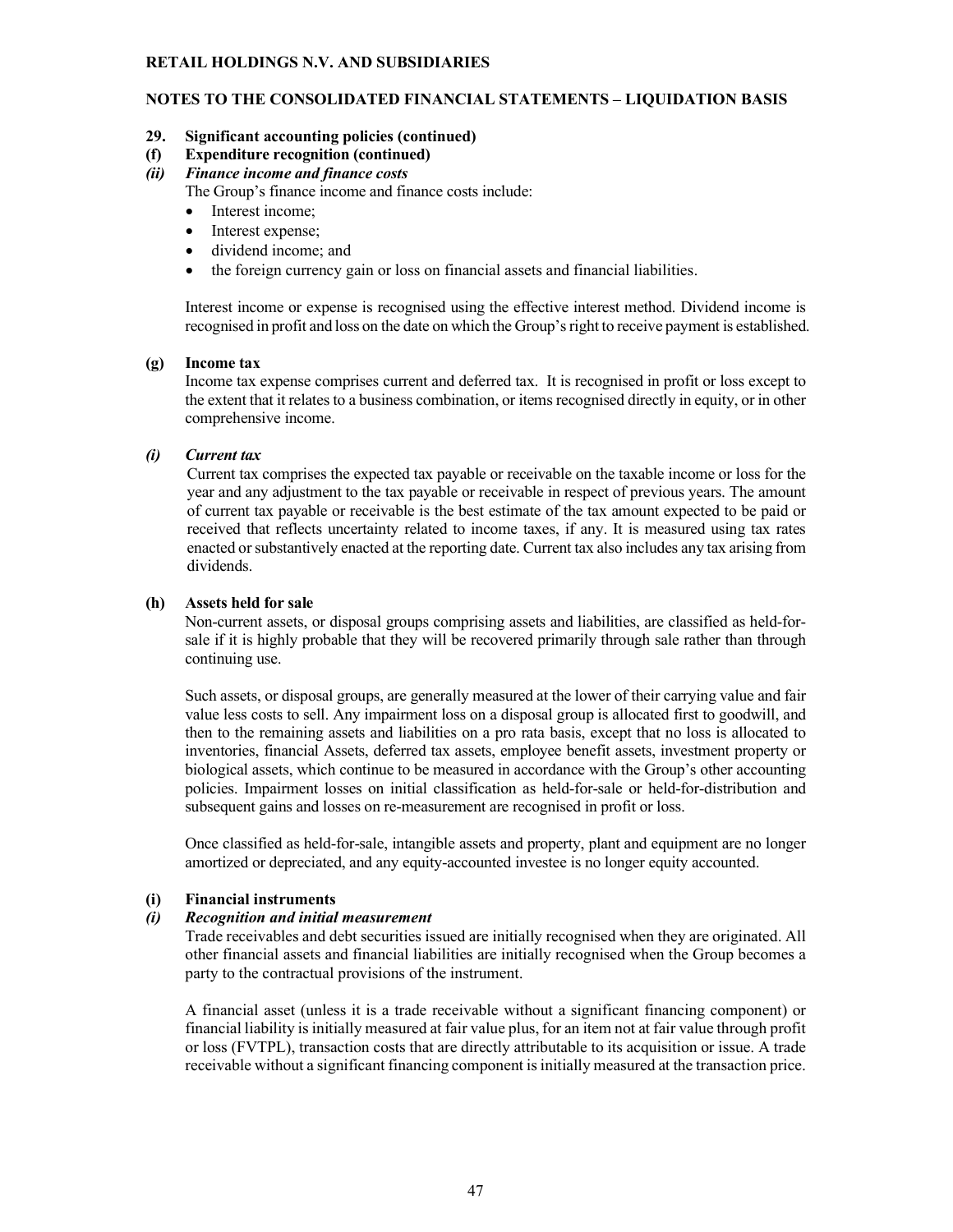**29. Significant accounting policies (continued)**

**(f) Expenditure recognition (continued)**

***(ii) Finance income and finance costs***

The Group's finance income and finance costs include:

- Interest income;
- Interest expense;
- dividend income; and
- the foreign currency gain or loss on financial assets and financial liabilities.

Interest income or expense is recognised using the effective interest method. Dividend income is recognised in profit and loss on the date on which the Group's right to receive payment is established.

**(g) Income tax**

Income tax expense comprises current and deferred tax. It is recognised in profit or loss except to the extent that it relates to a business combination, or items recognised directly in equity, or in other comprehensive income.

***(i) Current tax***

Current tax comprises the expected tax payable or receivable on the taxable income or loss for the year and any adjustment to the tax payable or receivable in respect of previous years. The amount of current tax payable or receivable is the best estimate of the tax amount expected to be paid or received that reflects uncertainty related to income taxes, if any. It is measured using tax rates enacted or substantively enacted at the reporting date. Current tax also includes any tax arising from dividends.

**(h) Assets held for sale**

Non-current assets, or disposal groups comprising assets and liabilities, are classified as held-for-sale if it is highly probable that they will be recovered primarily through sale rather than through continuing use.

Such assets, or disposal groups, are generally measured at the lower of their carrying value and fair value less costs to sell. Any impairment loss on a disposal group is allocated first to goodwill, and then to the remaining assets and liabilities on a pro rata basis, except that no loss is allocated to inventories, financial Assets, deferred tax assets, employee benefit assets, investment property or biological assets, which continue to be measured in accordance with the Group's other accounting policies. Impairment losses on initial classification as held-for-sale or held-for-distribution and subsequent gains and losses on re-measurement are recognised in profit or loss.

Once classified as held-for-sale, intangible assets and property, plant and equipment are no longer amortized or depreciated, and any equity-accounted investee is no longer equity accounted.

**(i) Financial instruments**

***(i) Recognition and initial measurement***

Trade receivables and debt securities issued are initially recognised when they are originated. All other financial assets and financial liabilities are initially recognised when the Group becomes a party to the contractual provisions of the instrument.

A financial asset (unless it is a trade receivable without a significant financing component) or financial liability is initially measured at fair value plus, for an item not at fair value through profit or loss (FVTPL), transaction costs that are directly attributable to its acquisition or issue. A trade receivable without a significant financing component is initially measured at the transaction price.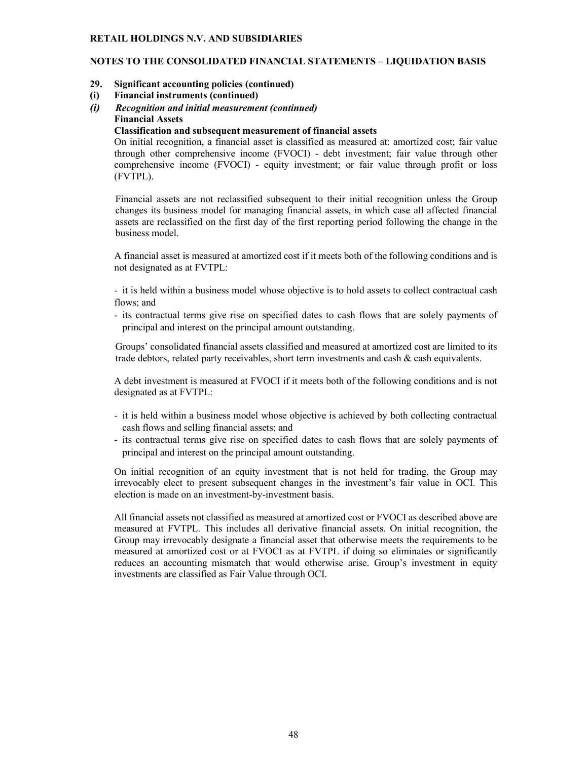**RETAIL HOLDINGS N.V. AND SUBSIDIARIES**

**NOTES TO THE CONSOLIDATED FINANCIAL STATEMENTS – LIQUIDATION BASIS**

**29. Significant accounting policies (continued)**

**(i) Financial instruments (continued)**

***(i) Recognition and initial measurement (continued)***

**Financial Assets**

**Classification and subsequent measurement of financial assets**

On initial recognition, a financial asset is classified as measured at: amortized cost; fair value through other comprehensive income (FVOCI) - debt investment; fair value through other comprehensive income (FVOCI) - equity investment; or fair value through profit or loss (FVTPL).

Financial assets are not reclassified subsequent to their initial recognition unless the Group changes its business model for managing financial assets, in which case all affected financial assets are reclassified on the first day of the first reporting period following the change in the business model.

A financial asset is measured at amortized cost if it meets both of the following conditions and is not designated as at FVTPL:

- it is held within a business model whose objective is to hold assets to collect contractual cash flows; and
- its contractual terms give rise on specified dates to cash flows that are solely payments of principal and interest on the principal amount outstanding.

Groups' consolidated financial assets classified and measured at amortized cost are limited to its trade debtors, related party receivables, short term investments and cash & cash equivalents.

A debt investment is measured at FVOCI if it meets both of the following conditions and is not designated as at FVTPL:

- it is held within a business model whose objective is achieved by both collecting contractual cash flows and selling financial assets; and
- its contractual terms give rise on specified dates to cash flows that are solely payments of principal and interest on the principal amount outstanding.

On initial recognition of an equity investment that is not held for trading, the Group may irrevocably elect to present subsequent changes in the investment's fair value in OCI. This election is made on an investment-by-investment basis.

All financial assets not classified as measured at amortized cost or FVOCI as described above are measured at FVTPL. This includes all derivative financial assets. On initial recognition, the Group may irrevocably designate a financial asset that otherwise meets the requirements to be measured at amortized cost or at FVOCI as at FVTPL if doing so eliminates or significantly reduces an accounting mismatch that would otherwise arise. Group's investment in equity investments are classified as Fair Value through OCI.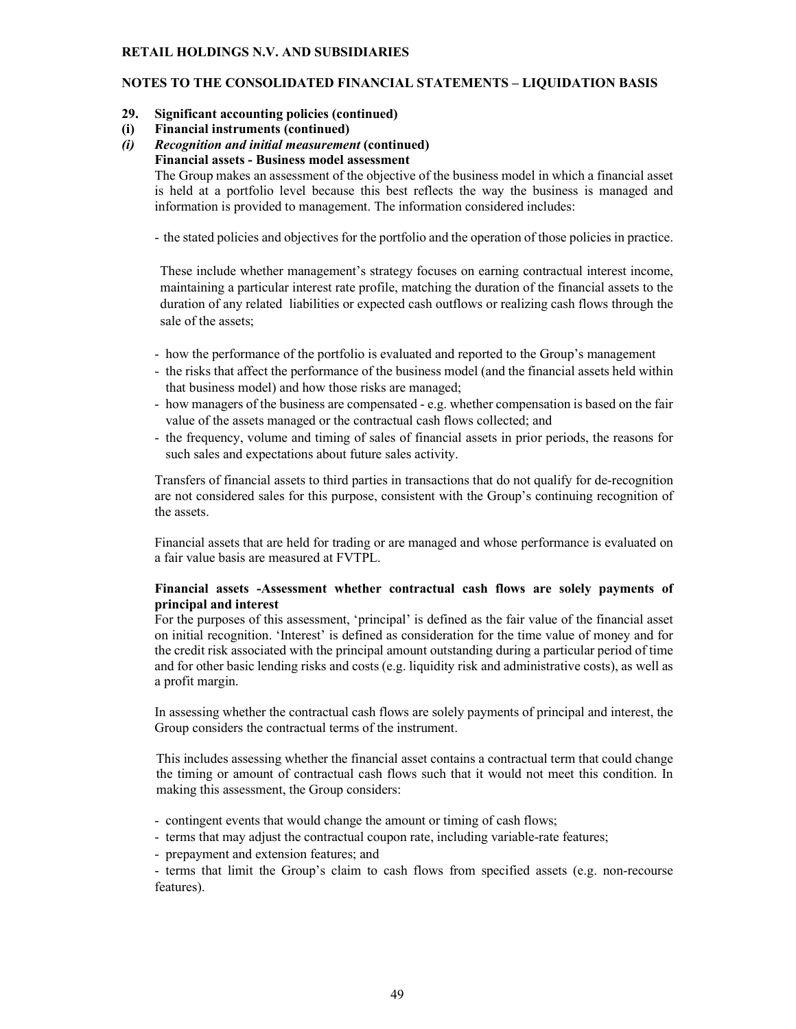**RETAIL HOLDINGS N.V. AND SUBSIDIARIES**

**NOTES TO THE CONSOLIDATED FINANCIAL STATEMENTS – LIQUIDATION BASIS**

**29. Significant accounting policies (continued)**

**(i) Financial instruments (continued)**

***(i) Recognition and initial measurement* (continued)**

**Financial assets - Business model assessment**

The Group makes an assessment of the objective of the business model in which a financial asset is held at a portfolio level because this best reflects the way the business is managed and information is provided to management. The information considered includes:

- the stated policies and objectives for the portfolio and the operation of those policies in practice.

  These include whether management's strategy focuses on earning contractual interest income, maintaining a particular interest rate profile, matching the duration of the financial assets to the duration of any related liabilities or expected cash outflows or realizing cash flows through the sale of the assets;

- how the performance of the portfolio is evaluated and reported to the Group's management
- the risks that affect the performance of the business model (and the financial assets held within that business model) and how those risks are managed;
- how managers of the business are compensated - e.g. whether compensation is based on the fair value of the assets managed or the contractual cash flows collected; and
- the frequency, volume and timing of sales of financial assets in prior periods, the reasons for such sales and expectations about future sales activity.

Transfers of financial assets to third parties in transactions that do not qualify for de-recognition are not considered sales for this purpose, consistent with the Group's continuing recognition of the assets.

Financial assets that are held for trading or are managed and whose performance is evaluated on a fair value basis are measured at FVTPL.

**Financial assets -Assessment whether contractual cash flows are solely payments of principal and interest**

For the purposes of this assessment, 'principal' is defined as the fair value of the financial asset on initial recognition. 'Interest' is defined as consideration for the time value of money and for the credit risk associated with the principal amount outstanding during a particular period of time and for other basic lending risks and costs (e.g. liquidity risk and administrative costs), as well as a profit margin.

In assessing whether the contractual cash flows are solely payments of principal and interest, the Group considers the contractual terms of the instrument.

This includes assessing whether the financial asset contains a contractual term that could change the timing or amount of contractual cash flows such that it would not meet this condition. In making this assessment, the Group considers:

- contingent events that would change the amount or timing of cash flows;
- terms that may adjust the contractual coupon rate, including variable-rate features;
- prepayment and extension features; and
- terms that limit the Group's claim to cash flows from specified assets (e.g. non-recourse features).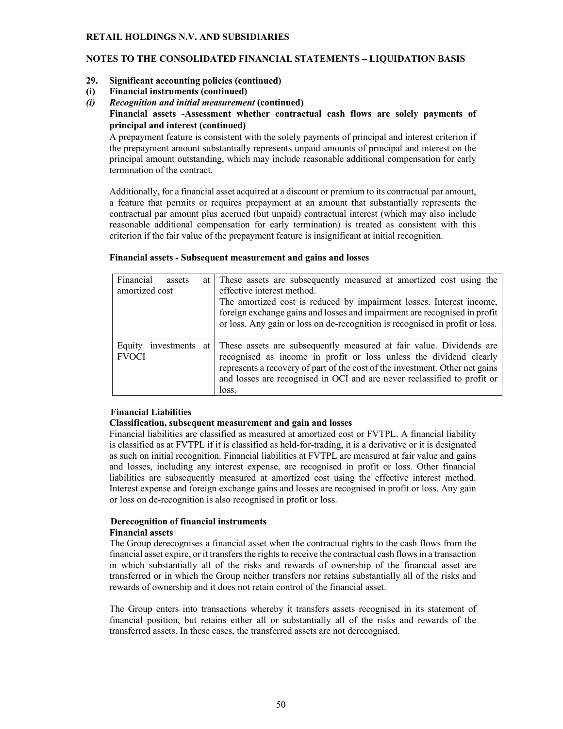**RETAIL HOLDINGS N.V. AND SUBSIDIARIES**

**NOTES TO THE CONSOLIDATED FINANCIAL STATEMENTS – LIQUIDATION BASIS**

**29. Significant accounting policies (continued)**

**(i) Financial instruments (continued)**

***(i) Recognition and initial measurement* (continued)**

**Financial assets -Assessment whether contractual cash flows are solely payments of principal and interest (continued)**

A prepayment feature is consistent with the solely payments of principal and interest criterion if the prepayment amount substantially represents unpaid amounts of principal and interest on the principal amount outstanding, which may include reasonable additional compensation for early termination of the contract.

Additionally, for a financial asset acquired at a discount or premium to its contractual par amount, a feature that permits or requires prepayment at an amount that substantially represents the contractual par amount plus accrued (but unpaid) contractual interest (which may also include reasonable additional compensation for early termination) is treated as consistent with this criterion if the fair value of the prepayment feature is insignificant at initial recognition.

**Financial assets - Subsequent measurement and gains and losses**

| | |
|---|---|
| Financial assets at amortized cost | These assets are subsequently measured at amortized cost using the effective interest method. The amortized cost is reduced by impairment losses. Interest income, foreign exchange gains and losses and impairment are recognised in profit or loss. Any gain or loss on de-recognition is recognised in profit or loss. |
| Equity investments at FVOCI | These assets are subsequently measured at fair value. Dividends are recognised as income in profit or loss unless the dividend clearly represents a recovery of part of the cost of the investment. Other net gains and losses are recognised in OCI and are never reclassified to profit or loss. |

**Financial Liabilities**

**Classification, subsequent measurement and gain and losses**

Financial liabilities are classified as measured at amortized cost or FVTPL. A financial liability is classified as at FVTPL if it is classified as held-for-trading, it is a derivative or it is designated as such on initial recognition. Financial liabilities at FVTPL are measured at fair value and gains and losses, including any interest expense, are recognised in profit or loss. Other financial liabilities are subsequently measured at amortized cost using the effective interest method. Interest expense and foreign exchange gains and losses are recognised in profit or loss. Any gain or loss on de-recognition is also recognised in profit or loss.

**Derecognition of financial instruments**

**Financial assets**

The Group derecognises a financial asset when the contractual rights to the cash flows from the financial asset expire, or it transfers the rights to receive the contractual cash flows in a transaction in which substantially all of the risks and rewards of ownership of the financial asset are transferred or in which the Group neither transfers nor retains substantially all of the risks and rewards of ownership and it does not retain control of the financial asset.

The Group enters into transactions whereby it transfers assets recognised in its statement of financial position, but retains either all or substantially all of the risks and rewards of the transferred assets. In these cases, the transferred assets are not derecognised.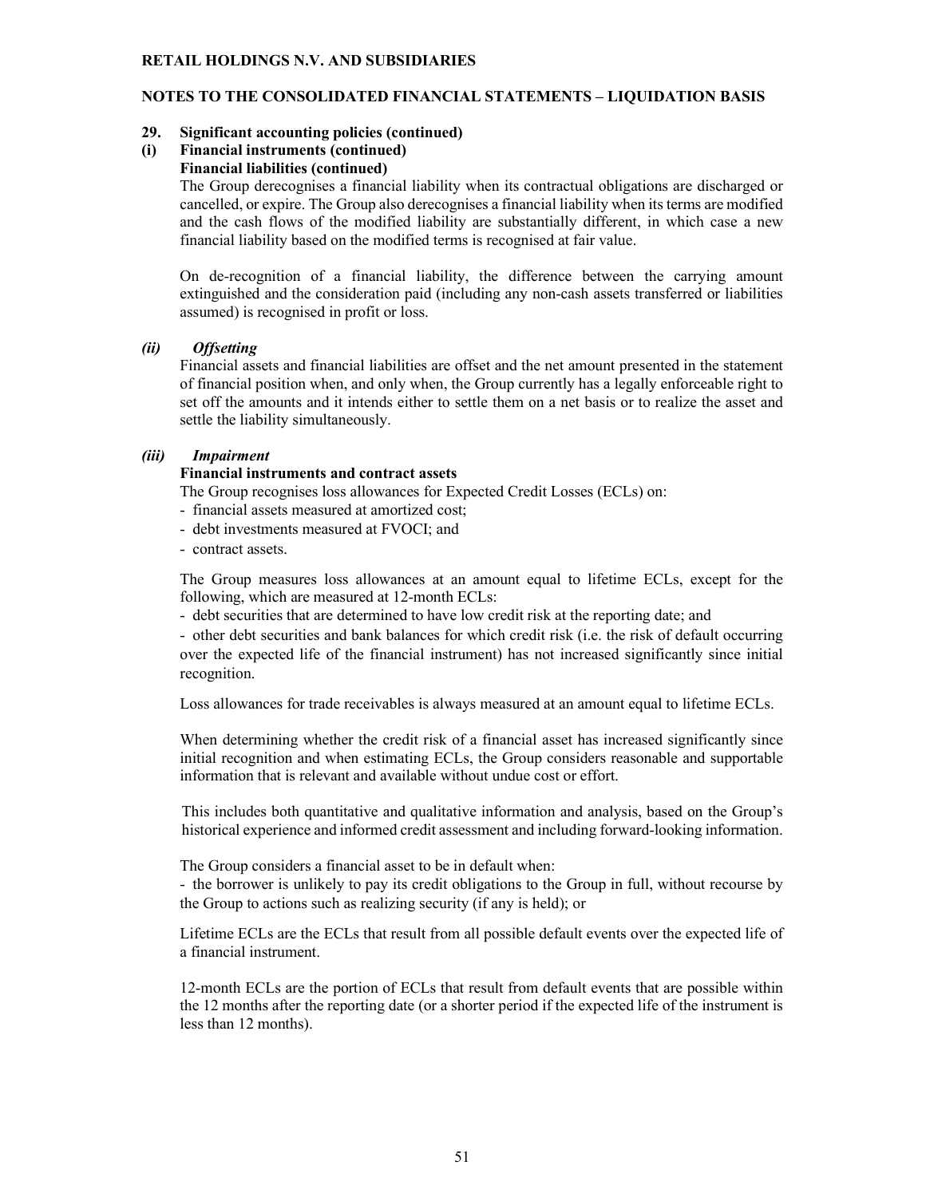**29. Significant accounting policies (continued)**

**(i) Financial instruments (continued)**

**Financial liabilities (continued)**

The Group derecognises a financial liability when its contractual obligations are discharged or cancelled, or expire. The Group also derecognises a financial liability when its terms are modified and the cash flows of the modified liability are substantially different, in which case a new financial liability based on the modified terms is recognised at fair value.

On de-recognition of a financial liability, the difference between the carrying amount extinguished and the consideration paid (including any non-cash assets transferred or liabilities assumed) is recognised in profit or loss.

***(ii) Offsetting***

Financial assets and financial liabilities are offset and the net amount presented in the statement of financial position when, and only when, the Group currently has a legally enforceable right to set off the amounts and it intends either to settle them on a net basis or to realize the asset and settle the liability simultaneously.

***(iii) Impairment***

**Financial instruments and contract assets**

The Group recognises loss allowances for Expected Credit Losses (ECLs) on:

- financial assets measured at amortized cost;
- debt investments measured at FVOCI; and
- contract assets.

The Group measures loss allowances at an amount equal to lifetime ECLs, except for the following, which are measured at 12-month ECLs:

- debt securities that are determined to have low credit risk at the reporting date; and
- other debt securities and bank balances for which credit risk (i.e. the risk of default occurring over the expected life of the financial instrument) has not increased significantly since initial recognition.

Loss allowances for trade receivables is always measured at an amount equal to lifetime ECLs.

When determining whether the credit risk of a financial asset has increased significantly since initial recognition and when estimating ECLs, the Group considers reasonable and supportable information that is relevant and available without undue cost or effort.

This includes both quantitative and qualitative information and analysis, based on the Group's historical experience and informed credit assessment and including forward-looking information.

The Group considers a financial asset to be in default when:

- the borrower is unlikely to pay its credit obligations to the Group in full, without recourse by the Group to actions such as realizing security (if any is held); or

Lifetime ECLs are the ECLs that result from all possible default events over the expected life of a financial instrument.

12-month ECLs are the portion of ECLs that result from default events that are possible within the 12 months after the reporting date (or a shorter period if the expected life of the instrument is less than 12 months).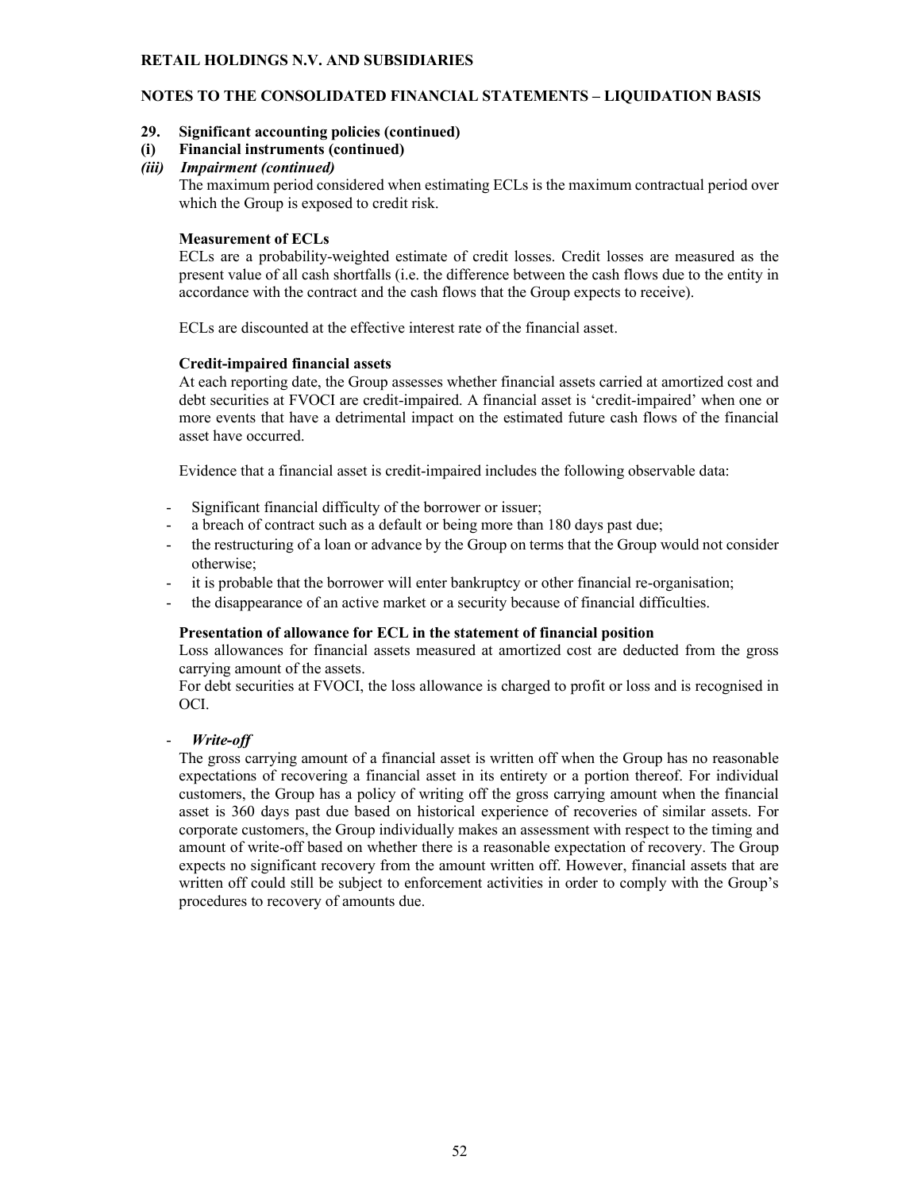**RETAIL HOLDINGS N.V. AND SUBSIDIARIES**

**NOTES TO THE CONSOLIDATED FINANCIAL STATEMENTS – LIQUIDATION BASIS**

**29. Significant accounting policies (continued)**

**(i) Financial instruments (continued)**

***(iii) Impairment (continued)***

The maximum period considered when estimating ECLs is the maximum contractual period over which the Group is exposed to credit risk.

**Measurement of ECLs**

ECLs are a probability-weighted estimate of credit losses. Credit losses are measured as the present value of all cash shortfalls (i.e. the difference between the cash flows due to the entity in accordance with the contract and the cash flows that the Group expects to receive).

ECLs are discounted at the effective interest rate of the financial asset.

**Credit-impaired financial assets**

At each reporting date, the Group assesses whether financial assets carried at amortized cost and debt securities at FVOCI are credit-impaired. A financial asset is 'credit-impaired' when one or more events that have a detrimental impact on the estimated future cash flows of the financial asset have occurred.

Evidence that a financial asset is credit-impaired includes the following observable data:

- Significant financial difficulty of the borrower or issuer;
- a breach of contract such as a default or being more than 180 days past due;
- the restructuring of a loan or advance by the Group on terms that the Group would not consider otherwise;
- it is probable that the borrower will enter bankruptcy or other financial re-organisation;
- the disappearance of an active market or a security because of financial difficulties.

**Presentation of allowance for ECL in the statement of financial position**

Loss allowances for financial assets measured at amortized cost are deducted from the gross carrying amount of the assets.
For debt securities at FVOCI, the loss allowance is charged to profit or loss and is recognised in OCI.

- ***Write-off***

The gross carrying amount of a financial asset is written off when the Group has no reasonable expectations of recovering a financial asset in its entirety or a portion thereof. For individual customers, the Group has a policy of writing off the gross carrying amount when the financial asset is 360 days past due based on historical experience of recoveries of similar assets. For corporate customers, the Group individually makes an assessment with respect to the timing and amount of write-off based on whether there is a reasonable expectation of recovery. The Group expects no significant recovery from the amount written off. However, financial assets that are written off could still be subject to enforcement activities in order to comply with the Group's procedures to recovery of amounts due.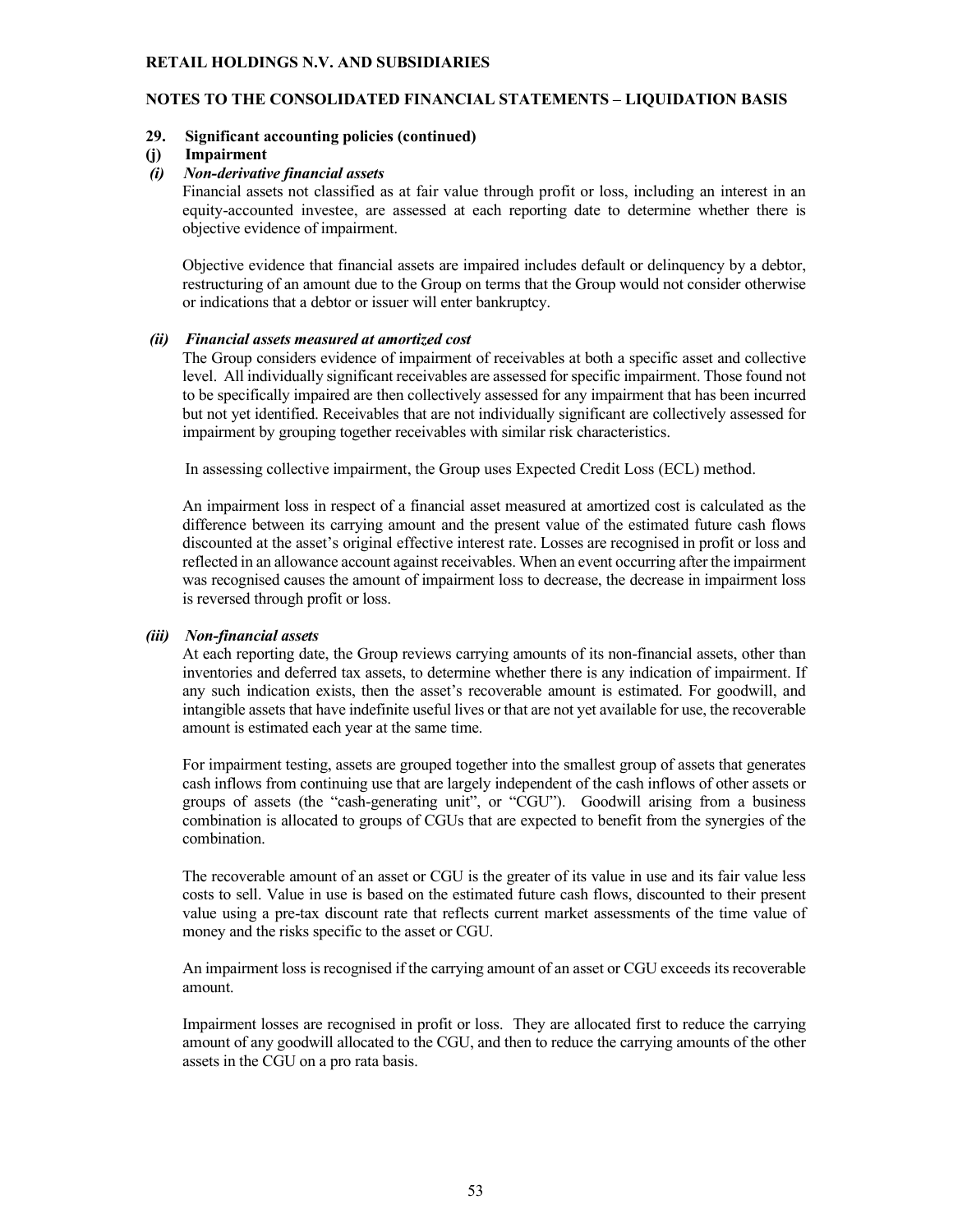**RETAIL HOLDINGS N.V. AND SUBSIDIARIES**

**NOTES TO THE CONSOLIDATED FINANCIAL STATEMENTS – LIQUIDATION BASIS**

**29. Significant accounting policies (continued)**

**(j) Impairment**

***(i) Non-derivative financial assets***

Financial assets not classified as at fair value through profit or loss, including an interest in an equity-accounted investee, are assessed at each reporting date to determine whether there is objective evidence of impairment.

Objective evidence that financial assets are impaired includes default or delinquency by a debtor, restructuring of an amount due to the Group on terms that the Group would not consider otherwise or indications that a debtor or issuer will enter bankruptcy.

***(ii) Financial assets measured at amortized cost***

The Group considers evidence of impairment of receivables at both a specific asset and collective level. All individually significant receivables are assessed for specific impairment. Those found not to be specifically impaired are then collectively assessed for any impairment that has been incurred but not yet identified. Receivables that are not individually significant are collectively assessed for impairment by grouping together receivables with similar risk characteristics.

In assessing collective impairment, the Group uses Expected Credit Loss (ECL) method.

An impairment loss in respect of a financial asset measured at amortized cost is calculated as the difference between its carrying amount and the present value of the estimated future cash flows discounted at the asset's original effective interest rate. Losses are recognised in profit or loss and reflected in an allowance account against receivables. When an event occurring after the impairment was recognised causes the amount of impairment loss to decrease, the decrease in impairment loss is reversed through profit or loss.

***(iii) Non-financial assets***

At each reporting date, the Group reviews carrying amounts of its non-financial assets, other than inventories and deferred tax assets, to determine whether there is any indication of impairment. If any such indication exists, then the asset's recoverable amount is estimated. For goodwill, and intangible assets that have indefinite useful lives or that are not yet available for use, the recoverable amount is estimated each year at the same time.

For impairment testing, assets are grouped together into the smallest group of assets that generates cash inflows from continuing use that are largely independent of the cash inflows of other assets or groups of assets (the "cash-generating unit", or "CGU"). Goodwill arising from a business combination is allocated to groups of CGUs that are expected to benefit from the synergies of the combination.

The recoverable amount of an asset or CGU is the greater of its value in use and its fair value less costs to sell. Value in use is based on the estimated future cash flows, discounted to their present value using a pre-tax discount rate that reflects current market assessments of the time value of money and the risks specific to the asset or CGU.

An impairment loss is recognised if the carrying amount of an asset or CGU exceeds its recoverable amount.

Impairment losses are recognised in profit or loss. They are allocated first to reduce the carrying amount of any goodwill allocated to the CGU, and then to reduce the carrying amounts of the other assets in the CGU on a pro rata basis.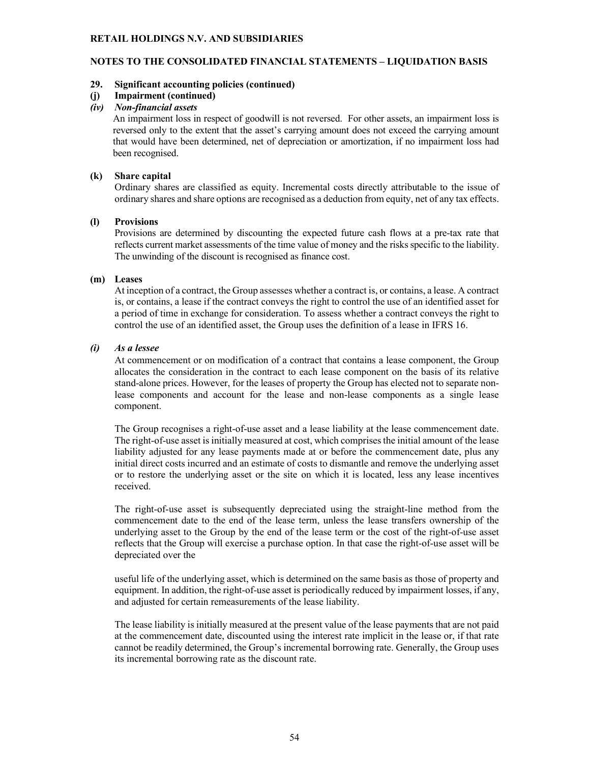**RETAIL HOLDINGS N.V. AND SUBSIDIARIES**

**NOTES TO THE CONSOLIDATED FINANCIAL STATEMENTS – LIQUIDATION BASIS**

**29. Significant accounting policies (continued)**

**(j) Impairment (continued)**

***(iv) Non-financial assets***

An impairment loss in respect of goodwill is not reversed. For other assets, an impairment loss is reversed only to the extent that the asset's carrying amount does not exceed the carrying amount that would have been determined, net of depreciation or amortization, if no impairment loss had been recognised.

**(k) Share capital**

Ordinary shares are classified as equity. Incremental costs directly attributable to the issue of ordinary shares and share options are recognised as a deduction from equity, net of any tax effects.

**(l) Provisions**

Provisions are determined by discounting the expected future cash flows at a pre-tax rate that reflects current market assessments of the time value of money and the risks specific to the liability. The unwinding of the discount is recognised as finance cost.

**(m) Leases**

At inception of a contract, the Group assesses whether a contract is, or contains, a lease. A contract is, or contains, a lease if the contract conveys the right to control the use of an identified asset for a period of time in exchange for consideration. To assess whether a contract conveys the right to control the use of an identified asset, the Group uses the definition of a lease in IFRS 16.

***(i) As a lessee***

At commencement or on modification of a contract that contains a lease component, the Group allocates the consideration in the contract to each lease component on the basis of its relative stand-alone prices. However, for the leases of property the Group has elected not to separate non-lease components and account for the lease and non-lease components as a single lease component.

The Group recognises a right-of-use asset and a lease liability at the lease commencement date. The right-of-use asset is initially measured at cost, which comprises the initial amount of the lease liability adjusted for any lease payments made at or before the commencement date, plus any initial direct costs incurred and an estimate of costs to dismantle and remove the underlying asset or to restore the underlying asset or the site on which it is located, less any lease incentives received.

The right-of-use asset is subsequently depreciated using the straight-line method from the commencement date to the end of the lease term, unless the lease transfers ownership of the underlying asset to the Group by the end of the lease term or the cost of the right-of-use asset reflects that the Group will exercise a purchase option. In that case the right-of-use asset will be depreciated over the

useful life of the underlying asset, which is determined on the same basis as those of property and equipment. In addition, the right-of-use asset is periodically reduced by impairment losses, if any, and adjusted for certain remeasurements of the lease liability.

The lease liability is initially measured at the present value of the lease payments that are not paid at the commencement date, discounted using the interest rate implicit in the lease or, if that rate cannot be readily determined, the Group's incremental borrowing rate. Generally, the Group uses its incremental borrowing rate as the discount rate.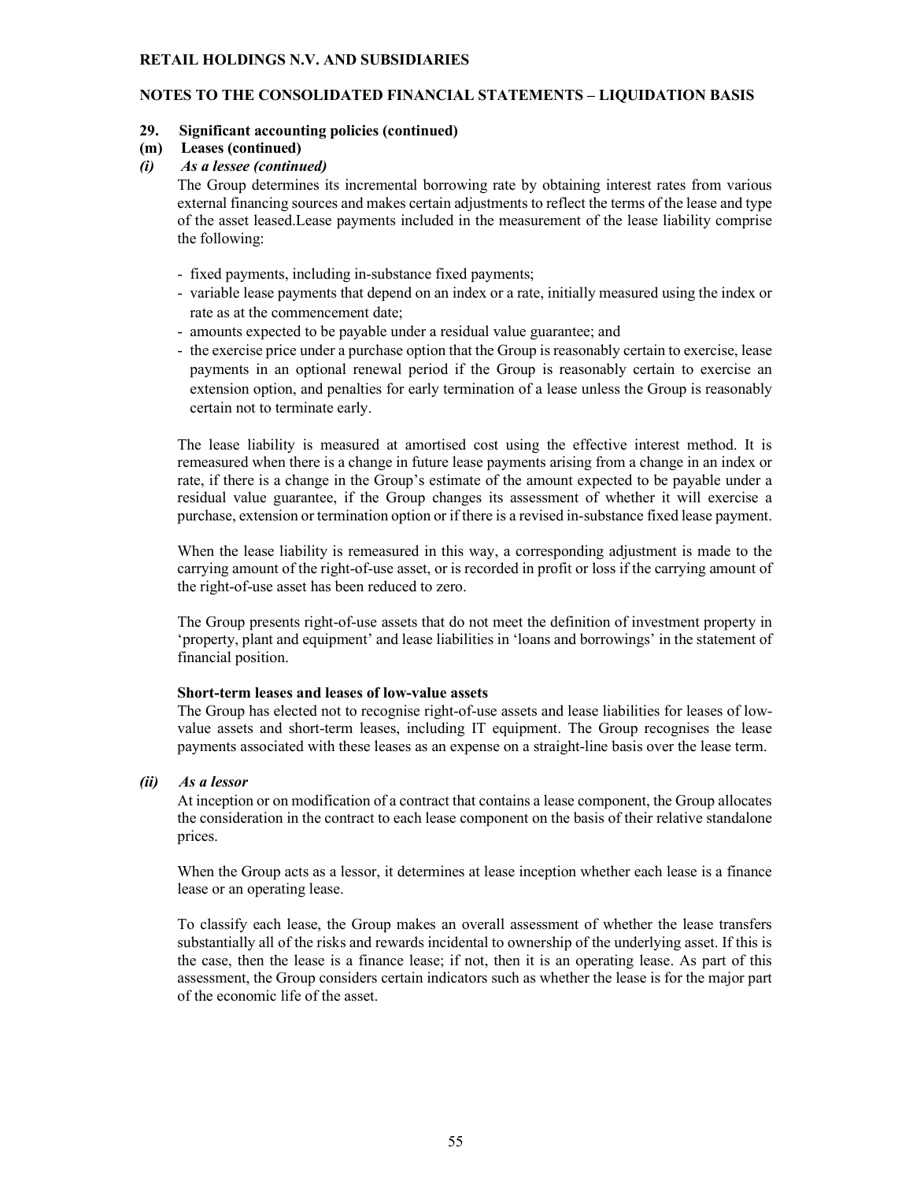**RETAIL HOLDINGS N.V. AND SUBSIDIARIES**

**NOTES TO THE CONSOLIDATED FINANCIAL STATEMENTS – LIQUIDATION BASIS**

**29. Significant accounting policies (continued)**

**(m) Leases (continued)**

***(i) As a lessee (continued)***

The Group determines its incremental borrowing rate by obtaining interest rates from various external financing sources and makes certain adjustments to reflect the terms of the lease and type of the asset leased.Lease payments included in the measurement of the lease liability comprise the following:

- fixed payments, including in-substance fixed payments;
- variable lease payments that depend on an index or a rate, initially measured using the index or rate as at the commencement date;
- amounts expected to be payable under a residual value guarantee; and
- the exercise price under a purchase option that the Group is reasonably certain to exercise, lease payments in an optional renewal period if the Group is reasonably certain to exercise an extension option, and penalties for early termination of a lease unless the Group is reasonably certain not to terminate early.

The lease liability is measured at amortised cost using the effective interest method. It is remeasured when there is a change in future lease payments arising from a change in an index or rate, if there is a change in the Group's estimate of the amount expected to be payable under a residual value guarantee, if the Group changes its assessment of whether it will exercise a purchase, extension or termination option or if there is a revised in-substance fixed lease payment.

When the lease liability is remeasured in this way, a corresponding adjustment is made to the carrying amount of the right-of-use asset, or is recorded in profit or loss if the carrying amount of the right-of-use asset has been reduced to zero.

The Group presents right-of-use assets that do not meet the definition of investment property in 'property, plant and equipment' and lease liabilities in 'loans and borrowings' in the statement of financial position.

**Short-term leases and leases of low-value assets**

The Group has elected not to recognise right-of-use assets and lease liabilities for leases of low-value assets and short-term leases, including IT equipment. The Group recognises the lease payments associated with these leases as an expense on a straight-line basis over the lease term.

***(ii) As a lessor***

At inception or on modification of a contract that contains a lease component, the Group allocates the consideration in the contract to each lease component on the basis of their relative standalone prices.

When the Group acts as a lessor, it determines at lease inception whether each lease is a finance lease or an operating lease.

To classify each lease, the Group makes an overall assessment of whether the lease transfers substantially all of the risks and rewards incidental to ownership of the underlying asset. If this is the case, then the lease is a finance lease; if not, then it is an operating lease. As part of this assessment, the Group considers certain indicators such as whether the lease is for the major part of the economic life of the asset.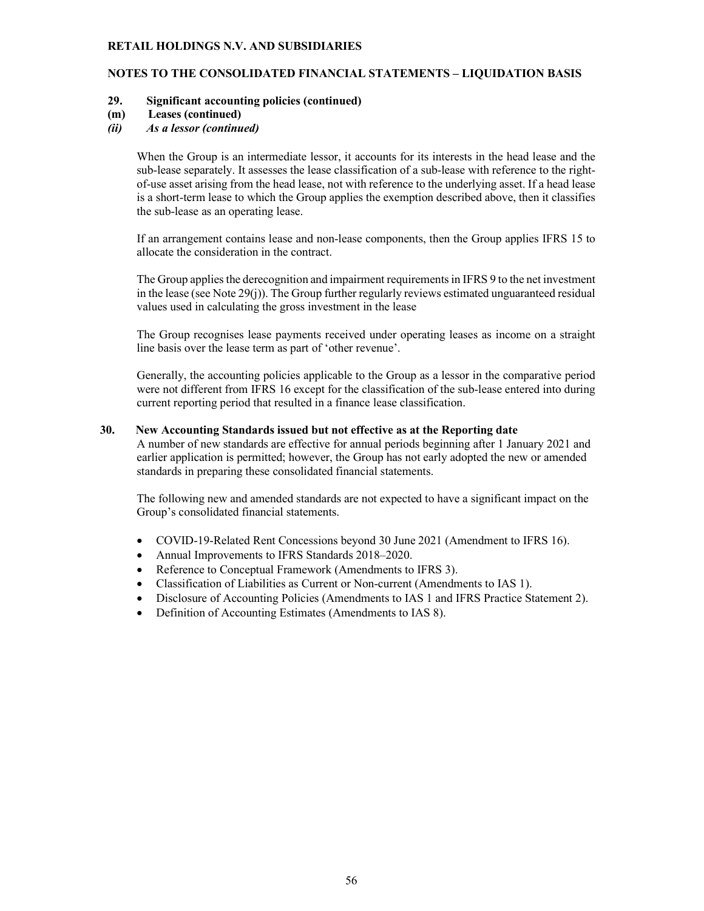**29. Significant accounting policies (continued)**

**(m) Leases (continued)**

***(ii) As a lessor (continued)***

When the Group is an intermediate lessor, it accounts for its interests in the head lease and the sub-lease separately. It assesses the lease classification of a sub-lease with reference to the right-of-use asset arising from the head lease, not with reference to the underlying asset. If a head lease is a short-term lease to which the Group applies the exemption described above, then it classifies the sub-lease as an operating lease.

If an arrangement contains lease and non-lease components, then the Group applies IFRS 15 to allocate the consideration in the contract.

The Group applies the derecognition and impairment requirements in IFRS 9 to the net investment in the lease (see Note 29(j)). The Group further regularly reviews estimated unguaranteed residual values used in calculating the gross investment in the lease

The Group recognises lease payments received under operating leases as income on a straight line basis over the lease term as part of 'other revenue'.

Generally, the accounting policies applicable to the Group as a lessor in the comparative period were not different from IFRS 16 except for the classification of the sub-lease entered into during current reporting period that resulted in a finance lease classification.

**30. New Accounting Standards issued but not effective as at the Reporting date**

A number of new standards are effective for annual periods beginning after 1 January 2021 and earlier application is permitted; however, the Group has not early adopted the new or amended standards in preparing these consolidated financial statements.

The following new and amended standards are not expected to have a significant impact on the Group's consolidated financial statements.

- COVID-19-Related Rent Concessions beyond 30 June 2021 (Amendment to IFRS 16).
- Annual Improvements to IFRS Standards 2018–2020.
- Reference to Conceptual Framework (Amendments to IFRS 3).
- Classification of Liabilities as Current or Non-current (Amendments to IAS 1).
- Disclosure of Accounting Policies (Amendments to IAS 1 and IFRS Practice Statement 2).
- Definition of Accounting Estimates (Amendments to IAS 8).